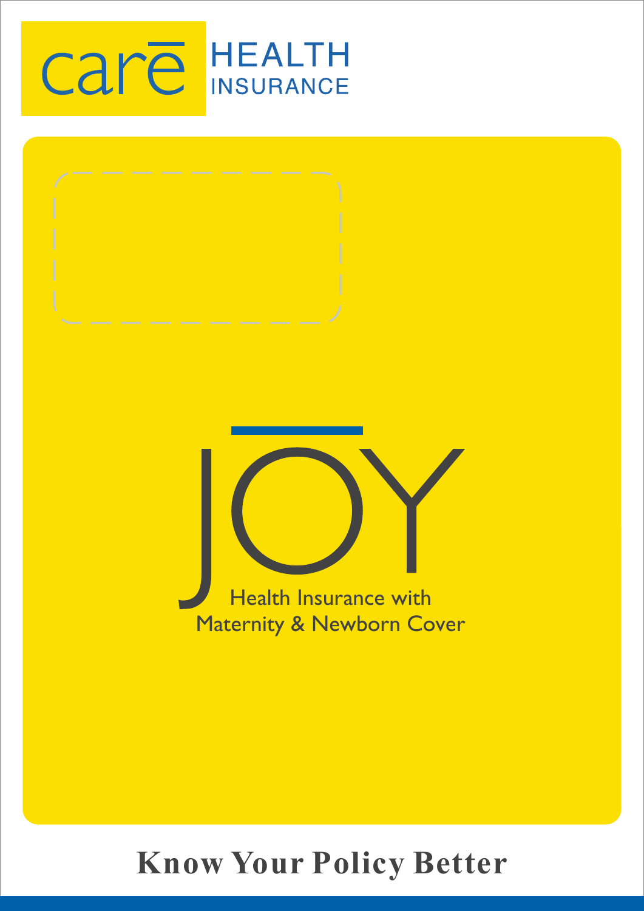care HEALTH INSURANCE

# JOY

Health Insurance with Maternity & Newborn Cover

## Know Your Policy Better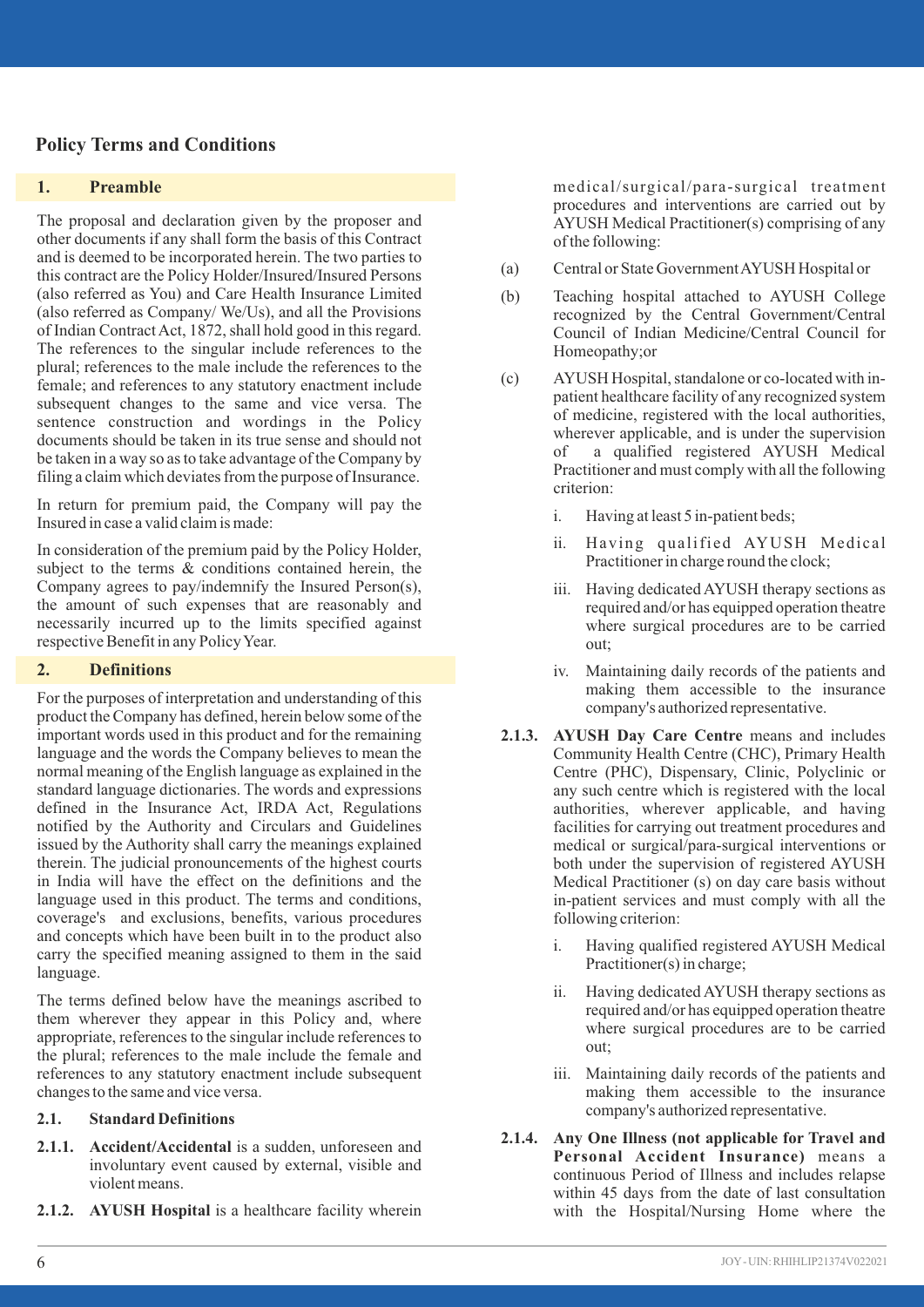## Policy Terms and Conditions

### 1. Preamble

The proposal and declaration given by the proposer and other documents if any shall form the basis of this Contract and is deemed to be incorporated herein. The two parties to this contract are the Policy Holder/Insured/Insured Persons (also referred as You) and Care Health Insurance Limited (also referred as Company/ We/Us), and all the Provisions of Indian Contract Act, 1872, shall hold good in this regard. The references to the singular include references to the plural; references to the male include the references to the female; and references to any statutory enactment include subsequent changes to the same and vice versa. The sentence construction and wordings in the Policy documents should be taken in its true sense and should not be taken in a way so as to take advantage of the Company by filing a claim which deviates from the purpose of Insurance.

In return for premium paid, the Company will pay the Insured in case a valid claim is made:

In consideration of the premium paid by the Policy Holder, subject to the terms & conditions contained herein, the Company agrees to pay/indemnify the Insured Person(s), the amount of such expenses that are reasonably and necessarily incurred up to the limits specified against respective Benefit in any Policy Year.

### 2. Definitions

For the purposes of interpretation and understanding of this product the Company has defined, herein below some of the important words used in this product and for the remaining language and the words the Company believes to mean the normal meaning of the English language as explained in the standard language dictionaries. The words and expressions defined in the Insurance Act, IRDA Act, Regulations notified by the Authority and Circulars and Guidelines issued by the Authority shall carry the meanings explained therein. The judicial pronouncements of the highest courts in India will have the effect on the definitions and the language used in this product. The terms and conditions, coverage's and exclusions, benefits, various procedures and concepts which have been built in to the product also carry the specified meaning assigned to them in the said language.

The terms defined below have the meanings ascribed to them wherever they appear in this Policy and, where appropriate, references to the singular include references to the plural; references to the male include the female and references to any statutory enactment include subsequent changes to the same and vice versa.

#### 2.1. Standard Definitions

**2.1.1. Accident/Accidental** is a sudden, unforeseen and involuntary event caused by external, visible and violent means.

**2.1.2. AYUSH Hospital** is a healthcare facility wherein medical/surgical/para-surgical treatment procedures and interventions are carried out by AYUSH Medical Practitioner(s) comprising of any of the following:

(a) Central or State Government AYUSH Hospital or

(b) Teaching hospital attached to AYUSH College recognized by the Central Government/Central Council of Indian Medicine/Central Council for Homeopathy;or

(c) AYUSH Hospital, standalone or co-located with in-patient healthcare facility of any recognized system of medicine, registered with the local authorities, wherever applicable, and is under the supervision of a qualified registered AYUSH Medical Practitioner and must comply with all the following criterion:

i. Having at least 5 in-patient beds;

ii. Having qualified AYUSH Medical Practitioner in charge round the clock;

iii. Having dedicated AYUSH therapy sections as required and/or has equipped operation theatre where surgical procedures are to be carried out;

iv. Maintaining daily records of the patients and making them accessible to the insurance company's authorized representative.

**2.1.3. AYUSH Day Care Centre** means and includes Community Health Centre (CHC), Primary Health Centre (PHC), Dispensary, Clinic, Polyclinic or any such centre which is registered with the local authorities, wherever applicable, and having facilities for carrying out treatment procedures and medical or surgical/para-surgical interventions or both under the supervision of registered AYUSH Medical Practitioner (s) on day care basis without in-patient services and must comply with all the following criterion:

i. Having qualified registered AYUSH Medical Practitioner(s) in charge;

ii. Having dedicated AYUSH therapy sections as required and/or has equipped operation theatre where surgical procedures are to be carried out;

iii. Maintaining daily records of the patients and making them accessible to the insurance company's authorized representative.

**2.1.4. Any One Illness (not applicable for Travel and Personal Accident Insurance)** means a continuous Period of Illness and includes relapse within 45 days from the date of last consultation with the Hospital/Nursing Home where the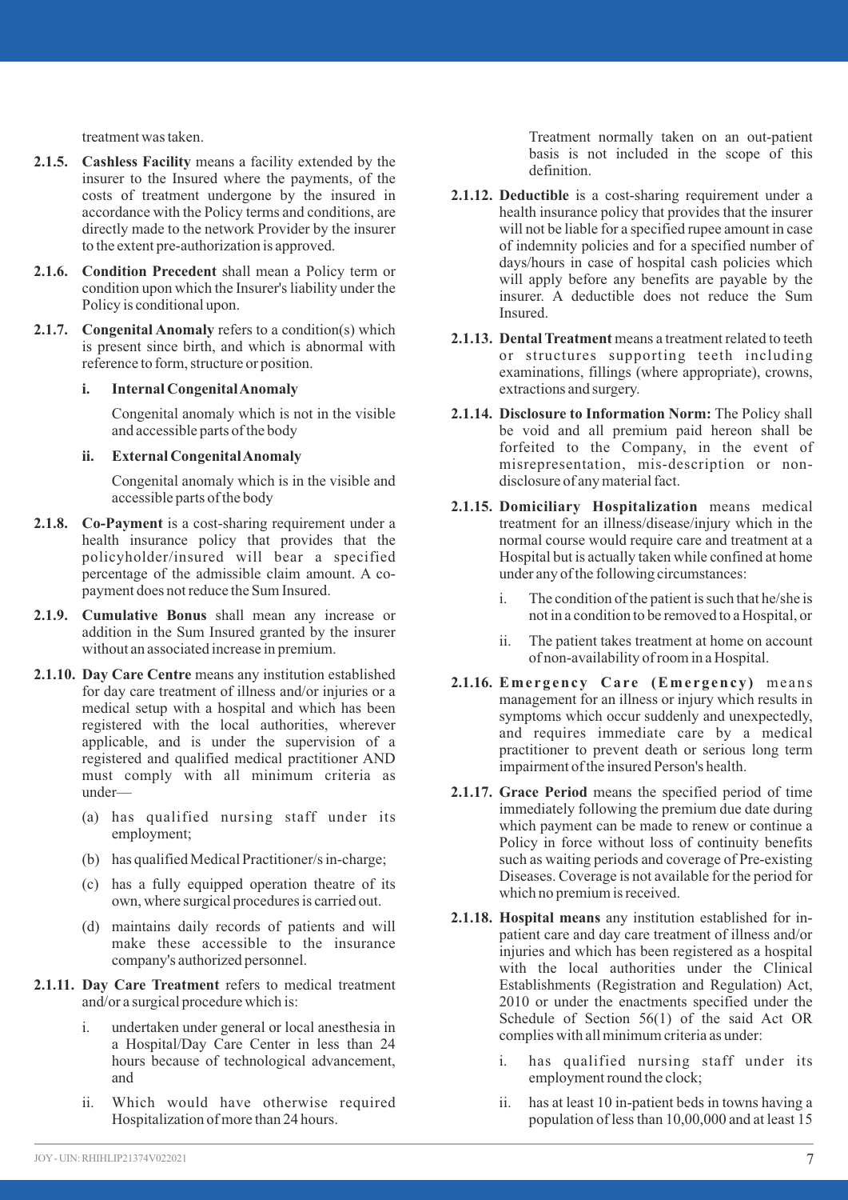treatment was taken.

**2.1.5. Cashless Facility** means a facility extended by the insurer to the Insured where the payments, of the costs of treatment undergone by the insured in accordance with the Policy terms and conditions, are directly made to the network Provider by the insurer to the extent pre-authorization is approved.

**2.1.6. Condition Precedent** shall mean a Policy term or condition upon which the Insurer's liability under the Policy is conditional upon.

**2.1.7. Congenital Anomaly** refers to a condition(s) which is present since birth, and which is abnormal with reference to form, structure or position.

**i. Internal Congenital Anomaly**

Congenital anomaly which is not in the visible and accessible parts of the body

**ii. External Congenital Anomaly**

Congenital anomaly which is in the visible and accessible parts of the body

**2.1.8. Co-Payment** is a cost-sharing requirement under a health insurance policy that provides that the policyholder/insured will bear a specified percentage of the admissible claim amount. A co-payment does not reduce the Sum Insured.

**2.1.9. Cumulative Bonus** shall mean any increase or addition in the Sum Insured granted by the insurer without an associated increase in premium.

**2.1.10. Day Care Centre** means any institution established for day care treatment of illness and/or injuries or a medical setup with a hospital and which has been registered with the local authorities, wherever applicable, and is under the supervision of a registered and qualified medical practitioner AND must comply with all minimum criteria as under—

(a) has qualified nursing staff under its employment;

(b) has qualified Medical Practitioner/s in-charge;

(c) has a fully equipped operation theatre of its own, where surgical procedures is carried out.

(d) maintains daily records of patients and will make these accessible to the insurance company's authorized personnel.

**2.1.11. Day Care Treatment** refers to medical treatment and/or a surgical procedure which is:

i. undertaken under general or local anesthesia in a Hospital/Day Care Center in less than 24 hours because of technological advancement, and

ii. Which would have otherwise required Hospitalization of more than 24 hours.

Treatment normally taken on an out-patient basis is not included in the scope of this definition.

**2.1.12. Deductible** is a cost-sharing requirement under a health insurance policy that provides that the insurer will not be liable for a specified rupee amount in case of indemnity policies and for a specified number of days/hours in case of hospital cash policies which will apply before any benefits are payable by the insurer. A deductible does not reduce the Sum Insured.

**2.1.13. Dental Treatment** means a treatment related to teeth or structures supporting teeth including examinations, fillings (where appropriate), crowns, extractions and surgery.

**2.1.14. Disclosure to Information Norm:** The Policy shall be void and all premium paid hereon shall be forfeited to the Company, in the event of misrepresentation, mis-description or non-disclosure of any material fact.

**2.1.15. Domiciliary Hospitalization** means medical treatment for an illness/disease/injury which in the normal course would require care and treatment at a Hospital but is actually taken while confined at home under any of the following circumstances:

i. The condition of the patient is such that he/she is not in a condition to be removed to a Hospital, or

ii. The patient takes treatment at home on account of non-availability of room in a Hospital.

**2.1.16. Emergency Care (Emergency)** means management for an illness or injury which results in symptoms which occur suddenly and unexpectedly, and requires immediate care by a medical practitioner to prevent death or serious long term impairment of the insured Person's health.

**2.1.17. Grace Period** means the specified period of time immediately following the premium due date during which payment can be made to renew or continue a Policy in force without loss of continuity benefits such as waiting periods and coverage of Pre-existing Diseases. Coverage is not available for the period for which no premium is received.

**2.1.18. Hospital means** any institution established for in-patient care and day care treatment of illness and/or injuries and which has been registered as a hospital with the local authorities under the Clinical Establishments (Registration and Regulation) Act, 2010 or under the enactments specified under the Schedule of Section 56(1) of the said Act OR complies with all minimum criteria as under:

i. has qualified nursing staff under its employment round the clock;

ii. has at least 10 in-patient beds in towns having a population of less than 10,00,000 and at least 15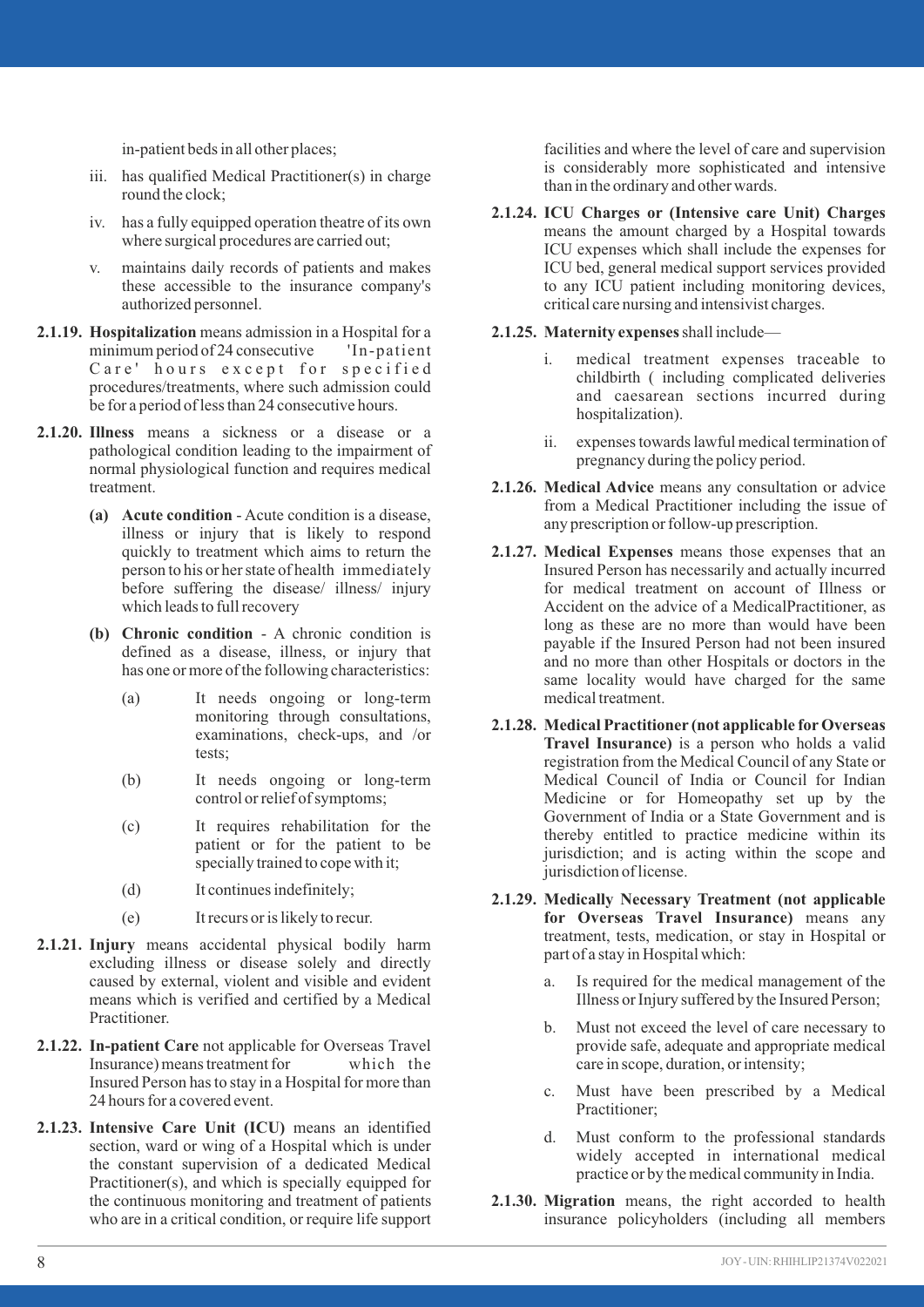in-patient beds in all other places;

iii. has qualified Medical Practitioner(s) in charge round the clock;

iv. has a fully equipped operation theatre of its own where surgical procedures are carried out;

v. maintains daily records of patients and makes these accessible to the insurance company's authorized personnel.

**2.1.19. Hospitalization** means admission in a Hospital for a minimum period of 24 consecutive 'In-patient Care' hours except for specified procedures/treatments, where such admission could be for a period of less than 24 consecutive hours.

**2.1.20. Illness** means a sickness or a disease or a pathological condition leading to the impairment of normal physiological function and requires medical treatment.

**(a) Acute condition** - Acute condition is a disease, illness or injury that is likely to respond quickly to treatment which aims to return the person to his or her state of health immediately before suffering the disease/ illness/ injury which leads to full recovery

**(b) Chronic condition** - A chronic condition is defined as a disease, illness, or injury that has one or more of the following characteristics:

(a) It needs ongoing or long-term monitoring through consultations, examinations, check-ups, and /or tests;

(b) It needs ongoing or long-term control or relief of symptoms;

(c) It requires rehabilitation for the patient or for the patient to be specially trained to cope with it;

(d) It continues indefinitely;

(e) It recurs or is likely to recur.

**2.1.21. Injury** means accidental physical bodily harm excluding illness or disease solely and directly caused by external, violent and visible and evident means which is verified and certified by a Medical Practitioner.

**2.1.22. In-patient Care** not applicable for Overseas Travel Insurance) means treatment for which the Insured Person has to stay in a Hospital for more than 24 hours for a covered event.

**2.1.23. Intensive Care Unit (ICU)** means an identified section, ward or wing of a Hospital which is under the constant supervision of a dedicated Medical Practitioner(s), and which is specially equipped for the continuous monitoring and treatment of patients who are in a critical condition, or require life support facilities and where the level of care and supervision is considerably more sophisticated and intensive than in the ordinary and other wards.

**2.1.24. ICU Charges or (Intensive care Unit) Charges** means the amount charged by a Hospital towards ICU expenses which shall include the expenses for ICU bed, general medical support services provided to any ICU patient including monitoring devices, critical care nursing and intensivist charges.

**2.1.25. Maternity expenses** shall include—

i. medical treatment expenses traceable to childbirth ( including complicated deliveries and caesarean sections incurred during hospitalization).

ii. expenses towards lawful medical termination of pregnancy during the policy period.

**2.1.26. Medical Advice** means any consultation or advice from a Medical Practitioner including the issue of any prescription or follow-up prescription.

**2.1.27. Medical Expenses** means those expenses that an Insured Person has necessarily and actually incurred for medical treatment on account of Illness or Accident on the advice of a MedicalPractitioner, as long as these are no more than would have been payable if the Insured Person had not been insured and no more than other Hospitals or doctors in the same locality would have charged for the same medical treatment.

**2.1.28. Medical Practitioner (not applicable for Overseas Travel Insurance)** is a person who holds a valid registration from the Medical Council of any State or Medical Council of India or Council for Indian Medicine or for Homeopathy set up by the Government of India or a State Government and is thereby entitled to practice medicine within its jurisdiction; and is acting within the scope and jurisdiction of license.

**2.1.29. Medically Necessary Treatment (not applicable for Overseas Travel Insurance)** means any treatment, tests, medication, or stay in Hospital or part of a stay in Hospital which:

a. Is required for the medical management of the Illness or Injury suffered by the Insured Person;

b. Must not exceed the level of care necessary to provide safe, adequate and appropriate medical care in scope, duration, or intensity;

c. Must have been prescribed by a Medical Practitioner;

d. Must conform to the professional standards widely accepted in international medical practice or by the medical community in India.

**2.1.30. Migration** means, the right accorded to health insurance policyholders (including all members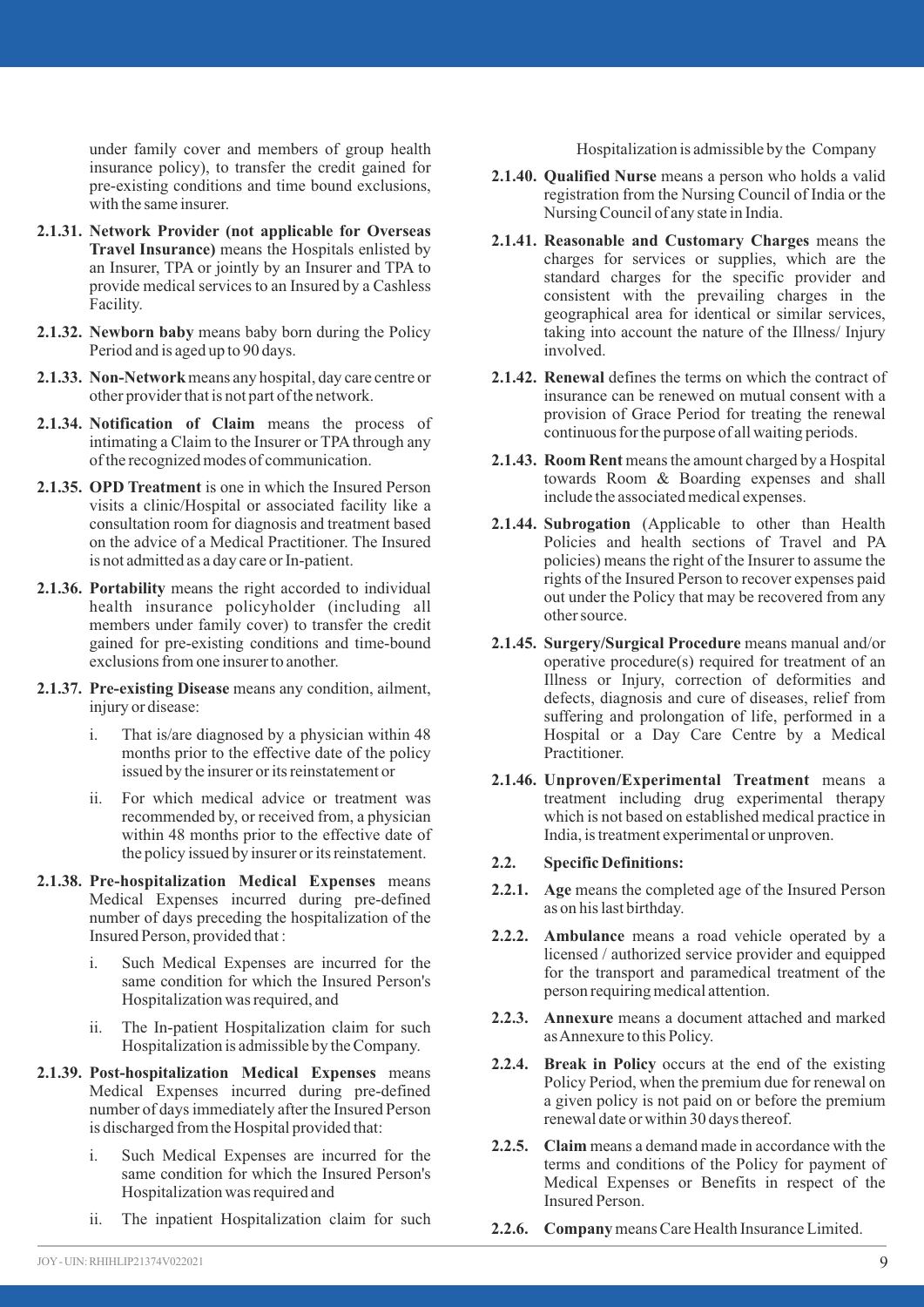under family cover and members of group health insurance policy), to transfer the credit gained for pre-existing conditions and time bound exclusions, with the same insurer.

**2.1.31. Network Provider (not applicable for Overseas Travel Insurance)** means the Hospitals enlisted by an Insurer, TPA or jointly by an Insurer and TPA to provide medical services to an Insured by a Cashless Facility.

**2.1.32. Newborn baby** means baby born during the Policy Period and is aged up to 90 days.

**2.1.33. Non-Network** means any hospital, day care centre or other provider that is not part of the network.

**2.1.34. Notification of Claim** means the process of intimating a Claim to the Insurer or TPA through any of the recognized modes of communication.

**2.1.35. OPD Treatment** is one in which the Insured Person visits a clinic/Hospital or associated facility like a consultation room for diagnosis and treatment based on the advice of a Medical Practitioner. The Insured is not admitted as a day care or In-patient.

**2.1.36. Portability** means the right accorded to individual health insurance policyholder (including all members under family cover) to transfer the credit gained for pre-existing conditions and time-bound exclusions from one insurer to another.

**2.1.37. Pre-existing Disease** means any condition, ailment, injury or disease:

i. That is/are diagnosed by a physician within 48 months prior to the effective date of the policy issued by the insurer or its reinstatement or

ii. For which medical advice or treatment was recommended by, or received from, a physician within 48 months prior to the effective date of the policy issued by insurer or its reinstatement.

**2.1.38. Pre-hospitalization Medical Expenses** means Medical Expenses incurred during pre-defined number of days preceding the hospitalization of the Insured Person, provided that :

i. Such Medical Expenses are incurred for the same condition for which the Insured Person's Hospitalization was required, and

ii. The In-patient Hospitalization claim for such Hospitalization is admissible by the Company.

**2.1.39. Post-hospitalization Medical Expenses** means Medical Expenses incurred during pre-defined number of days immediately after the Insured Person is discharged from the Hospital provided that:

i. Such Medical Expenses are incurred for the same condition for which the Insured Person's Hospitalization was required and

ii. The inpatient Hospitalization claim for such Hospitalization is admissible by the Company

**2.1.40. Qualified Nurse** means a person who holds a valid registration from the Nursing Council of India or the Nursing Council of any state in India.

**2.1.41. Reasonable and Customary Charges** means the charges for services or supplies, which are the standard charges for the specific provider and consistent with the prevailing charges in the geographical area for identical or similar services, taking into account the nature of the Illness/ Injury involved.

**2.1.42. Renewal** defines the terms on which the contract of insurance can be renewed on mutual consent with a provision of Grace Period for treating the renewal continuous for the purpose of all waiting periods.

**2.1.43. Room Rent** means the amount charged by a Hospital towards Room & Boarding expenses and shall include the associated medical expenses.

**2.1.44. Subrogation** (Applicable to other than Health Policies and health sections of Travel and PA policies) means the right of the Insurer to assume the rights of the Insured Person to recover expenses paid out under the Policy that may be recovered from any other source.

**2.1.45. Surgery/Surgical Procedure** means manual and/or operative procedure(s) required for treatment of an Illness or Injury, correction of deformities and defects, diagnosis and cure of diseases, relief from suffering and prolongation of life, performed in a Hospital or a Day Care Centre by a Medical Practitioner.

**2.1.46. Unproven/Experimental Treatment** means a treatment including drug experimental therapy which is not based on established medical practice in India, is treatment experimental or unproven.

**2.2. Specific Definitions:**

**2.2.1. Age** means the completed age of the Insured Person as on his last birthday.

**2.2.2. Ambulance** means a road vehicle operated by a licensed / authorized service provider and equipped for the transport and paramedical treatment of the person requiring medical attention.

**2.2.3. Annexure** means a document attached and marked as Annexure to this Policy.

**2.2.4. Break in Policy** occurs at the end of the existing Policy Period, when the premium due for renewal on a given policy is not paid on or before the premium renewal date or within 30 days thereof.

**2.2.5. Claim** means a demand made in accordance with the terms and conditions of the Policy for payment of Medical Expenses or Benefits in respect of the Insured Person.

**2.2.6. Company** means Care Health Insurance Limited.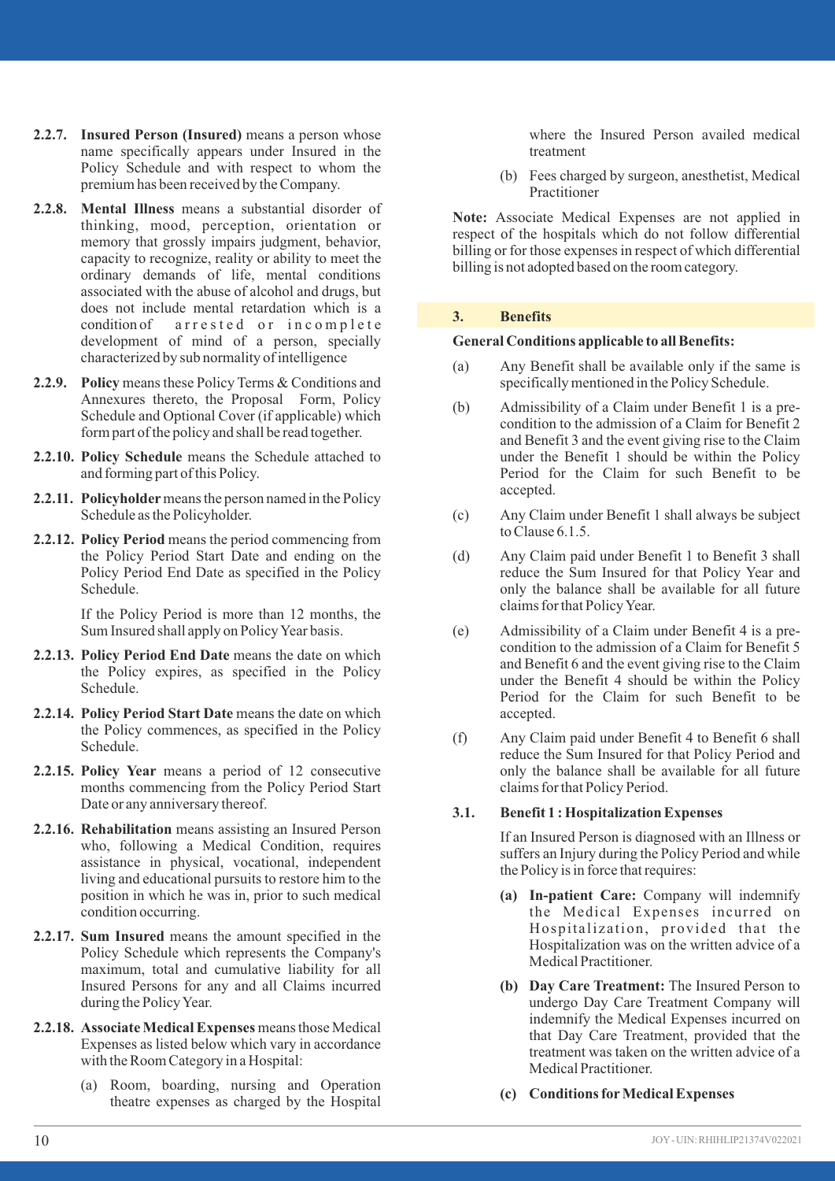**2.2.7. Insured Person (Insured)** means a person whose name specifically appears under Insured in the Policy Schedule and with respect to whom the premium has been received by the Company.

**2.2.8. Mental Illness** means a substantial disorder of thinking, mood, perception, orientation or memory that grossly impairs judgment, behavior, capacity to recognize, reality or ability to meet the ordinary demands of life, mental conditions associated with the abuse of alcohol and drugs, but does not include mental retardation which is a condition of arrested or incomplete development of mind of a person, specially characterized by sub normality of intelligence

**2.2.9. Policy** means these Policy Terms & Conditions and Annexures thereto, the Proposal Form, Policy Schedule and Optional Cover (if applicable) which form part of the policy and shall be read together.

**2.2.10. Policy Schedule** means the Schedule attached to and forming part of this Policy.

**2.2.11. Policyholder** means the person named in the Policy Schedule as the Policyholder.

**2.2.12. Policy Period** means the period commencing from the Policy Period Start Date and ending on the Policy Period End Date as specified in the Policy Schedule.

If the Policy Period is more than 12 months, the Sum Insured shall apply on Policy Year basis.

**2.2.13. Policy Period End Date** means the date on which the Policy expires, as specified in the Policy Schedule.

**2.2.14. Policy Period Start Date** means the date on which the Policy commences, as specified in the Policy Schedule.

**2.2.15. Policy Year** means a period of 12 consecutive months commencing from the Policy Period Start Date or any anniversary thereof.

**2.2.16. Rehabilitation** means assisting an Insured Person who, following a Medical Condition, requires assistance in physical, vocational, independent living and educational pursuits to restore him to the position in which he was in, prior to such medical condition occurring.

**2.2.17. Sum Insured** means the amount specified in the Policy Schedule which represents the Company's maximum, total and cumulative liability for all Insured Persons for any and all Claims incurred during the Policy Year.

**2.2.18. Associate Medical Expenses** means those Medical Expenses as listed below which vary in accordance with the Room Category in a Hospital:

(a) Room, boarding, nursing and Operation theatre expenses as charged by the Hospital where the Insured Person availed medical treatment

(b) Fees charged by surgeon, anesthetist, Medical Practitioner

**Note:** Associate Medical Expenses are not applied in respect of the hospitals which do not follow differential billing or for those expenses in respect of which differential billing is not adopted based on the room category.

## 3. Benefits

**General Conditions applicable to all Benefits:**

(a) Any Benefit shall be available only if the same is specifically mentioned in the Policy Schedule.

(b) Admissibility of a Claim under Benefit 1 is a pre-condition to the admission of a Claim for Benefit 2 and Benefit 3 and the event giving rise to the Claim under the Benefit 1 should be within the Policy Period for the Claim for such Benefit to be accepted.

(c) Any Claim under Benefit 1 shall always be subject to Clause 6.1.5.

(d) Any Claim paid under Benefit 1 to Benefit 3 shall reduce the Sum Insured for that Policy Year and only the balance shall be available for all future claims for that Policy Year.

(e) Admissibility of a Claim under Benefit 4 is a pre-condition to the admission of a Claim for Benefit 5 and Benefit 6 and the event giving rise to the Claim under the Benefit 4 should be within the Policy Period for the Claim for such Benefit to be accepted.

(f) Any Claim paid under Benefit 4 to Benefit 6 shall reduce the Sum Insured for that Policy Period and only the balance shall be available for all future claims for that Policy Period.

### 3.1. Benefit 1 : Hospitalization Expenses

If an Insured Person is diagnosed with an Illness or suffers an Injury during the Policy Period and while the Policy is in force that requires:

**(a) In-patient Care:** Company will indemnify the Medical Expenses incurred on Hospitalization, provided that the Hospitalization was on the written advice of a Medical Practitioner.

**(b) Day Care Treatment:** The Insured Person to undergo Day Care Treatment Company will indemnify the Medical Expenses incurred on that Day Care Treatment, provided that the treatment was taken on the written advice of a Medical Practitioner.

**(c) Conditions for Medical Expenses**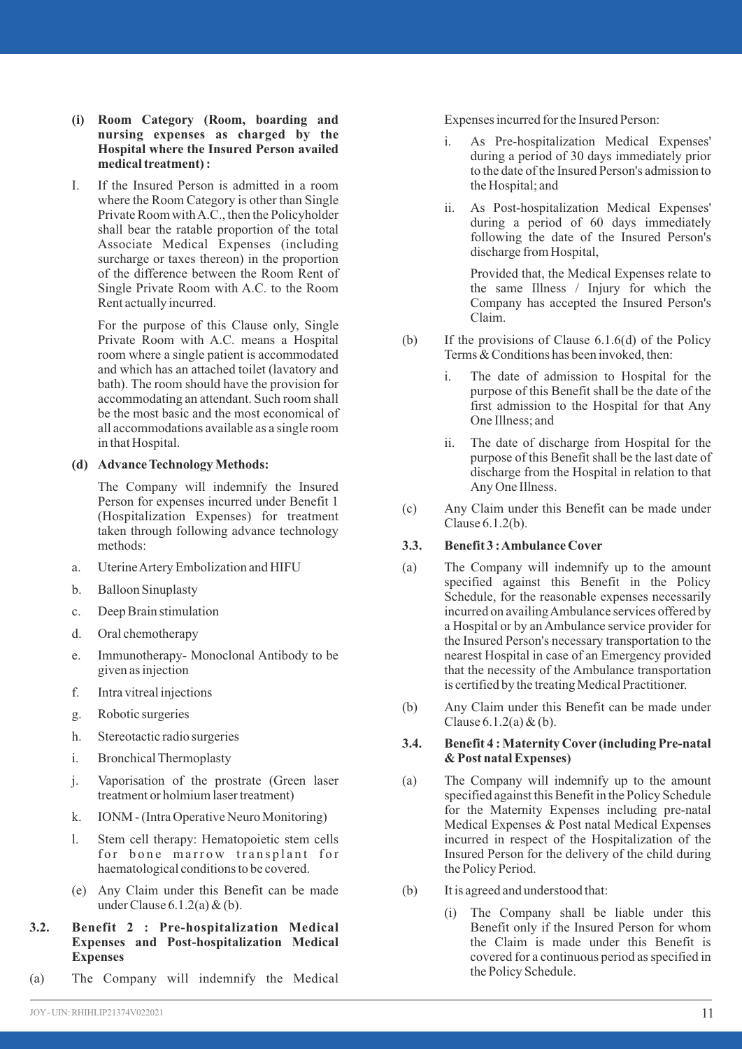**(i) Room Category (Room, boarding and nursing expenses as charged by the Hospital where the Insured Person availed medical treatment) :**

I. If the Insured Person is admitted in a room where the Room Category is other than Single Private Room with A.C., then the Policyholder shall bear the ratable proportion of the total Associate Medical Expenses (including surcharge or taxes thereon) in the proportion of the difference between the Room Rent of Single Private Room with A.C. to the Room Rent actually incurred.

For the purpose of this Clause only, Single Private Room with A.C. means a Hospital room where a single patient is accommodated and which has an attached toilet (lavatory and bath). The room should have the provision for accommodating an attendant. Such room shall be the most basic and the most economical of all accommodations available as a single room in that Hospital.

**(d) Advance Technology Methods:**

The Company will indemnify the Insured Person for expenses incurred under Benefit 1 (Hospitalization Expenses) for treatment taken through following advance technology methods:

a. Uterine Artery Embolization and HIFU

b. Balloon Sinuplasty

c. Deep Brain stimulation

d. Oral chemotherapy

e. Immunotherapy- Monoclonal Antibody to be given as injection

f. Intra vitreal injections

g. Robotic surgeries

h. Stereotactic radio surgeries

i. Bronchical Thermoplasty

j. Vaporisation of the prostrate (Green laser treatment or holmium laser treatment)

k. IONM - (Intra Operative Neuro Monitoring)

l. Stem cell therapy: Hematopoietic stem cells for bone marrow transplant for haematological conditions to be covered.

(e) Any Claim under this Benefit can be made under Clause 6.1.2(a) & (b).

### 3.2. Benefit 2 : Pre-hospitalization Medical Expenses and Post-hospitalization Medical Expenses

(a) The Company will indemnify the Medical Expenses incurred for the Insured Person:

i. As Pre-hospitalization Medical Expenses' during a period of 30 days immediately prior to the date of the Insured Person's admission to the Hospital; and

ii. As Post-hospitalization Medical Expenses' during a period of 60 days immediately following the date of the Insured Person's discharge from Hospital,

Provided that, the Medical Expenses relate to the same Illness / Injury for which the Company has accepted the Insured Person's Claim.

(b) If the provisions of Clause 6.1.6(d) of the Policy Terms & Conditions has been invoked, then:

i. The date of admission to Hospital for the purpose of this Benefit shall be the date of the first admission to the Hospital for that Any One Illness; and

ii. The date of discharge from Hospital for the purpose of this Benefit shall be the last date of discharge from the Hospital in relation to that Any One Illness.

(c) Any Claim under this Benefit can be made under Clause 6.1.2(b).

### 3.3. Benefit 3 : Ambulance Cover

(a) The Company will indemnify up to the amount specified against this Benefit in the Policy Schedule, for the reasonable expenses necessarily incurred on availing Ambulance services offered by a Hospital or by an Ambulance service provider for the Insured Person's necessary transportation to the nearest Hospital in case of an Emergency provided that the necessity of the Ambulance transportation is certified by the treating Medical Practitioner.

(b) Any Claim under this Benefit can be made under Clause 6.1.2(a) & (b).

### 3.4. Benefit 4 : Maternity Cover (including Pre-natal & Post natal Expenses)

(a) The Company will indemnify up to the amount specified against this Benefit in the Policy Schedule for the Maternity Expenses including pre-natal Medical Expenses & Post natal Medical Expenses incurred in respect of the Hospitalization of the Insured Person for the delivery of the child during the Policy Period.

(b) It is agreed and understood that:

(i) The Company shall be liable under this Benefit only if the Insured Person for whom the Claim is made under this Benefit is covered for a continuous period as specified in the Policy Schedule.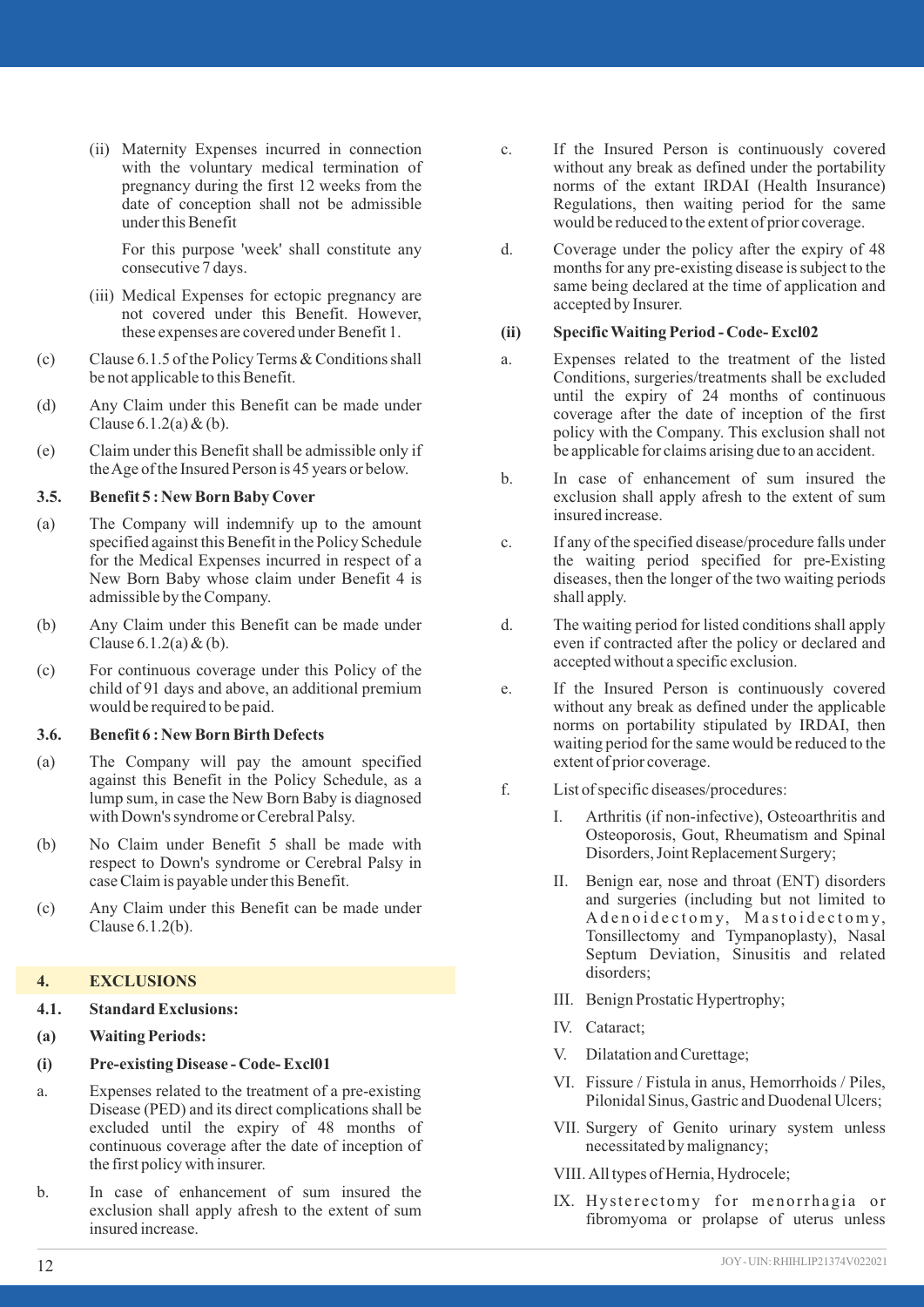(ii) Maternity Expenses incurred in connection with the voluntary medical termination of pregnancy during the first 12 weeks from the date of conception shall not be admissible under this Benefit

For this purpose 'week' shall constitute any consecutive 7 days.

(iii) Medical Expenses for ectopic pregnancy are not covered under this Benefit. However, these expenses are covered under Benefit 1.

(c) Clause 6.1.5 of the Policy Terms & Conditions shall be not applicable to this Benefit.

(d) Any Claim under this Benefit can be made under Clause 6.1.2(a) & (b).

(e) Claim under this Benefit shall be admissible only if the Age of the Insured Person is 45 years or below.

### 3.5. Benefit 5 : New Born Baby Cover

(a) The Company will indemnify up to the amount specified against this Benefit in the Policy Schedule for the Medical Expenses incurred in respect of a New Born Baby whose claim under Benefit 4 is admissible by the Company.

(b) Any Claim under this Benefit can be made under Clause 6.1.2(a) & (b).

(c) For continuous coverage under this Policy of the child of 91 days and above, an additional premium would be required to be paid.

### 3.6. Benefit 6 : New Born Birth Defects

(a) The Company will pay the amount specified against this Benefit in the Policy Schedule, as a lump sum, in case the New Born Baby is diagnosed with Down's syndrome or Cerebral Palsy.

(b) No Claim under Benefit 5 shall be made with respect to Down's syndrome or Cerebral Palsy in case Claim is payable under this Benefit.

(c) Any Claim under this Benefit can be made under Clause 6.1.2(b).

## 4. EXCLUSIONS

### 4.1. Standard Exclusions:

**(a) Waiting Periods:**

**(i) Pre-existing Disease - Code- Excl01**

a. Expenses related to the treatment of a pre-existing Disease (PED) and its direct complications shall be excluded until the expiry of 48 months of continuous coverage after the date of inception of the first policy with insurer.

b. In case of enhancement of sum insured the exclusion shall apply afresh to the extent of sum insured increase.

c. If the Insured Person is continuously covered without any break as defined under the portability norms of the extant IRDAI (Health Insurance) Regulations, then waiting period for the same would be reduced to the extent of prior coverage.

d. Coverage under the policy after the expiry of 48 months for any pre-existing disease is subject to the same being declared at the time of application and accepted by Insurer.

**(ii) Specific Waiting Period - Code- Excl02**

a. Expenses related to the treatment of the listed Conditions, surgeries/treatments shall be excluded until the expiry of 24 months of continuous coverage after the date of inception of the first policy with the Company. This exclusion shall not be applicable for claims arising due to an accident.

b. In case of enhancement of sum insured the exclusion shall apply afresh to the extent of sum insured increase.

c. If any of the specified disease/procedure falls under the waiting period specified for pre-Existing diseases, then the longer of the two waiting periods shall apply.

d. The waiting period for listed conditions shall apply even if contracted after the policy or declared and accepted without a specific exclusion.

e. If the Insured Person is continuously covered without any break as defined under the applicable norms on portability stipulated by IRDAI, then waiting period for the same would be reduced to the extent of prior coverage.

f. List of specific diseases/procedures:

I. Arthritis (if non-infective), Osteoarthritis and Osteoporosis, Gout, Rheumatism and Spinal Disorders, Joint Replacement Surgery;

II. Benign ear, nose and throat (ENT) disorders and surgeries (including but not limited to Adenoidectomy, Mastoidectomy, Tonsillectomy and Tympanoplasty), Nasal Septum Deviation, Sinusitis and related disorders;

III. Benign Prostatic Hypertrophy;

IV. Cataract;

V. Dilatation and Curettage;

VI. Fissure / Fistula in anus, Hemorrhoids / Piles, Pilonidal Sinus, Gastric and Duodenal Ulcers;

VII. Surgery of Genito urinary system unless necessitated by malignancy;

VIII. All types of Hernia, Hydrocele;

IX. Hysterectomy for menorrhagia or fibromyoma or prolapse of uterus unless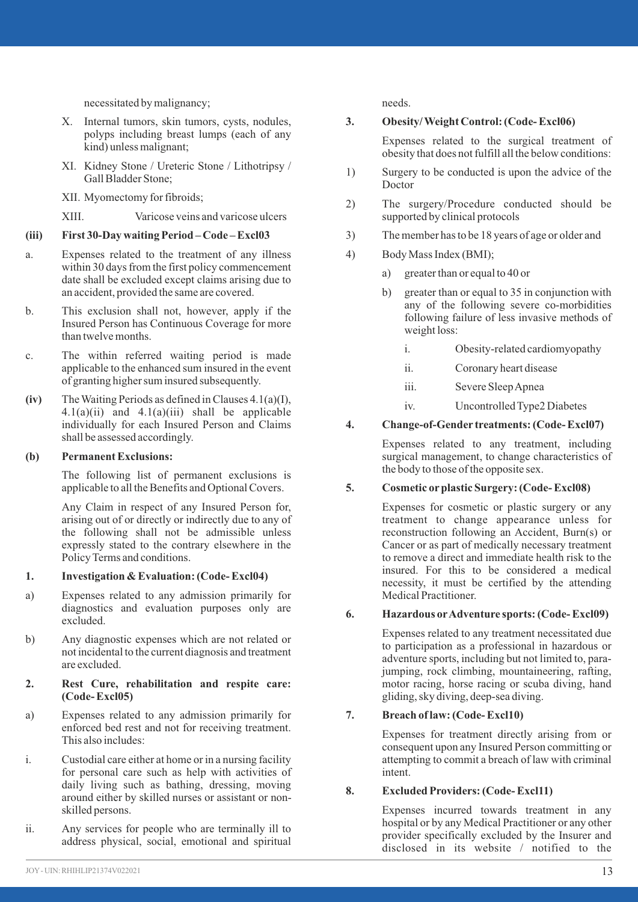necessitated by malignancy;

X. Internal tumors, skin tumors, cysts, nodules, polyps including breast lumps (each of any kind) unless malignant;

XI. Kidney Stone / Ureteric Stone / Lithotripsy / Gall Bladder Stone;

XII. Myomectomy for fibroids;

XIII. Varicose veins and varicose ulcers

**(iii) First 30-Day waiting Period – Code – Excl03**

a. Expenses related to the treatment of any illness within 30 days from the first policy commencement date shall be excluded except claims arising due to an accident, provided the same are covered.

b. This exclusion shall not, however, apply if the Insured Person has Continuous Coverage for more than twelve months.

c. The within referred waiting period is made applicable to the enhanced sum insured in the event of granting higher sum insured subsequently.

**(iv)** The Waiting Periods as defined in Clauses 4.1(a)(I), 4.1(a)(ii) and 4.1(a)(iii) shall be applicable individually for each Insured Person and Claims shall be assessed accordingly.

**(b) Permanent Exclusions:**

The following list of permanent exclusions is applicable to all the Benefits and Optional Covers.

Any Claim in respect of any Insured Person for, arising out of or directly or indirectly due to any of the following shall not be admissible unless expressly stated to the contrary elsewhere in the Policy Terms and conditions.

**1. Investigation & Evaluation: (Code- Excl04)**

a) Expenses related to any admission primarily for diagnostics and evaluation purposes only are excluded.

b) Any diagnostic expenses which are not related or not incidental to the current diagnosis and treatment are excluded.

**2. Rest Cure, rehabilitation and respite care: (Code- Excl05)**

a) Expenses related to any admission primarily for enforced bed rest and not for receiving treatment. This also includes:

i. Custodial care either at home or in a nursing facility for personal care such as help with activities of daily living such as bathing, dressing, moving around either by skilled nurses or assistant or non-skilled persons.

ii. Any services for people who are terminally ill to address physical, social, emotional and spiritual needs.

**3. Obesity/ Weight Control: (Code- Excl06)**

Expenses related to the surgical treatment of obesity that does not fulfill all the below conditions:

1) Surgery to be conducted is upon the advice of the Doctor

2) The surgery/Procedure conducted should be supported by clinical protocols

3) The member has to be 18 years of age or older and

4) Body Mass Index (BMI);

   a) greater than or equal to 40 or

   b) greater than or equal to 35 in conjunction with any of the following severe co-morbidities following failure of less invasive methods of weight loss:

      i. Obesity-related cardiomyopathy

      ii. Coronary heart disease

      iii. Severe Sleep Apnea

      iv. Uncontrolled Type2 Diabetes

**4. Change-of-Gender treatments: (Code- Excl07)**

Expenses related to any treatment, including surgical management, to change characteristics of the body to those of the opposite sex.

**5. Cosmetic or plastic Surgery: (Code- Excl08)**

Expenses for cosmetic or plastic surgery or any treatment to change appearance unless for reconstruction following an Accident, Burn(s) or Cancer or as part of medically necessary treatment to remove a direct and immediate health risk to the insured. For this to be considered a medical necessity, it must be certified by the attending Medical Practitioner.

**6. Hazardous or Adventure sports: (Code- Excl09)**

Expenses related to any treatment necessitated due to participation as a professional in hazardous or adventure sports, including but not limited to, para-jumping, rock climbing, mountaineering, rafting, motor racing, horse racing or scuba diving, hand gliding, sky diving, deep-sea diving.

**7. Breach of law: (Code- Excl10)**

Expenses for treatment directly arising from or consequent upon any Insured Person committing or attempting to commit a breach of law with criminal intent.

**8. Excluded Providers: (Code- Excl11)**

Expenses incurred towards treatment in any hospital or by any Medical Practitioner or any other provider specifically excluded by the Insurer and disclosed in its website / notified to the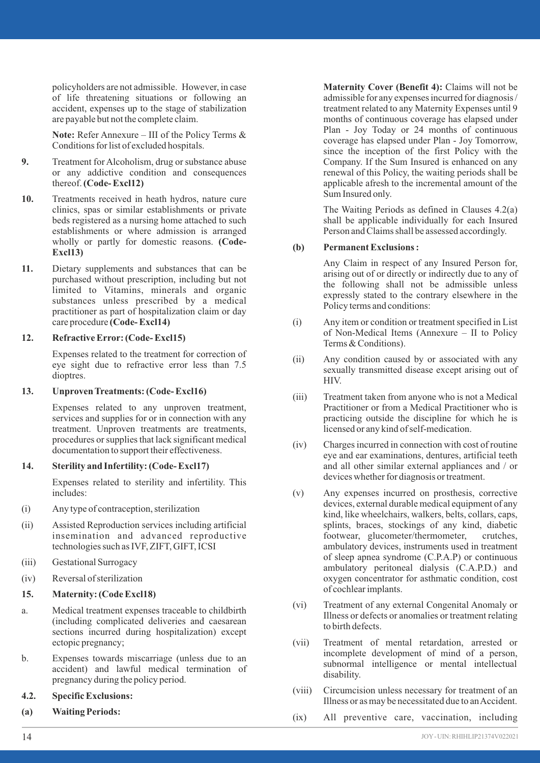policyholders are not admissible. However, in case of life threatening situations or following an accident, expenses up to the stage of stabilization are payable but not the complete claim.

**Note:** Refer Annexure – III of the Policy Terms & Conditions for list of excluded hospitals.

**9.** Treatment for Alcoholism, drug or substance abuse or any addictive condition and consequences thereof. **(Code- Excl12)**

**10.** Treatments received in heath hydros, nature cure clinics, spas or similar establishments or private beds registered as a nursing home attached to such establishments or where admission is arranged wholly or partly for domestic reasons. **(Code- Excl13)**

**11.** Dietary supplements and substances that can be purchased without prescription, including but not limited to Vitamins, minerals and organic substances unless prescribed by a medical practitioner as part of hospitalization claim or day care procedure **(Code- Excl14)**

**12. Refractive Error: (Code- Excl15)**

Expenses related to the treatment for correction of eye sight due to refractive error less than 7.5 dioptres.

**13. Unproven Treatments: (Code- Excl16)**

Expenses related to any unproven treatment, services and supplies for or in connection with any treatment. Unproven treatments are treatments, procedures or supplies that lack significant medical documentation to support their effectiveness.

**14. Sterility and Infertility: (Code- Excl17)**

Expenses related to sterility and infertility. This includes:

(i) Any type of contraception, sterilization

(ii) Assisted Reproduction services including artificial insemination and advanced reproductive technologies such as IVF, ZIFT, GIFT, ICSI

(iii) Gestational Surrogacy

(iv) Reversal of sterilization

**15. Maternity: (Code Excl18)**

a. Medical treatment expenses traceable to childbirth (including complicated deliveries and caesarean sections incurred during hospitalization) except ectopic pregnancy;

b. Expenses towards miscarriage (unless due to an accident) and lawful medical termination of pregnancy during the policy period.

**4.2. Specific Exclusions:**

**(a) Waiting Periods:**

**Maternity Cover (Benefit 4):** Claims will not be admissible for any expenses incurred for diagnosis / treatment related to any Maternity Expenses until 9 months of continuous coverage has elapsed under Plan - Joy Today or 24 months of continuous coverage has elapsed under Plan - Joy Tomorrow, since the inception of the first Policy with the Company. If the Sum Insured is enhanced on any renewal of this Policy, the waiting periods shall be applicable afresh to the incremental amount of the Sum Insured only.

The Waiting Periods as defined in Clauses 4.2(a) shall be applicable individually for each Insured Person and Claims shall be assessed accordingly.

**(b) Permanent Exclusions :**

Any Claim in respect of any Insured Person for, arising out of or directly or indirectly due to any of the following shall not be admissible unless expressly stated to the contrary elsewhere in the Policy terms and conditions:

(i) Any item or condition or treatment specified in List of Non-Medical Items (Annexure – II to Policy Terms & Conditions).

(ii) Any condition caused by or associated with any sexually transmitted disease except arising out of HIV.

(iii) Treatment taken from anyone who is not a Medical Practitioner or from a Medical Practitioner who is practicing outside the discipline for which he is licensed or any kind of self-medication.

(iv) Charges incurred in connection with cost of routine eye and ear examinations, dentures, artificial teeth and all other similar external appliances and / or devices whether for diagnosis or treatment.

(v) Any expenses incurred on prosthesis, corrective devices, external durable medical equipment of any kind, like wheelchairs, walkers, belts, collars, caps, splints, braces, stockings of any kind, diabetic footwear, glucometer/thermometer, crutches, ambulatory devices, instruments used in treatment of sleep apnea syndrome (C.P.A.P) or continuous ambulatory peritoneal dialysis (C.A.P.D.) and oxygen concentrator for asthmatic condition, cost of cochlear implants.

(vi) Treatment of any external Congenital Anomaly or Illness or defects or anomalies or treatment relating to birth defects.

(vii) Treatment of mental retardation, arrested or incomplete development of mind of a person, subnormal intelligence or mental intellectual disability.

(viii) Circumcision unless necessary for treatment of an Illness or as may be necessitated due to an Accident.

(ix) All preventive care, vaccination, including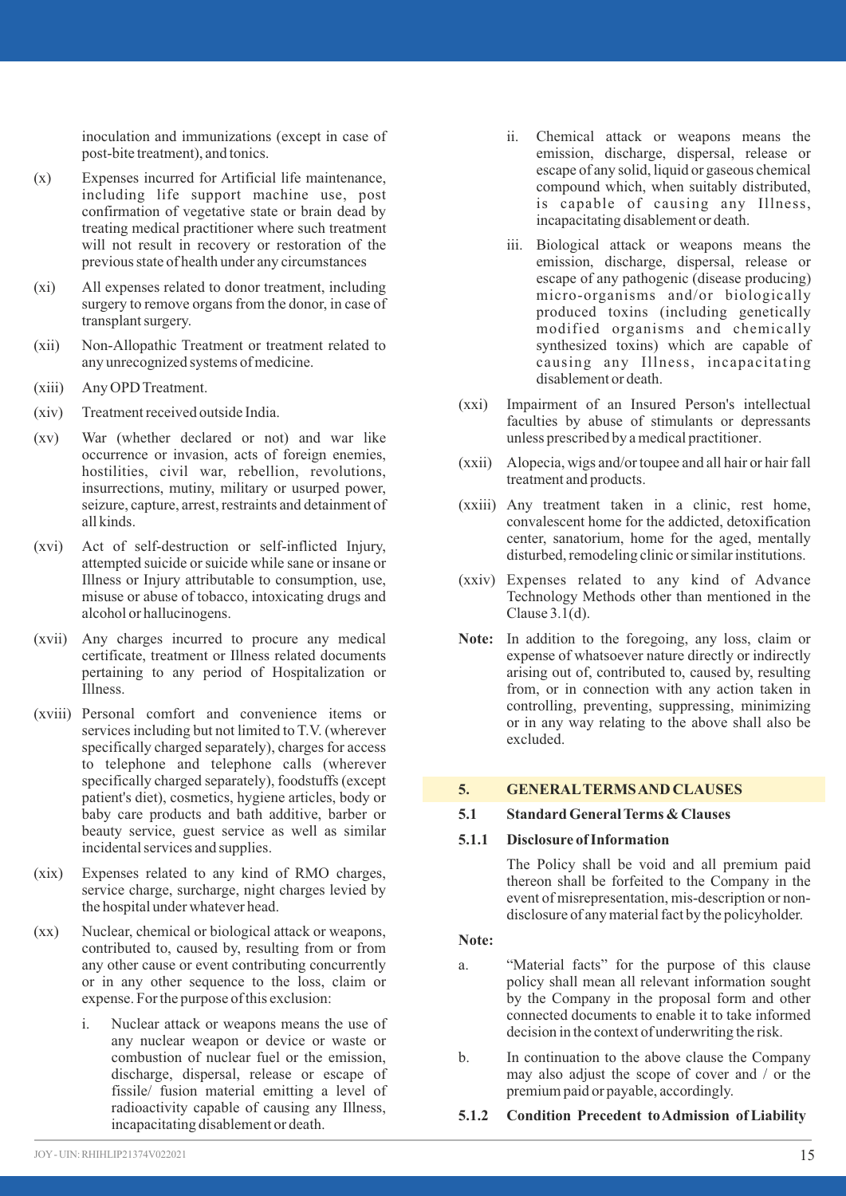inoculation and immunizations (except in case of post-bite treatment), and tonics.

(x) Expenses incurred for Artificial life maintenance, including life support machine use, post confirmation of vegetative state or brain dead by treating medical practitioner where such treatment will not result in recovery or restoration of the previous state of health under any circumstances

(xi) All expenses related to donor treatment, including surgery to remove organs from the donor, in case of transplant surgery.

(xii) Non-Allopathic Treatment or treatment related to any unrecognized systems of medicine.

(xiii) Any OPD Treatment.

(xiv) Treatment received outside India.

(xv) War (whether declared or not) and war like occurrence or invasion, acts of foreign enemies, hostilities, civil war, rebellion, revolutions, insurrections, mutiny, military or usurped power, seizure, capture, arrest, restraints and detainment of all kinds.

(xvi) Act of self-destruction or self-inflicted Injury, attempted suicide or suicide while sane or insane or Illness or Injury attributable to consumption, use, misuse or abuse of tobacco, intoxicating drugs and alcohol or hallucinogens.

(xvii) Any charges incurred to procure any medical certificate, treatment or Illness related documents pertaining to any period of Hospitalization or Illness.

(xviii) Personal comfort and convenience items or services including but not limited to T.V. (wherever specifically charged separately), charges for access to telephone and telephone calls (wherever specifically charged separately), foodstuffs (except patient's diet), cosmetics, hygiene articles, body or baby care products and bath additive, barber or beauty service, guest service as well as similar incidental services and supplies.

(xix) Expenses related to any kind of RMO charges, service charge, surcharge, night charges levied by the hospital under whatever head.

(xx) Nuclear, chemical or biological attack or weapons, contributed to, caused by, resulting from or from any other cause or event contributing concurrently or in any other sequence to the loss, claim or expense. For the purpose of this exclusion:

   i. Nuclear attack or weapons means the use of any nuclear weapon or device or waste or combustion of nuclear fuel or the emission, discharge, dispersal, release or escape of fissile/ fusion material emitting a level of radioactivity capable of causing any Illness, incapacitating disablement or death.

   ii. Chemical attack or weapons means the emission, discharge, dispersal, release or escape of any solid, liquid or gaseous chemical compound which, when suitably distributed, is capable of causing any Illness, incapacitating disablement or death.

   iii. Biological attack or weapons means the emission, discharge, dispersal, release or escape of any pathogenic (disease producing) micro-organisms and/or biologically produced toxins (including genetically modified organisms and chemically synthesized toxins) which are capable of causing any Illness, incapacitating disablement or death.

(xxi) Impairment of an Insured Person's intellectual faculties by abuse of stimulants or depressants unless prescribed by a medical practitioner.

(xxii) Alopecia, wigs and/or toupee and all hair or hair fall treatment and products.

(xxiii) Any treatment taken in a clinic, rest home, convalescent home for the addicted, detoxification center, sanatorium, home for the aged, mentally disturbed, remodeling clinic or similar institutions.

(xxiv) Expenses related to any kind of Advance Technology Methods other than mentioned in the Clause 3.1(d).

**Note:** In addition to the foregoing, any loss, claim or expense of whatsoever nature directly or indirectly arising out of, contributed to, caused by, resulting from, or in connection with any action taken in controlling, preventing, suppressing, minimizing or in any way relating to the above shall also be excluded.

## 5. GENERAL TERMS AND CLAUSES

### 5.1 Standard General Terms & Clauses

#### 5.1.1 Disclosure of Information

The Policy shall be void and all premium paid thereon shall be forfeited to the Company in the event of misrepresentation, mis-description or non-disclosure of any material fact by the policyholder.

**Note:**

a. "Material facts" for the purpose of this clause policy shall mean all relevant information sought by the Company in the proposal form and other connected documents to enable it to take informed decision in the context of underwriting the risk.

b. In continuation to the above clause the Company may also adjust the scope of cover and / or the premium paid or payable, accordingly.

#### 5.1.2 Condition Precedent to Admission of Liability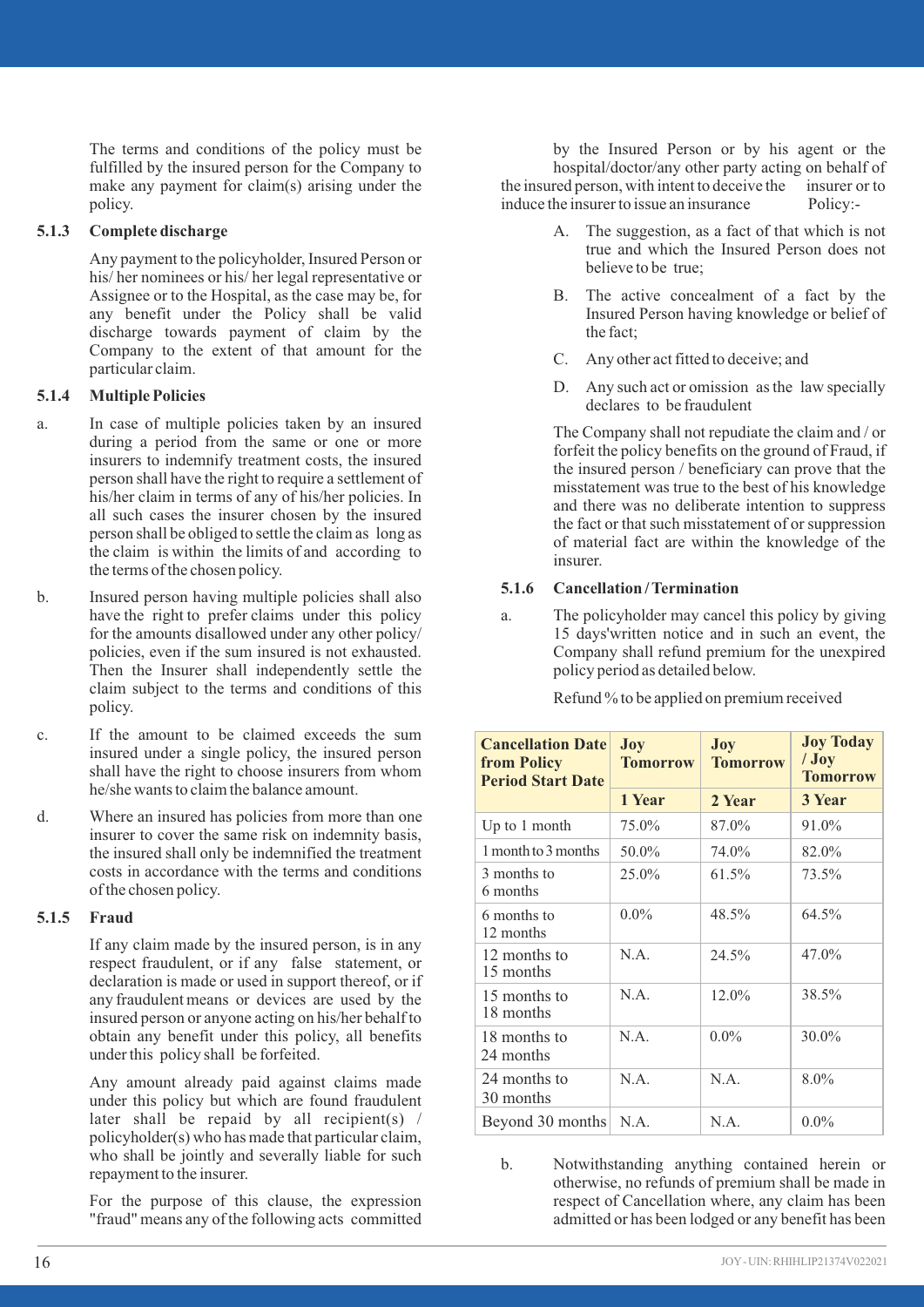The terms and conditions of the policy must be fulfilled by the insured person for the Company to make any payment for claim(s) arising under the policy.

#### 5.1.3 Complete discharge

Any payment to the policyholder, Insured Person or his/ her nominees or his/ her legal representative or Assignee or to the Hospital, as the case may be, for any benefit under the Policy shall be valid discharge towards payment of claim by the Company to the extent of that amount for the particular claim.

#### 5.1.4 Multiple Policies

a. In case of multiple policies taken by an insured during a period from the same or one or more insurers to indemnify treatment costs, the insured person shall have the right to require a settlement of his/her claim in terms of any of his/her policies. In all such cases the insurer chosen by the insured person shall be obliged to settle the claim as long as the claim is within the limits of and according to the terms of the chosen policy.

b. Insured person having multiple policies shall also have the right to prefer claims under this policy for the amounts disallowed under any other policy/ policies, even if the sum insured is not exhausted. Then the Insurer shall independently settle the claim subject to the terms and conditions of this policy.

c. If the amount to be claimed exceeds the sum insured under a single policy, the insured person shall have the right to choose insurers from whom he/she wants to claim the balance amount.

d. Where an insured has policies from more than one insurer to cover the same risk on indemnity basis, the insured shall only be indemnified the treatment costs in accordance with the terms and conditions of the chosen policy.

#### 5.1.5 Fraud

If any claim made by the insured person, is in any respect fraudulent, or if any false statement, or declaration is made or used in support thereof, or if any fraudulent means or devices are used by the insured person or anyone acting on his/her behalf to obtain any benefit under this policy, all benefits under this policy shall be forfeited.

Any amount already paid against claims made under this policy but which are found fraudulent later shall be repaid by all recipient(s) / policyholder(s) who has made that particular claim, who shall be jointly and severally liable for such repayment to the insurer.

For the purpose of this clause, the expression "fraud" means any of the following acts committed by the Insured Person or by his agent or the hospital/doctor/any other party acting on behalf of the insured person, with intent to deceive the insurer or to induce the insurer to issue an insurance Policy:-

A. The suggestion, as a fact of that which is not true and which the Insured Person does not believe to be true;

B. The active concealment of a fact by the Insured Person having knowledge or belief of the fact;

C. Any other act fitted to deceive; and

D. Any such act or omission as the law specially declares to be fraudulent

The Company shall not repudiate the claim and / or forfeit the policy benefits on the ground of Fraud, if the insured person / beneficiary can prove that the misstatement was true to the best of his knowledge and there was no deliberate intention to suppress the fact or that such misstatement of or suppression of material fact are within the knowledge of the insurer.

#### 5.1.6 Cancellation / Termination

a. The policyholder may cancel this policy by giving 15 days'written notice and in such an event, the Company shall refund premium for the unexpired policy period as detailed below.

Refund % to be applied on premium received

| Cancellation Date from Policy Period Start Date | Joy Tomorrow | Joy Tomorrow | Joy Today / Joy Tomorrow |
|---|---|---|---|
| | 1 Year | 2 Year | 3 Year |
| Up to 1 month | 75.0% | 87.0% | 91.0% |
| 1 month to 3 months | 50.0% | 74.0% | 82.0% |
| 3 months to 6 months | 25.0% | 61.5% | 73.5% |
| 6 months to 12 months | 0.0% | 48.5% | 64.5% |
| 12 months to 15 months | N.A. | 24.5% | 47.0% |
| 15 months to 18 months | N.A. | 12.0% | 38.5% |
| 18 months to 24 months | N.A. | 0.0% | 30.0% |
| 24 months to 30 months | N.A. | N.A. | 8.0% |
| Beyond 30 months | N.A. | N.A. | 0.0% |

b. Notwithstanding anything contained herein or otherwise, no refunds of premium shall be made in respect of Cancellation where, any claim has been admitted or has been lodged or any benefit has been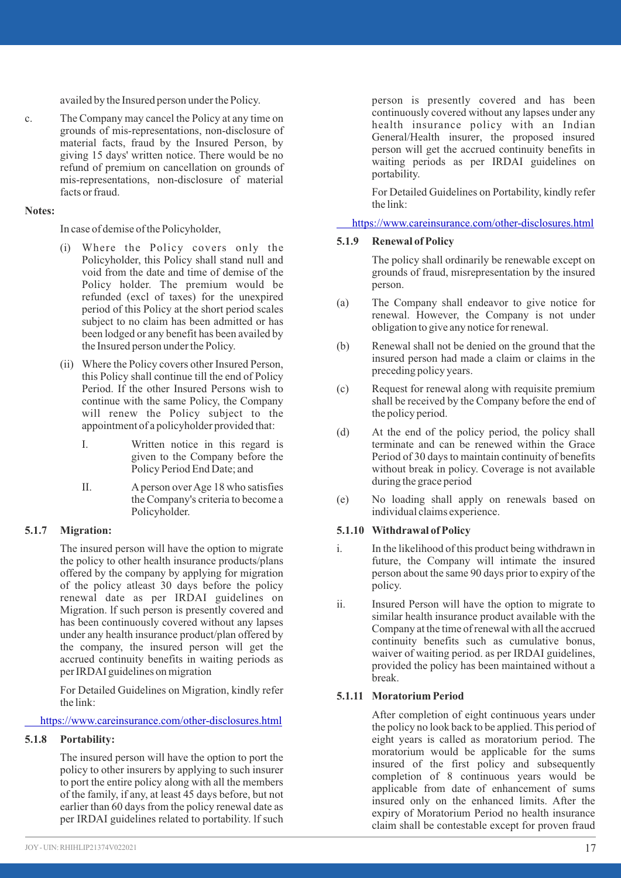availed by the Insured person under the Policy.

c. The Company may cancel the Policy at any time on grounds of mis-representations, non-disclosure of material facts, fraud by the Insured Person, by giving 15 days' written notice. There would be no refund of premium on cancellation on grounds of mis-representations, non-disclosure of material facts or fraud.

**Notes:**

In case of demise of the Policyholder,

(i) Where the Policy covers only the Policyholder, this Policy shall stand null and void from the date and time of demise of the Policy holder. The premium would be refunded (excl of taxes) for the unexpired period of this Policy at the short period scales subject to no claim has been admitted or has been lodged or any benefit has been availed by the Insured person under the Policy.

(ii) Where the Policy covers other Insured Person, this Policy shall continue till the end of Policy Period. If the other Insured Persons wish to continue with the same Policy, the Company will renew the Policy subject to the appointment of a policyholder provided that:

I. Written notice in this regard is given to the Company before the Policy Period End Date; and

II. A person over Age 18 who satisfies the Company's criteria to become a Policyholder.

**5.1.7 Migration:**

The insured person will have the option to migrate the policy to other health insurance products/plans offered by the company by applying for migration of the policy atleast 30 days before the policy renewal date as per IRDAI guidelines on Migration. If such person is presently covered and has been continuously covered without any lapses under any health insurance product/plan offered by the company, the insured person will get the accrued continuity benefits in waiting periods as per IRDAI guidelines on migration

For Detailed Guidelines on Migration, kindly refer the link:

https://www.careinsurance.com/other-disclosures.html

**5.1.8 Portability:**

The insured person will have the option to port the policy to other insurers by applying to such insurer to port the entire policy along with all the members of the family, if any, at least 45 days before, but not earlier than 60 days from the policy renewal date as per IRDAI guidelines related to portability. If such person is presently covered and has been continuously covered without any lapses under any health insurance policy with an Indian General/Health insurer, the proposed insured person will get the accrued continuity benefits in waiting periods as per IRDAI guidelines on portability.

For Detailed Guidelines on Portability, kindly refer the link:

https://www.careinsurance.com/other-disclosures.html

**5.1.9 Renewal of Policy**

The policy shall ordinarily be renewable except on grounds of fraud, misrepresentation by the insured person.

(a) The Company shall endeavor to give notice for renewal. However, the Company is not under obligation to give any notice for renewal.

(b) Renewal shall not be denied on the ground that the insured person had made a claim or claims in the preceding policy years.

(c) Request for renewal along with requisite premium shall be received by the Company before the end of the policy period.

(d) At the end of the policy period, the policy shall terminate and can be renewed within the Grace Period of 30 days to maintain continuity of benefits without break in policy. Coverage is not available during the grace period

(e) No loading shall apply on renewals based on individual claims experience.

**5.1.10 Withdrawal of Policy**

i. In the likelihood of this product being withdrawn in future, the Company will intimate the insured person about the same 90 days prior to expiry of the policy.

ii. Insured Person will have the option to migrate to similar health insurance product available with the Company at the time of renewal with all the accrued continuity benefits such as cumulative bonus, waiver of waiting period. as per IRDAI guidelines, provided the policy has been maintained without a break.

**5.1.11 Moratorium Period**

After completion of eight continuous years under the policy no look back to be applied. This period of eight years is called as moratorium period. The moratorium would be applicable for the sums insured of the first policy and subsequently completion of 8 continuous years would be applicable from date of enhancement of sums insured only on the enhanced limits. After the expiry of Moratorium Period no health insurance claim shall be contestable except for proven fraud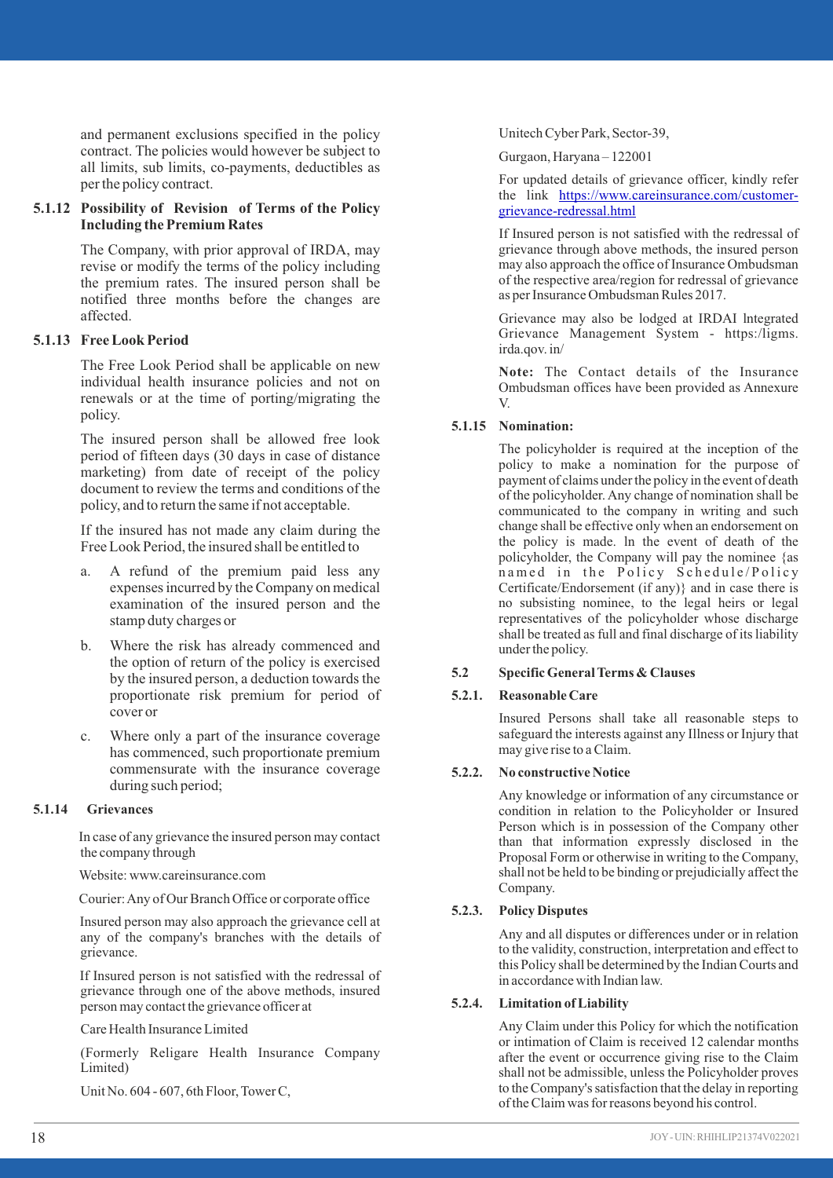and permanent exclusions specified in the policy contract. The policies would however be subject to all limits, sub limits, co-payments, deductibles as per the policy contract.

### 5.1.12 Possibility of Revision of Terms of the Policy Including the Premium Rates

The Company, with prior approval of IRDA, may revise or modify the terms of the policy including the premium rates. The insured person shall be notified three months before the changes are affected.

### 5.1.13 Free Look Period

The Free Look Period shall be applicable on new individual health insurance policies and not on renewals or at the time of porting/migrating the policy.

The insured person shall be allowed free look period of fifteen days (30 days in case of distance marketing) from date of receipt of the policy document to review the terms and conditions of the policy, and to return the same if not acceptable.

If the insured has not made any claim during the Free Look Period, the insured shall be entitled to

a. A refund of the premium paid less any expenses incurred by the Company on medical examination of the insured person and the stamp duty charges or

b. Where the risk has already commenced and the option of return of the policy is exercised by the insured person, a deduction towards the proportionate risk premium for period of cover or

c. Where only a part of the insurance coverage has commenced, such proportionate premium commensurate with the insurance coverage during such period;

### 5.1.14 Grievances

In case of any grievance the insured person may contact the company through

Website: www.careinsurance.com

Courier: Any of Our Branch Office or corporate office

Insured person may also approach the grievance cell at any of the company's branches with the details of grievance.

If Insured person is not satisfied with the redressal of grievance through one of the above methods, insured person may contact the grievance officer at

Care Health Insurance Limited

(Formerly Religare Health Insurance Company Limited)

Unit No. 604 - 607, 6th Floor, Tower C,

Unitech Cyber Park, Sector-39,

Gurgaon, Haryana – 122001

For updated details of grievance officer, kindly refer the link https://www.careinsurance.com/customer-grievance-redressal.html

If Insured person is not satisfied with the redressal of grievance through above methods, the insured person may also approach the office of Insurance Ombudsman of the respective area/region for redressal of grievance as per Insurance Ombudsman Rules 2017.

Grievance may also be lodged at IRDAI lntegrated Grievance Management System - https:/ligms. irda.qov. in/

**Note:** The Contact details of the Insurance Ombudsman offices have been provided as Annexure V.

### 5.1.15 Nomination:

The policyholder is required at the inception of the policy to make a nomination for the purpose of payment of claims under the policy in the event of death of the policyholder. Any change of nomination shall be communicated to the company in writing and such change shall be effective only when an endorsement on the policy is made. ln the event of death of the policyholder, the Company will pay the nominee {as named in the Policy Schedule/Policy Certificate/Endorsement (if any)} and in case there is no subsisting nominee, to the legal heirs or legal representatives of the policyholder whose discharge shall be treated as full and final discharge of its liability under the policy.

## 5.2 Specific General Terms & Clauses

### 5.2.1. Reasonable Care

Insured Persons shall take all reasonable steps to safeguard the interests against any Illness or Injury that may give rise to a Claim.

### 5.2.2. No constructive Notice

Any knowledge or information of any circumstance or condition in relation to the Policyholder or Insured Person which is in possession of the Company other than that information expressly disclosed in the Proposal Form or otherwise in writing to the Company, shall not be held to be binding or prejudicially affect the Company.

### 5.2.3. Policy Disputes

Any and all disputes or differences under or in relation to the validity, construction, interpretation and effect to this Policy shall be determined by the Indian Courts and in accordance with Indian law.

### 5.2.4. Limitation of Liability

Any Claim under this Policy for which the notification or intimation of Claim is received 12 calendar months after the event or occurrence giving rise to the Claim shall not be admissible, unless the Policyholder proves to the Company's satisfaction that the delay in reporting of the Claim was for reasons beyond his control.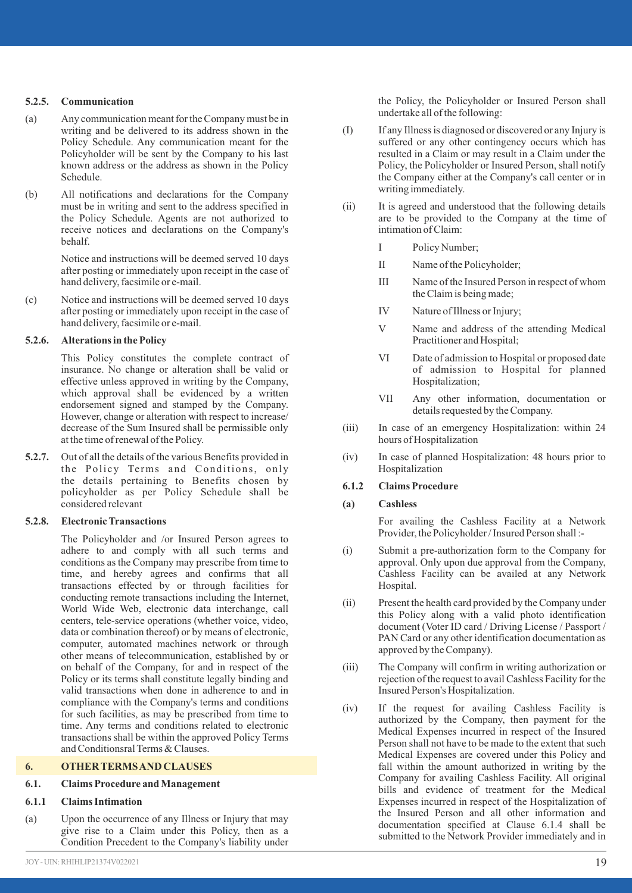**5.2.5. Communication**

(a) Any communication meant for the Company must be in writing and be delivered to its address shown in the Policy Schedule. Any communication meant for the Policyholder will be sent by the Company to his last known address or the address as shown in the Policy Schedule.

(b) All notifications and declarations for the Company must be in writing and sent to the address specified in the Policy Schedule. Agents are not authorized to receive notices and declarations on the Company's behalf.

Notice and instructions will be deemed served 10 days after posting or immediately upon receipt in the case of hand delivery, facsimile or e-mail.

(c) Notice and instructions will be deemed served 10 days after posting or immediately upon receipt in the case of hand delivery, facsimile or e-mail.

**5.2.6. Alterations in the Policy**

This Policy constitutes the complete contract of insurance. No change or alteration shall be valid or effective unless approved in writing by the Company, which approval shall be evidenced by a written endorsement signed and stamped by the Company. However, change or alteration with respect to increase/ decrease of the Sum Insured shall be permissible only at the time of renewal of the Policy.

**5.2.7.** Out of all the details of the various Benefits provided in the Policy Terms and Conditions, only the details pertaining to Benefits chosen by policyholder as per Policy Schedule shall be considered relevant

**5.2.8. Electronic Transactions**

The Policyholder and /or Insured Person agrees to adhere to and comply with all such terms and conditions as the Company may prescribe from time to time, and hereby agrees and confirms that all transactions effected by or through facilities for conducting remote transactions including the Internet, World Wide Web, electronic data interchange, call centers, tele-service operations (whether voice, video, data or combination thereof) or by means of electronic, computer, automated machines network or through other means of telecommunication, established by or on behalf of the Company, for and in respect of the Policy or its terms shall constitute legally binding and valid transactions when done in adherence to and in compliance with the Company's terms and conditions for such facilities, as may be prescribed from time to time. Any terms and conditions related to electronic transactions shall be within the approved Policy Terms and Conditionsral Terms & Clauses.

## 6. OTHER TERMS AND CLAUSES

### 6.1. Claims Procedure and Management

**6.1.1 Claims Intimation**

(a) Upon the occurrence of any Illness or Injury that may give rise to a Claim under this Policy, then as a Condition Precedent to the Company's liability under the Policy, the Policyholder or Insured Person shall undertake all of the following:

(I) If any Illness is diagnosed or discovered or any Injury is suffered or any other contingency occurs which has resulted in a Claim or may result in a Claim under the Policy, the Policyholder or Insured Person, shall notify the Company either at the Company's call center or in writing immediately.

(ii) It is agreed and understood that the following details are to be provided to the Company at the time of intimation of Claim:

- I Policy Number;
- II Name of the Policyholder;
- III Name of the Insured Person in respect of whom the Claim is being made;
- IV Nature of Illness or Injury;
- V Name and address of the attending Medical Practitioner and Hospital;
- VI Date of admission to Hospital or proposed date of admission to Hospital for planned Hospitalization;
- VII Any other information, documentation or details requested by the Company.

(iii) In case of an emergency Hospitalization: within 24 hours of Hospitalization

(iv) In case of planned Hospitalization: 48 hours prior to Hospitalization

**6.1.2 Claims Procedure**

**(a) Cashless**

For availing the Cashless Facility at a Network Provider, the Policyholder / Insured Person shall :-

(i) Submit a pre-authorization form to the Company for approval. Only upon due approval from the Company, Cashless Facility can be availed at any Network Hospital.

(ii) Present the health card provided by the Company under this Policy along with a valid photo identification document (Voter ID card / Driving License / Passport / PAN Card or any other identification documentation as approved by the Company).

(iii) The Company will confirm in writing authorization or rejection of the request to avail Cashless Facility for the Insured Person's Hospitalization.

(iv) If the request for availing Cashless Facility is authorized by the Company, then payment for the Medical Expenses incurred in respect of the Insured Person shall not have to be made to the extent that such Medical Expenses are covered under this Policy and fall within the amount authorized in writing by the Company for availing Cashless Facility. All original bills and evidence of treatment for the Medical Expenses incurred in respect of the Hospitalization of the Insured Person and all other information and documentation specified at Clause 6.1.4 shall be submitted to the Network Provider immediately and in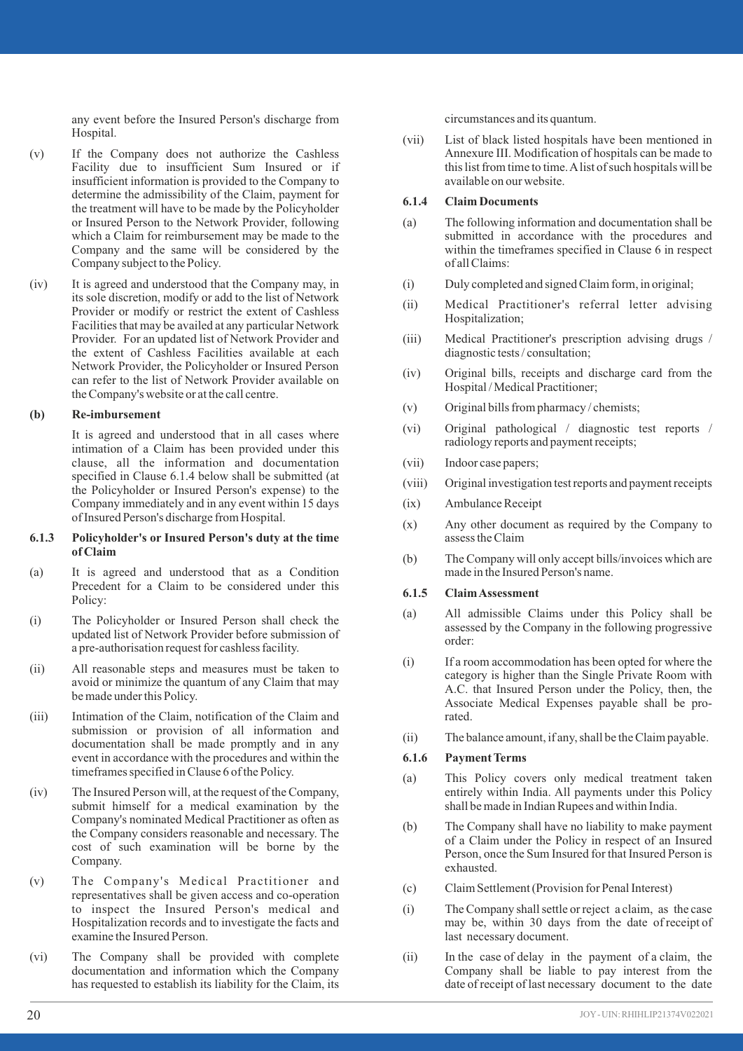any event before the Insured Person's discharge from Hospital.

(v) If the Company does not authorize the Cashless Facility due to insufficient Sum Insured or if insufficient information is provided to the Company to determine the admissibility of the Claim, payment for the treatment will have to be made by the Policyholder or Insured Person to the Network Provider, following which a Claim for reimbursement may be made to the Company and the same will be considered by the Company subject to the Policy.

(iv) It is agreed and understood that the Company may, in its sole discretion, modify or add to the list of Network Provider or modify or restrict the extent of Cashless Facilities that may be availed at any particular Network Provider. For an updated list of Network Provider and the extent of Cashless Facilities available at each Network Provider, the Policyholder or Insured Person can refer to the list of Network Provider available on the Company's website or at the call centre.

**(b) Re-imbursement**

It is agreed and understood that in all cases where intimation of a Claim has been provided under this clause, all the information and documentation specified in Clause 6.1.4 below shall be submitted (at the Policyholder or Insured Person's expense) to the Company immediately and in any event within 15 days of Insured Person's discharge from Hospital.

**6.1.3 Policyholder's or Insured Person's duty at the time of Claim**

(a) It is agreed and understood that as a Condition Precedent for a Claim to be considered under this Policy:

(i) The Policyholder or Insured Person shall check the updated list of Network Provider before submission of a pre-authorisation request for cashless facility.

(ii) All reasonable steps and measures must be taken to avoid or minimize the quantum of any Claim that may be made under this Policy.

(iii) Intimation of the Claim, notification of the Claim and submission or provision of all information and documentation shall be made promptly and in any event in accordance with the procedures and within the timeframes specified in Clause 6 of the Policy.

(iv) The Insured Person will, at the request of the Company, submit himself for a medical examination by the Company's nominated Medical Practitioner as often as the Company considers reasonable and necessary. The cost of such examination will be borne by the Company.

(v) The Company's Medical Practitioner and representatives shall be given access and co-operation to inspect the Insured Person's medical and Hospitalization records and to investigate the facts and examine the Insured Person.

(vi) The Company shall be provided with complete documentation and information which the Company has requested to establish its liability for the Claim, its circumstances and its quantum.

(vii) List of black listed hospitals have been mentioned in Annexure III. Modification of hospitals can be made to this list from time to time. A list of such hospitals will be available on our website.

**6.1.4 Claim Documents**

(a) The following information and documentation shall be submitted in accordance with the procedures and within the timeframes specified in Clause 6 in respect of all Claims:

(i) Duly completed and signed Claim form, in original;

(ii) Medical Practitioner's referral letter advising Hospitalization;

(iii) Medical Practitioner's prescription advising drugs / diagnostic tests / consultation;

(iv) Original bills, receipts and discharge card from the Hospital / Medical Practitioner;

(v) Original bills from pharmacy / chemists;

(vi) Original pathological / diagnostic test reports / radiology reports and payment receipts;

(vii) Indoor case papers;

(viii) Original investigation test reports and payment receipts

(ix) Ambulance Receipt

(x) Any other document as required by the Company to assess the Claim

(b) The Company will only accept bills/invoices which are made in the Insured Person's name.

**6.1.5 Claim Assessment**

(a) All admissible Claims under this Policy shall be assessed by the Company in the following progressive order:

(i) If a room accommodation has been opted for where the category is higher than the Single Private Room with A.C. that Insured Person under the Policy, then, the Associate Medical Expenses payable shall be pro-rated.

(ii) The balance amount, if any, shall be the Claim payable.

**6.1.6 Payment Terms**

(a) This Policy covers only medical treatment taken entirely within India. All payments under this Policy shall be made in Indian Rupees and within India.

(b) The Company shall have no liability to make payment of a Claim under the Policy in respect of an Insured Person, once the Sum Insured for that Insured Person is exhausted.

(c) Claim Settlement (Provision for Penal Interest)

(i) The Company shall settle or reject a claim, as the case may be, within 30 days from the date of receipt of last necessary document.

(ii) In the case of delay in the payment of a claim, the Company shall be liable to pay interest from the date of receipt of last necessary document to the date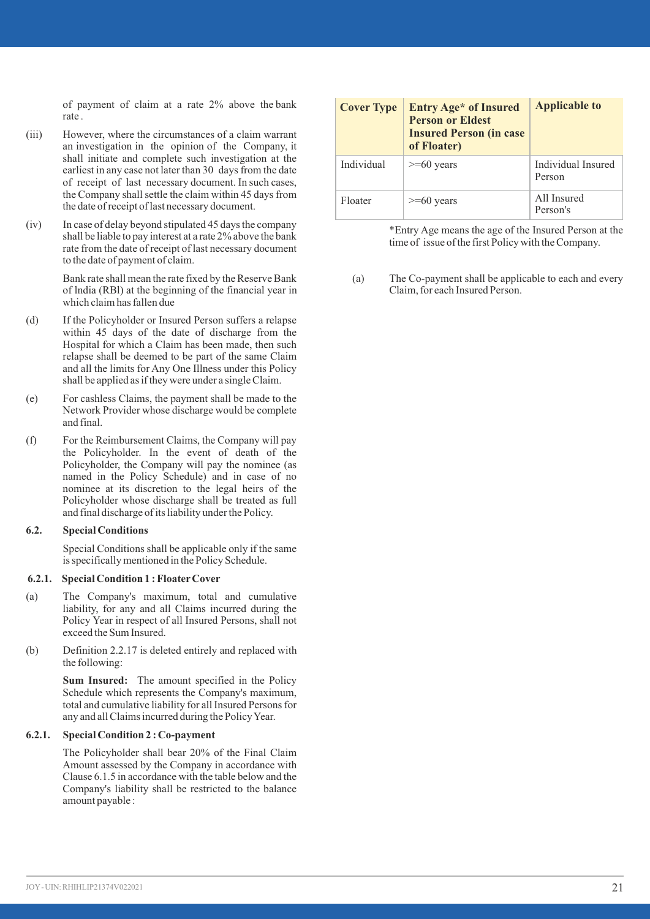of payment of claim at a rate 2% above the bank rate .

(iii) However, where the circumstances of a claim warrant an investigation in the opinion of the Company, it shall initiate and complete such investigation at the earliest in any case not later than 30 days from the date of receipt of last necessary document. In such cases, the Company shall settle the claim within 45 days from the date of receipt of last necessary document.

(iv) In case of delay beyond stipulated 45 days the company shall be liable to pay interest at a rate 2% above the bank rate from the date of receipt of last necessary document to the date of payment of claim.

Bank rate shall mean the rate fixed by the Reserve Bank of lndia (RBl) at the beginning of the financial year in which claim has fallen due

(d) If the Policyholder or Insured Person suffers a relapse within 45 days of the date of discharge from the Hospital for which a Claim has been made, then such relapse shall be deemed to be part of the same Claim and all the limits for Any One Illness under this Policy shall be applied as if they were under a single Claim.

(e) For cashless Claims, the payment shall be made to the Network Provider whose discharge would be complete and final.

(f) For the Reimbursement Claims, the Company will pay the Policyholder. In the event of death of the Policyholder, the Company will pay the nominee (as named in the Policy Schedule) and in case of no nominee at its discretion to the legal heirs of the Policyholder whose discharge shall be treated as full and final discharge of its liability under the Policy.

### 6.2. Special Conditions

Special Conditions shall be applicable only if the same is specifically mentioned in the Policy Schedule.

#### 6.2.1. Special Condition 1 : Floater Cover

(a) The Company's maximum, total and cumulative liability, for any and all Claims incurred during the Policy Year in respect of all Insured Persons, shall not exceed the Sum Insured.

(b) Definition 2.2.17 is deleted entirely and replaced with the following:

**Sum Insured:** The amount specified in the Policy Schedule which represents the Company's maximum, total and cumulative liability for all Insured Persons for any and all Claims incurred during the Policy Year.

#### 6.2.1. Special Condition 2 : Co-payment

The Policyholder shall bear 20% of the Final Claim Amount assessed by the Company in accordance with Clause 6.1.5 in accordance with the table below and the Company's liability shall be restricted to the balance amount payable :

| Cover Type | Entry Age* of Insured Person or Eldest Insured Person (in case of Floater) | Applicable to |
|---|---|---|
| Individual | >=60 years | Individual Insured Person |
| Floater | >=60 years | All Insured Person's |

*Entry Age means the age of the Insured Person at the time of issue of the first Policy with the Company.

(a) The Co-payment shall be applicable to each and every Claim, for each Insured Person.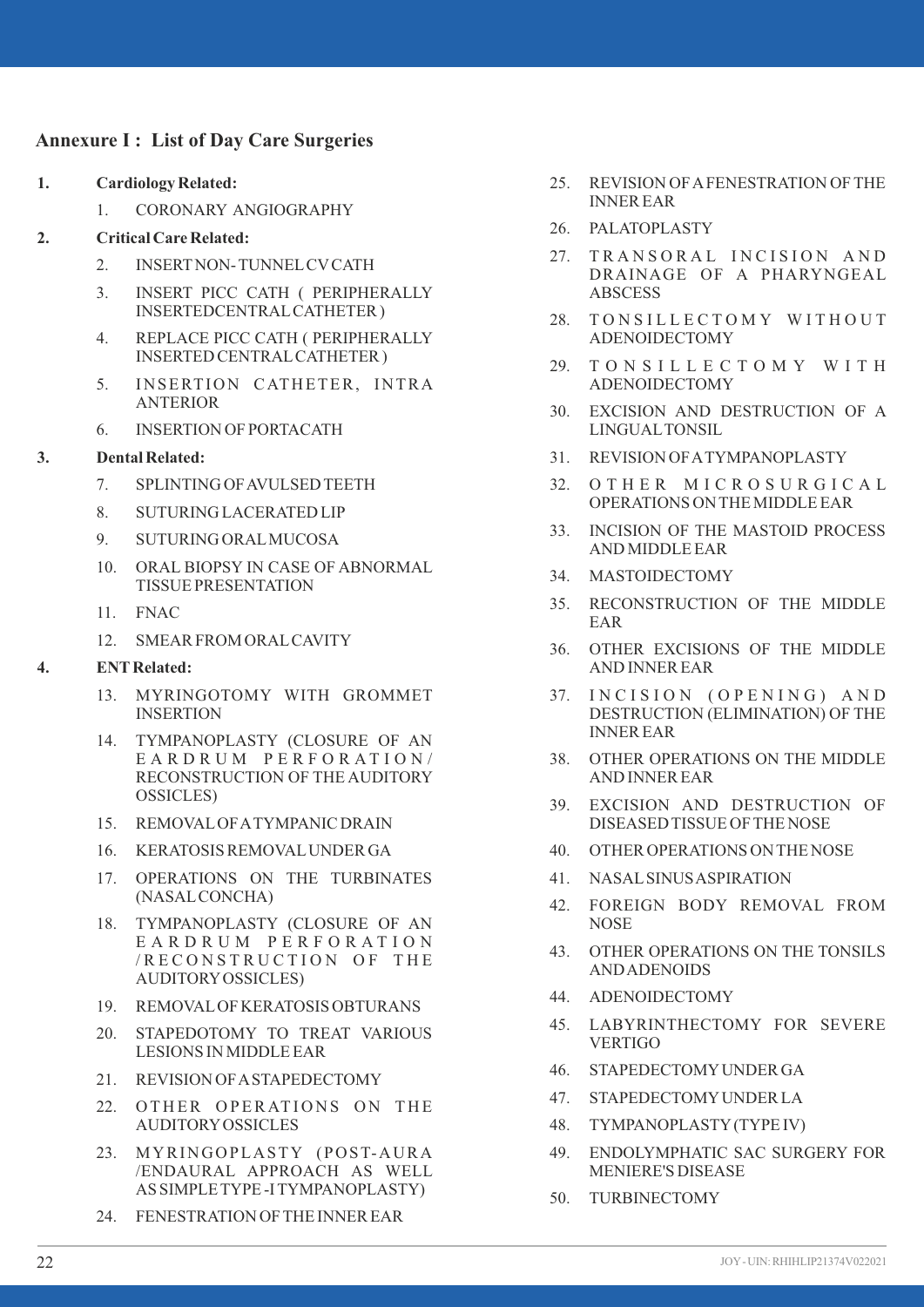## Annexure I : List of Day Care Surgeries

**1. Cardiology Related:**

1. CORONARY ANGIOGRAPHY

**2. Critical Care Related:**

2. INSERT NON- TUNNEL CV CATH
3. INSERT PICC CATH ( PERIPHERALLY INSERTEDCENTRAL CATHETER )
4. REPLACE PICC CATH ( PERIPHERALLY INSERTED CENTRAL CATHETER )
5. INSERTION CATHETER, INTRA ANTERIOR
6. INSERTION OF PORTACATH

**3. Dental Related:**

7. SPLINTING OF AVULSED TEETH
8. SUTURING LACERATED LIP
9. SUTURING ORAL MUCOSA
10. ORAL BIOPSY IN CASE OF ABNORMAL TISSUE PRESENTATION
11. FNAC
12. SMEAR FROM ORAL CAVITY

**4. ENT Related:**

13. MYRINGOTOMY WITH GROMMET INSERTION
14. TYMPANOPLASTY (CLOSURE OF AN EARDRUM PERFORATION/ RECONSTRUCTION OF THE AUDITORY OSSICLES)
15. REMOVAL OF A TYMPANIC DRAIN
16. KERATOSIS REMOVAL UNDER GA
17. OPERATIONS ON THE TURBINATES (NASAL CONCHA)
18. TYMPANOPLASTY (CLOSURE OF AN EARDRUM PERFORATION /RECONSTRUCTION OF THE AUDITORY OSSICLES)
19. REMOVAL OF KERATOSIS OBTURANS
20. STAPEDOTOMY TO TREAT VARIOUS LESIONS IN MIDDLE EAR
21. REVISION OF A STAPEDECTOMY
22. OTHER OPERATIONS ON THE AUDITORY OSSICLES
23. MYRINGOPLASTY (POST-AURA /ENDAURAL APPROACH AS WELL AS SIMPLE TYPE -I TYMPANOPLASTY)
24. FENESTRATION OF THE INNER EAR
25. REVISION OF A FENESTRATION OF THE INNER EAR
26. PALATOPLASTY
27. TRANSORAL INCISION AND DRAINAGE OF A PHARYNGEAL ABSCESS
28. TONSILLECTOMY WITHOUT ADENOIDECTOMY
29. TONSILLECTOMY WITH ADENOIDECTOMY
30. EXCISION AND DESTRUCTION OF A LINGUAL TONSIL
31. REVISION OF A TYMPANOPLASTY
32. OTHER MICROSURGICAL OPERATIONS ON THE MIDDLE EAR
33. INCISION OF THE MASTOID PROCESS AND MIDDLE EAR
34. MASTOIDECTOMY
35. RECONSTRUCTION OF THE MIDDLE EAR
36. OTHER EXCISIONS OF THE MIDDLE AND INNER EAR
37. INCISION (OPENING) AND DESTRUCTION (ELIMINATION) OF THE INNER EAR
38. OTHER OPERATIONS ON THE MIDDLE AND INNER EAR
39. EXCISION AND DESTRUCTION OF DISEASED TISSUE OF THE NOSE
40. OTHER OPERATIONS ON THE NOSE
41. NASAL SINUS ASPIRATION
42. FOREIGN BODY REMOVAL FROM NOSE
43. OTHER OPERATIONS ON THE TONSILS AND ADENOIDS
44. ADENOIDECTOMY
45. LABYRINTHECTOMY FOR SEVERE VERTIGO
46. STAPEDECTOMY UNDER GA
47. STAPEDECTOMY UNDER LA
48. TYMPANOPLASTY (TYPE IV)
49. ENDOLYMPHATIC SAC SURGERY FOR MENIERE'S DISEASE
50. TURBINECTOMY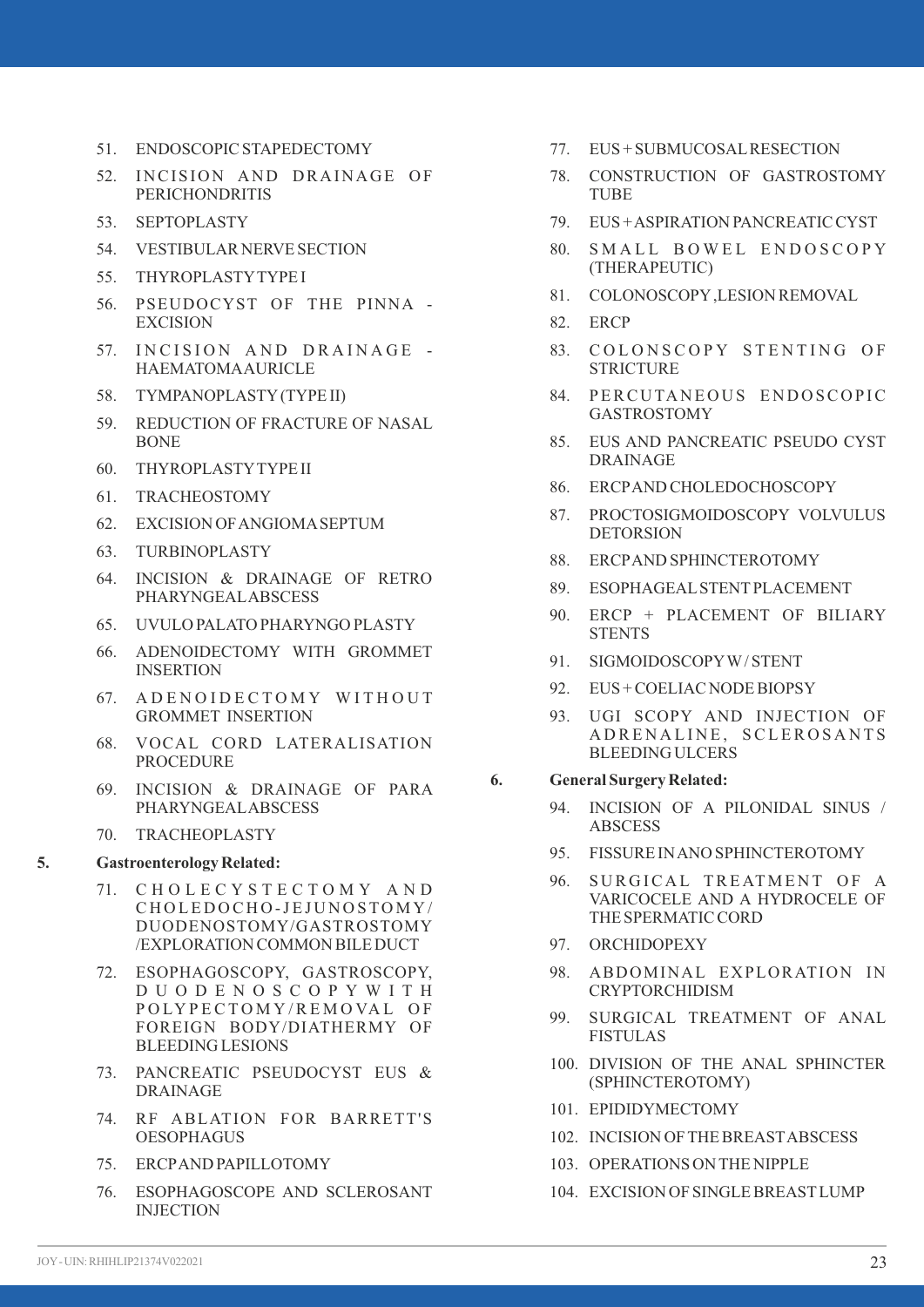51. ENDOSCOPIC STAPEDECTOMY
52. INCISION AND DRAINAGE OF PERICHONDRITIS
53. SEPTOPLASTY
54. VESTIBULAR NERVE SECTION
55. THYROPLASTY TYPE I
56. PSEUDOCYST OF THE PINNA - EXCISION
57. INCISION AND DRAINAGE - HAEMATOMA AURICLE
58. TYMPANOPLASTY (TYPE II)
59. REDUCTION OF FRACTURE OF NASAL BONE
60. THYROPLASTY TYPE II
61. TRACHEOSTOMY
62. EXCISION OF ANGIOMA SEPTUM
63. TURBINOPLASTY
64. INCISION & DRAINAGE OF RETRO PHARYNGEAL ABSCESS
65. UVULO PALATO PHARYNGO PLASTY
66. ADENOIDECTOMY WITH GROMMET INSERTION
67. ADENOIDECTOMY WITHOUT GROMMET INSERTION
68. VOCAL CORD LATERALISATION PROCEDURE
69. INCISION & DRAINAGE OF PARA PHARYNGEAL ABSCESS
70. TRACHEOPLASTY

**5. Gastroenterology Related:**

71. CHOLECYSTECTOMY AND CHOLEDOCHO-JEJUNOSTOMY/ DUODENOSTOMY/GASTROSTOMY /EXPLORATION COMMON BILE DUCT
72. ESOPHAGOSCOPY, GASTROSCOPY, DUODENOSCOPY WITH POLYPECTOMY/REMOVAL OF FOREIGN BODY/DIATHERMY OF BLEEDING LESIONS
73. PANCREATIC PSEUDOCYST EUS & DRAINAGE
74. RF ABLATION FOR BARRETT'S OESOPHAGUS
75. ERCP AND PAPILLOTOMY
76. ESOPHAGOSCOPE AND SCLEROSANT INJECTION
77. EUS + SUBMUCOSAL RESECTION
78. CONSTRUCTION OF GASTROSTOMY TUBE
79. EUS + ASPIRATION PANCREATIC CYST
80. SMALL BOWEL ENDOSCOPY (THERAPEUTIC)
81. COLONOSCOPY ,LESION REMOVAL
82. ERCP
83. COLONSCOPY STENTING OF STRICTURE
84. PERCUTANEOUS ENDOSCOPIC GASTROSTOMY
85. EUS AND PANCREATIC PSEUDO CYST DRAINAGE
86. ERCP AND CHOLEDOCHOSCOPY
87. PROCTOSIGMOIDOSCOPY VOLVULUS DETORSION
88. ERCP AND SPHINCTEROTOMY
89. ESOPHAGEAL STENT PLACEMENT
90. ERCP + PLACEMENT OF BILIARY STENTS
91. SIGMOIDOSCOPY W / STENT
92. EUS + COELIAC NODE BIOPSY
93. UGI SCOPY AND INJECTION OF ADRENALINE, SCLEROSANTS BLEEDING ULCERS

**6. General Surgery Related:**

94. INCISION OF A PILONIDAL SINUS / ABSCESS
95. FISSURE IN ANO SPHINCTEROTOMY
96. SURGICAL TREATMENT OF A VARICOCELE AND A HYDROCELE OF THE SPERMATIC CORD
97. ORCHIDOPEXY
98. ABDOMINAL EXPLORATION IN CRYPTORCHIDISM
99. SURGICAL TREATMENT OF ANAL FISTULAS
100. DIVISION OF THE ANAL SPHINCTER (SPHINCTEROTOMY)
101. EPIDIDYMECTOMY
102. INCISION OF THE BREAST ABSCESS
103. OPERATIONS ON THE NIPPLE
104. EXCISION OF SINGLE BREAST LUMP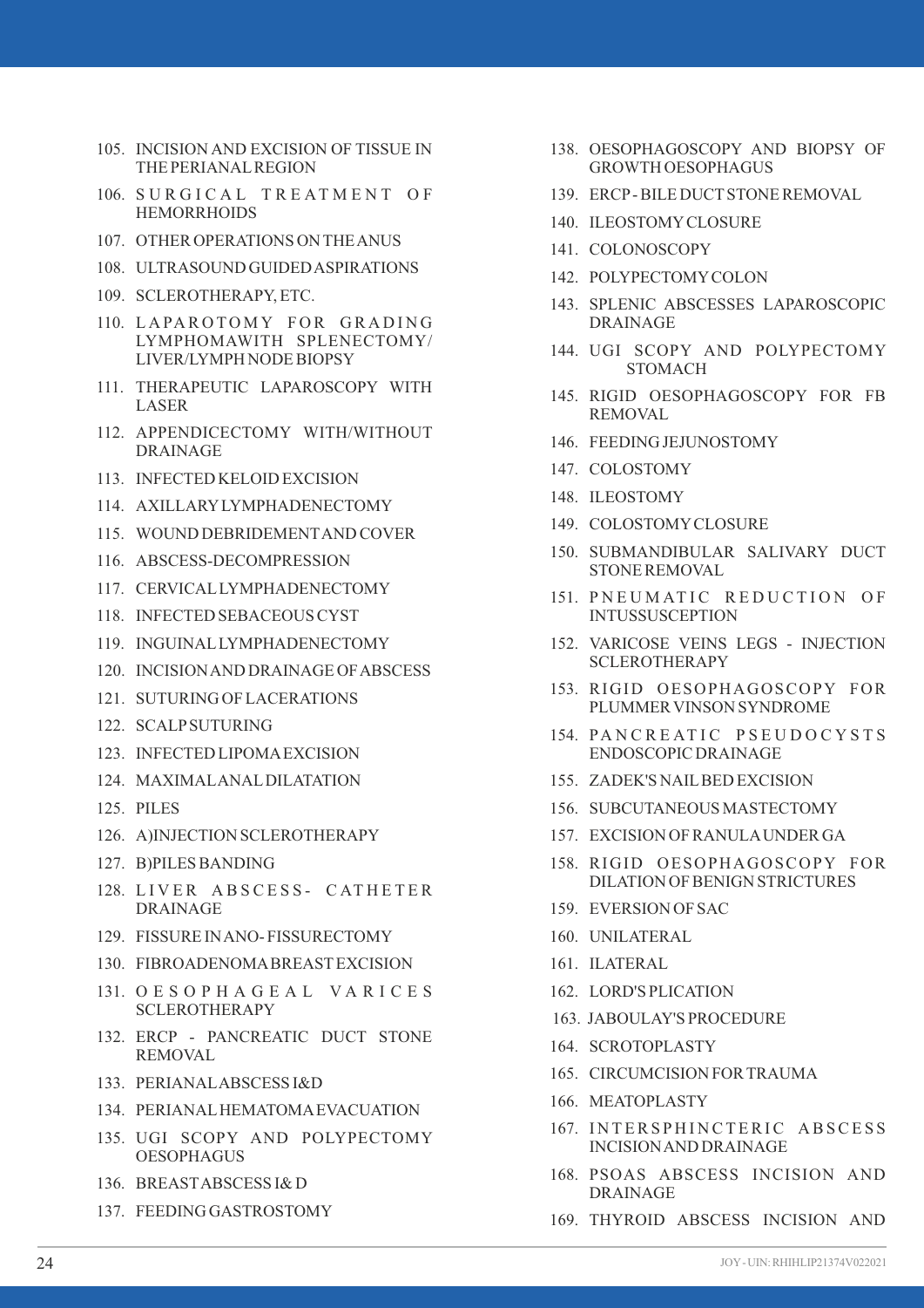105. INCISION AND EXCISION OF TISSUE IN THE PERIANAL REGION
106. SURGICAL TREATMENT OF HEMORRHOIDS
107. OTHER OPERATIONS ON THE ANUS
108. ULTRASOUND GUIDED ASPIRATIONS
109. SCLEROTHERAPY, ETC.
110. LAPAROTOMY FOR GRADING LYMPHOMAWITH SPLENECTOMY/ LIVER/LYMPH NODE BIOPSY
111. THERAPEUTIC LAPAROSCOPY WITH LASER
112. APPENDICECTOMY WITH/WITHOUT DRAINAGE
113. INFECTED KELOID EXCISION
114. AXILLARY LYMPHADENECTOMY
115. WOUND DEBRIDEMENT AND COVER
116. ABSCESS-DECOMPRESSION
117. CERVICAL LYMPHADENECTOMY
118. INFECTED SEBACEOUS CYST
119. INGUINAL LYMPHADENECTOMY
120. INCISION AND DRAINAGE OF ABSCESS
121. SUTURING OF LACERATIONS
122. SCALP SUTURING
123. INFECTED LIPOMA EXCISION
124. MAXIMAL ANAL DILATATION
125. PILES
126. A)INJECTION SCLEROTHERAPY
127. B)PILES BANDING
128. LIVER ABSCESS- CATHETER DRAINAGE
129. FISSURE IN ANO- FISSURECTOMY
130. FIBROADENOMA BREAST EXCISION
131. OESOPHAGEAL VARICES SCLEROTHERAPY
132. ERCP - PANCREATIC DUCT STONE REMOVAL
133. PERIANAL ABSCESS I&D
134. PERIANAL HEMATOMA EVACUATION
135. UGI SCOPY AND POLYPECTOMY OESOPHAGUS
136. BREAST ABSCESS I& D
137. FEEDING GASTROSTOMY
138. OESOPHAGOSCOPY AND BIOPSY OF GROWTH OESOPHAGUS
139. ERCP - BILE DUCT STONE REMOVAL
140. ILEOSTOMY CLOSURE
141. COLONOSCOPY
142. POLYPECTOMY COLON
143. SPLENIC ABSCESSES LAPAROSCOPIC DRAINAGE
144. UGI SCOPY AND POLYPECTOMY STOMACH
145. RIGID OESOPHAGOSCOPY FOR FB REMOVAL
146. FEEDING JEJUNOSTOMY
147. COLOSTOMY
148. ILEOSTOMY
149. COLOSTOMY CLOSURE
150. SUBMANDIBULAR SALIVARY DUCT STONE REMOVAL
151. PNEUMATIC REDUCTION OF INTUSSUSCEPTION
152. VARICOSE VEINS LEGS - INJECTION SCLEROTHERAPY
153. RIGID OESOPHAGOSCOPY FOR PLUMMER VINSON SYNDROME
154. PANCREATIC PSEUDOCYSTS ENDOSCOPIC DRAINAGE
155. ZADEK'S NAIL BED EXCISION
156. SUBCUTANEOUS MASTECTOMY
157. EXCISION OF RANULA UNDER GA
158. RIGID OESOPHAGOSCOPY FOR DILATION OF BENIGN STRICTURES
159. EVERSION OF SAC
160. UNILATERAL
161. ILATERAL
162. LORD'S PLICATION
163. JABOULAY'S PROCEDURE
164. SCROTOPLASTY
165. CIRCUMCISION FOR TRAUMA
166. MEATOPLASTY
167. INTERSPHINCTERIC ABSCESS INCISION AND DRAINAGE
168. PSOAS ABSCESS INCISION AND DRAINAGE
169. THYROID ABSCESS INCISION AND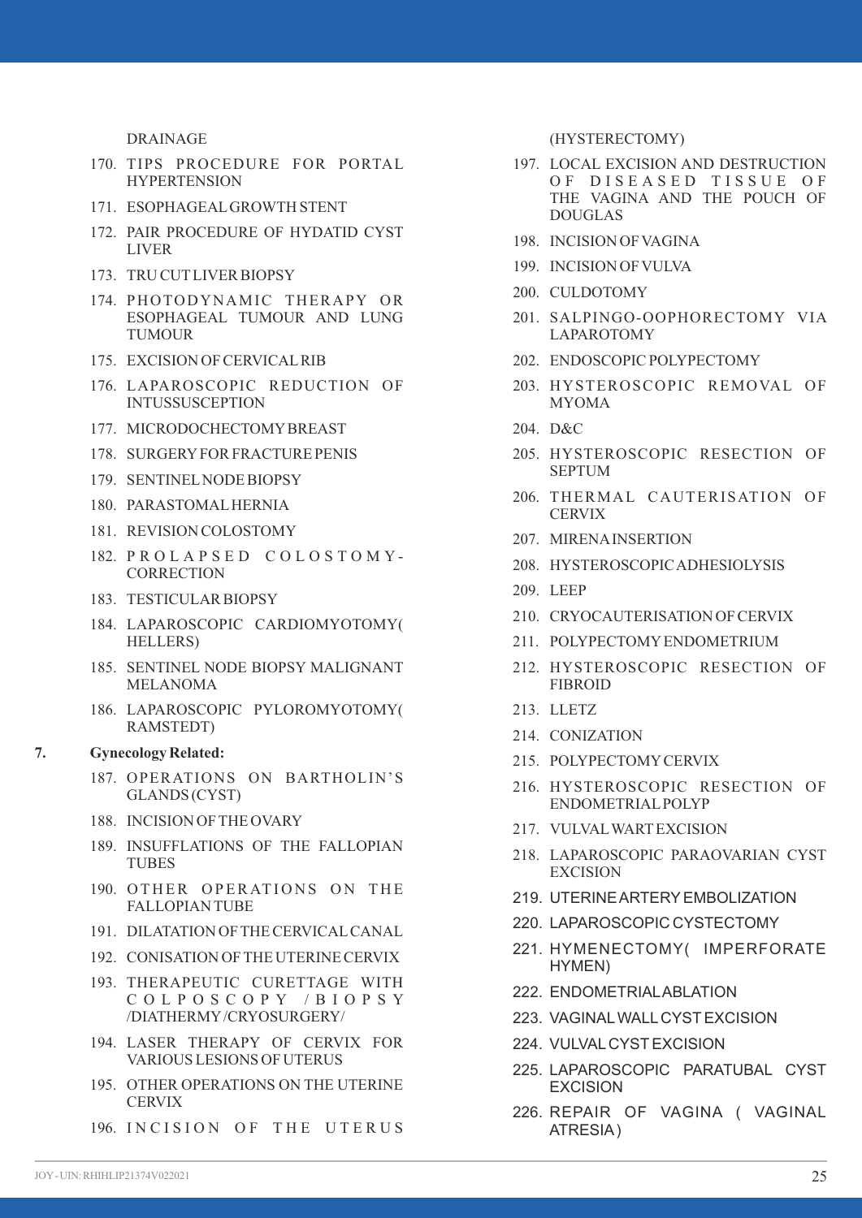DRAINAGE

170. TIPS PROCEDURE FOR PORTAL HYPERTENSION
171. ESOPHAGEAL GROWTH STENT
172. PAIR PROCEDURE OF HYDATID CYST LIVER
173. TRU CUT LIVER BIOPSY
174. PHOTODYNAMIC THERAPY OR ESOPHAGEAL TUMOUR AND LUNG TUMOUR
175. EXCISION OF CERVICAL RIB
176. LAPAROSCOPIC REDUCTION OF INTUSSUSCEPTION
177. MICRODOCHECTOMY BREAST
178. SURGERY FOR FRACTURE PENIS
179. SENTINEL NODE BIOPSY
180. PARASTOMAL HERNIA
181. REVISION COLOSTOMY
182. PROLAPSED COLOSTOMY-CORRECTION
183. TESTICULAR BIOPSY
184. LAPAROSCOPIC CARDIOMYOTOMY( HELLERS)
185. SENTINEL NODE BIOPSY MALIGNANT MELANOMA
186. LAPAROSCOPIC PYLOROMYOTOMY( RAMSTEDT)

**7. Gynecology Related:**

187. OPERATIONS ON BARTHOLIN'S GLANDS (CYST)
188. INCISION OF THE OVARY
189. INSUFFLATIONS OF THE FALLOPIAN TUBES
190. OTHER OPERATIONS ON THE FALLOPIAN TUBE
191. DILATATION OF THE CERVICAL CANAL
192. CONISATION OF THE UTERINE CERVIX
193. THERAPEUTIC CURETTAGE WITH COLPOSCOPY /BIOPSY /DIATHERMY /CRYOSURGERY/
194. LASER THERAPY OF CERVIX FOR VARIOUS LESIONS OF UTERUS
195. OTHER OPERATIONS ON THE UTERINE CERVIX
196. INCISION OF THE UTERUS (HYSTERECTOMY)
197. LOCAL EXCISION AND DESTRUCTION OF DISEASED TISSUE OF THE VAGINA AND THE POUCH OF DOUGLAS
198. INCISION OF VAGINA
199. INCISION OF VULVA
200. CULDOTOMY
201. SALPINGO-OOPHORECTOMY VIA LAPAROTOMY
202. ENDOSCOPIC POLYPECTOMY
203. HYSTEROSCOPIC REMOVAL OF MYOMA
204. D&C
205. HYSTEROSCOPIC RESECTION OF SEPTUM
206. THERMAL CAUTERISATION OF CERVIX
207. MIRENA INSERTION
208. HYSTEROSCOPIC ADHESIOLYSIS
209. LEEP
210. CRYOCAUTERISATION OF CERVIX
211. POLYPECTOMY ENDOMETRIUM
212. HYSTEROSCOPIC RESECTION OF FIBROID
213. LLETZ
214. CONIZATION
215. POLYPECTOMY CERVIX
216. HYSTEROSCOPIC RESECTION OF ENDOMETRIAL POLYP
217. VULVAL WART EXCISION
218. LAPAROSCOPIC PARAOVARIAN CYST EXCISION
219. UTERINE ARTERY EMBOLIZATION
220. LAPAROSCOPIC CYSTECTOMY
221. HYMENECTOMY( IMPERFORATE HYMEN)
222. ENDOMETRIAL ABLATION
223. VAGINAL WALL CYST EXCISION
224. VULVAL CYST EXCISION
225. LAPAROSCOPIC PARATUBAL CYST EXCISION
226. REPAIR OF VAGINA ( VAGINAL ATRESIA )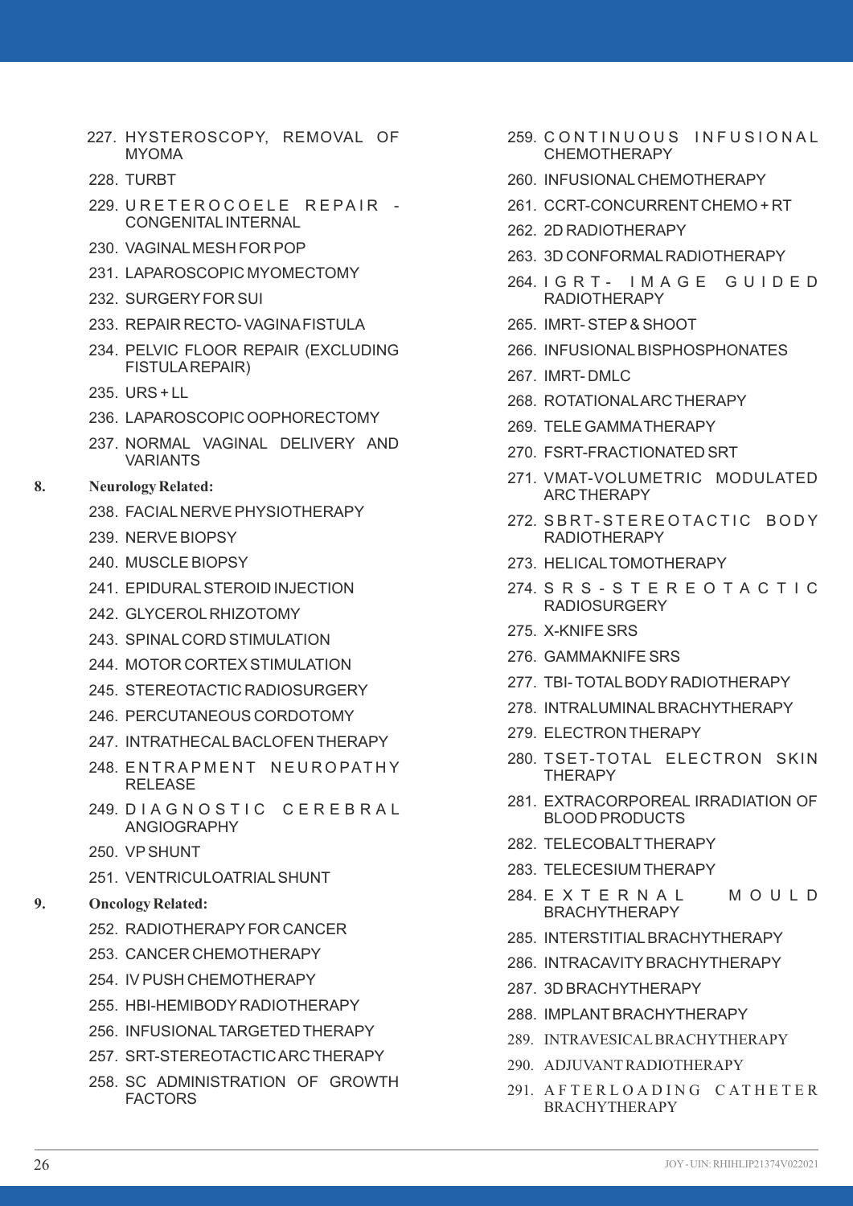227. HYSTEROSCOPY, REMOVAL OF MYOMA
228. TURBT
229. URETEROCOELE REPAIR - CONGENITAL INTERNAL
230. VAGINAL MESH FOR POP
231. LAPAROSCOPIC MYOMECTOMY
232. SURGERY FOR SUI
233. REPAIR RECTO- VAGINA FISTULA
234. PELVIC FLOOR REPAIR (EXCLUDING FISTULA REPAIR)
235. URS + LL
236. LAPAROSCOPIC OOPHORECTOMY
237. NORMAL VAGINAL DELIVERY AND VARIANTS

**8. Neurology Related:**

238. FACIAL NERVE PHYSIOTHERAPY
239. NERVE BIOPSY
240. MUSCLE BIOPSY
241. EPIDURAL STEROID INJECTION
242. GLYCEROL RHIZOTOMY
243. SPINAL CORD STIMULATION
244. MOTOR CORTEX STIMULATION
245. STEREOTACTIC RADIOSURGERY
246. PERCUTANEOUS CORDOTOMY
247. INTRATHECAL BACLOFEN THERAPY
248. ENTRAPMENT NEUROPATHY RELEASE
249. DIAGNOSTIC CEREBRAL ANGIOGRAPHY
250. VP SHUNT
251. VENTRICULOATRIAL SHUNT

**9. Oncology Related:**

252. RADIOTHERAPY FOR CANCER
253. CANCER CHEMOTHERAPY
254. IV PUSH CHEMOTHERAPY
255. HBI-HEMIBODY RADIOTHERAPY
256. INFUSIONAL TARGETED THERAPY
257. SRT-STEREOTACTIC ARC THERAPY
258. SC ADMINISTRATION OF GROWTH FACTORS
259. CONTINUOUS INFUSIONAL CHEMOTHERAPY
260. INFUSIONAL CHEMOTHERAPY
261. CCRT-CONCURRENT CHEMO + RT
262. 2D RADIOTHERAPY
263. 3D CONFORMAL RADIOTHERAPY
264. IGRT- IMAGE GUIDED RADIOTHERAPY
265. IMRT- STEP & SHOOT
266. INFUSIONAL BISPHOSPHONATES
267. IMRT- DMLC
268. ROTATIONAL ARC THERAPY
269. TELE GAMMA THERAPY
270. FSRT-FRACTIONATED SRT
271. VMAT-VOLUMETRIC MODULATED ARC THERAPY
272. SBRT-STEREOTACTIC BODY RADIOTHERAPY
273. HELICAL TOMOTHERAPY
274. SRS-STEREOTACTIC RADIOSURGERY
275. X-KNIFE SRS
276. GAMMAKNIFE SRS
277. TBI- TOTAL BODY RADIOTHERAPY
278. INTRALUMINAL BRACHYTHERAPY
279. ELECTRON THERAPY
280. TSET-TOTAL ELECTRON SKIN THERAPY
281. EXTRACORPOREAL IRRADIATION OF BLOOD PRODUCTS
282. TELECOBALT THERAPY
283. TELECESIUM THERAPY
284. EXTERNAL MOULD BRACHYTHERAPY
285. INTERSTITIAL BRACHYTHERAPY
286. INTRACAVITY BRACHYTHERAPY
287. 3D BRACHYTHERAPY
288. IMPLANT BRACHYTHERAPY
289. INTRAVESICAL BRACHYTHERAPY
290. ADJUVANT RADIOTHERAPY
291. AFTERLOADING CATHETER BRACHYTHERAPY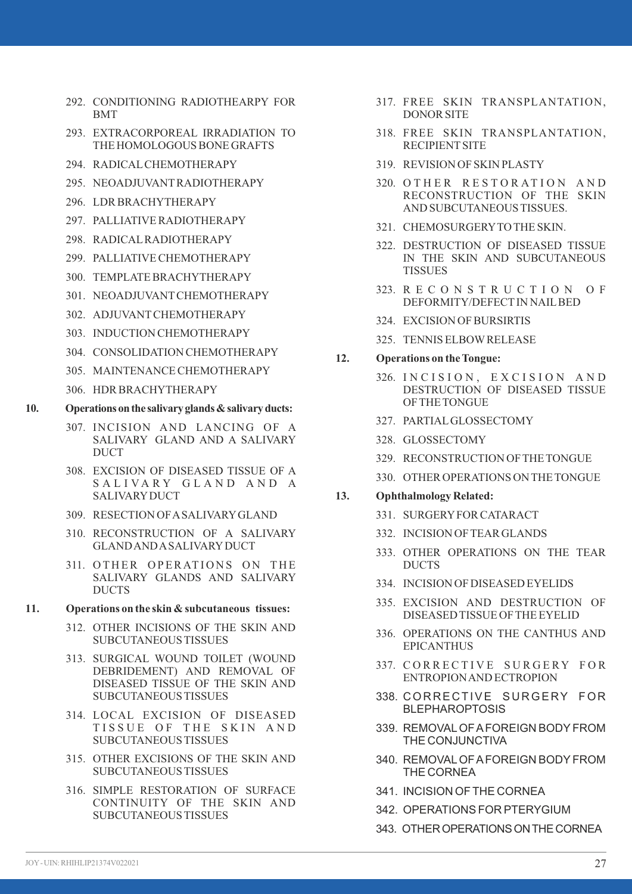292. CONDITIONING RADIOTHEARPY FOR BMT
293. EXTRACORPOREAL IRRADIATION TO THE HOMOLOGOUS BONE GRAFTS
294. RADICAL CHEMOTHERAPY
295. NEOADJUVANT RADIOTHERAPY
296. LDR BRACHYTHERAPY
297. PALLIATIVE RADIOTHERAPY
298. RADICAL RADIOTHERAPY
299. PALLIATIVE CHEMOTHERAPY
300. TEMPLATE BRACHYTHERAPY
301. NEOADJUVANT CHEMOTHERAPY
302. ADJUVANT CHEMOTHERAPY
303. INDUCTION CHEMOTHERAPY
304. CONSOLIDATION CHEMOTHERAPY
305. MAINTENANCE CHEMOTHERAPY
306. HDR BRACHYTHERAPY

**10. Operations on the salivary glands & salivary ducts:**

307. INCISION AND LANCING OF A SALIVARY GLAND AND A SALIVARY DUCT
308. EXCISION OF DISEASED TISSUE OF A SALIVARY GLAND AND A SALIVARY DUCT
309. RESECTION OF A SALIVARY GLAND
310. RECONSTRUCTION OF A SALIVARY GLAND AND A SALIVARY DUCT
311. OTHER OPERATIONS ON THE SALIVARY GLANDS AND SALIVARY DUCTS

**11. Operations on the skin & subcutaneous tissues:**

312. OTHER INCISIONS OF THE SKIN AND SUBCUTANEOUS TISSUES
313. SURGICAL WOUND TOILET (WOUND DEBRIDEMENT) AND REMOVAL OF DISEASED TISSUE OF THE SKIN AND SUBCUTANEOUS TISSUES
314. LOCAL EXCISION OF DISEASED TISSUE OF THE SKIN AND SUBCUTANEOUS TISSUES
315. OTHER EXCISIONS OF THE SKIN AND SUBCUTANEOUS TISSUES
316. SIMPLE RESTORATION OF SURFACE CONTINUITY OF THE SKIN AND SUBCUTANEOUS TISSUES
317. FREE SKIN TRANSPLANTATION, DONOR SITE
318. FREE SKIN TRANSPLANTATION, RECIPIENT SITE
319. REVISION OF SKIN PLASTY
320. OTHER RESTORATION AND RECONSTRUCTION OF THE SKIN AND SUBCUTANEOUS TISSUES.
321. CHEMOSURGERY TO THE SKIN.
322. DESTRUCTION OF DISEASED TISSUE IN THE SKIN AND SUBCUTANEOUS TISSUES
323. RECONSTRUCTION OF DEFORMITY/DEFECT IN NAIL BED
324. EXCISION OF BURSIRTIS
325. TENNIS ELBOW RELEASE

**12. Operations on the Tongue:**

326. INCISION, EXCISION AND DESTRUCTION OF DISEASED TISSUE OF THE TONGUE
327. PARTIAL GLOSSECTOMY
328. GLOSSECTOMY
329. RECONSTRUCTION OF THE TONGUE
330. OTHER OPERATIONS ON THE TONGUE

**13. Ophthalmology Related:**

331. SURGERY FOR CATARACT
332. INCISION OF TEAR GLANDS
333. OTHER OPERATIONS ON THE TEAR DUCTS
334. INCISION OF DISEASED EYELIDS
335. EXCISION AND DESTRUCTION OF DISEASED TISSUE OF THE EYELID
336. OPERATIONS ON THE CANTHUS AND EPICANTHUS
337. CORRECTIVE SURGERY FOR ENTROPION AND ECTROPION
338. CORRECTIVE SURGERY FOR BLEPHAROPTOSIS
339. REMOVAL OF A FOREIGN BODY FROM THE CONJUNCTIVA
340. REMOVAL OF A FOREIGN BODY FROM THE CORNEA
341. INCISION OF THE CORNEA
342. OPERATIONS FOR PTERYGIUM
343. OTHER OPERATIONS ON THE CORNEA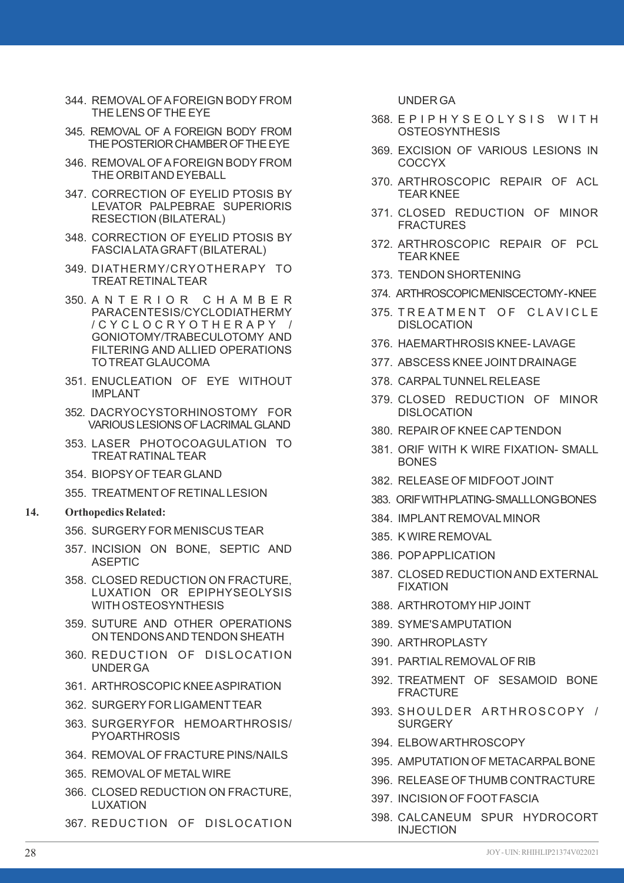344. REMOVAL OF A FOREIGN BODY FROM THE LENS OF THE EYE
345. REMOVAL OF A FOREIGN BODY FROM THE POSTERIOR CHAMBER OF THE EYE
346. REMOVAL OF A FOREIGN BODY FROM THE ORBIT AND EYEBALL
347. CORRECTION OF EYELID PTOSIS BY LEVATOR PALPEBRAE SUPERIORIS RESECTION (BILATERAL)
348. CORRECTION OF EYELID PTOSIS BY FASCIA LATA GRAFT (BILATERAL)
349. DIATHERMY/CRYOTHERAPY TO TREAT RETINAL TEAR
350. ANTERIOR CHAMBER PARACENTESIS/CYCLODIATHERMY/CYCLOCRYOTHERAPY/GONIOTOMY/TRABECULOTOMY AND FILTERING AND ALLIED OPERATIONS TO TREAT GLAUCOMA
351. ENUCLEATION OF EYE WITHOUT IMPLANT
352. DACRYOCYSTORHINOSTOMY FOR VARIOUS LESIONS OF LACRIMAL GLAND
353. LASER PHOTOCOAGULATION TO TREAT RATINAL TEAR
354. BIOPSY OF TEAR GLAND
355. TREATMENT OF RETINAL LESION

**14. Orthopedics Related:**

356. SURGERY FOR MENISCUS TEAR
357. INCISION ON BONE, SEPTIC AND ASEPTIC
358. CLOSED REDUCTION ON FRACTURE, LUXATION OR EPIPHYSEOLYSIS WITH OSTEOSYNTHESIS
359. SUTURE AND OTHER OPERATIONS ON TENDONS AND TENDON SHEATH
360. REDUCTION OF DISLOCATION UNDER GA
361. ARTHROSCOPIC KNEE ASPIRATION
362. SURGERY FOR LIGAMENT TEAR
363. SURGERYFOR HEMOARTHROSIS/PYOARTHROSIS
364. REMOVAL OF FRACTURE PINS/NAILS
365. REMOVAL OF METAL WIRE
366. CLOSED REDUCTION ON FRACTURE, LUXATION
367. REDUCTION OF DISLOCATION UNDER GA
368. EPIPHYSEOLYSIS WITH OSTEOSYNTHESIS
369. EXCISION OF VARIOUS LESIONS IN COCCYX
370. ARTHROSCOPIC REPAIR OF ACL TEAR KNEE
371. CLOSED REDUCTION OF MINOR FRACTURES
372. ARTHROSCOPIC REPAIR OF PCL TEAR KNEE
373. TENDON SHORTENING
374. ARTHROSCOPIC MENISCECTOMY-KNEE
375. TREATMENT OF CLAVICLE DISLOCATION
376. HAEMARTHROSIS KNEE- LAVAGE
377. ABSCESS KNEE JOINT DRAINAGE
378. CARPAL TUNNEL RELEASE
379. CLOSED REDUCTION OF MINOR DISLOCATION
380. REPAIR OF KNEE CAP TENDON
381. ORIF WITH K WIRE FIXATION- SMALL BONES
382. RELEASE OF MIDFOOT JOINT
383. ORIF WITH PLATING- SMALL LONG BONES
384. IMPLANT REMOVAL MINOR
385. K WIRE REMOVAL
386. POP APPLICATION
387. CLOSED REDUCTION AND EXTERNAL FIXATION
388. ARTHROTOMY HIP JOINT
389. SYME'S AMPUTATION
390. ARTHROPLASTY
391. PARTIAL REMOVAL OF RIB
392. TREATMENT OF SESAMOID BONE FRACTURE
393. SHOULDER ARTHROSCOPY / SURGERY
394. ELBOW ARTHROSCOPY
395. AMPUTATION OF METACARPAL BONE
396. RELEASE OF THUMB CONTRACTURE
397. INCISION OF FOOT FASCIA
398. CALCANEUM SPUR HYDROCORT INJECTION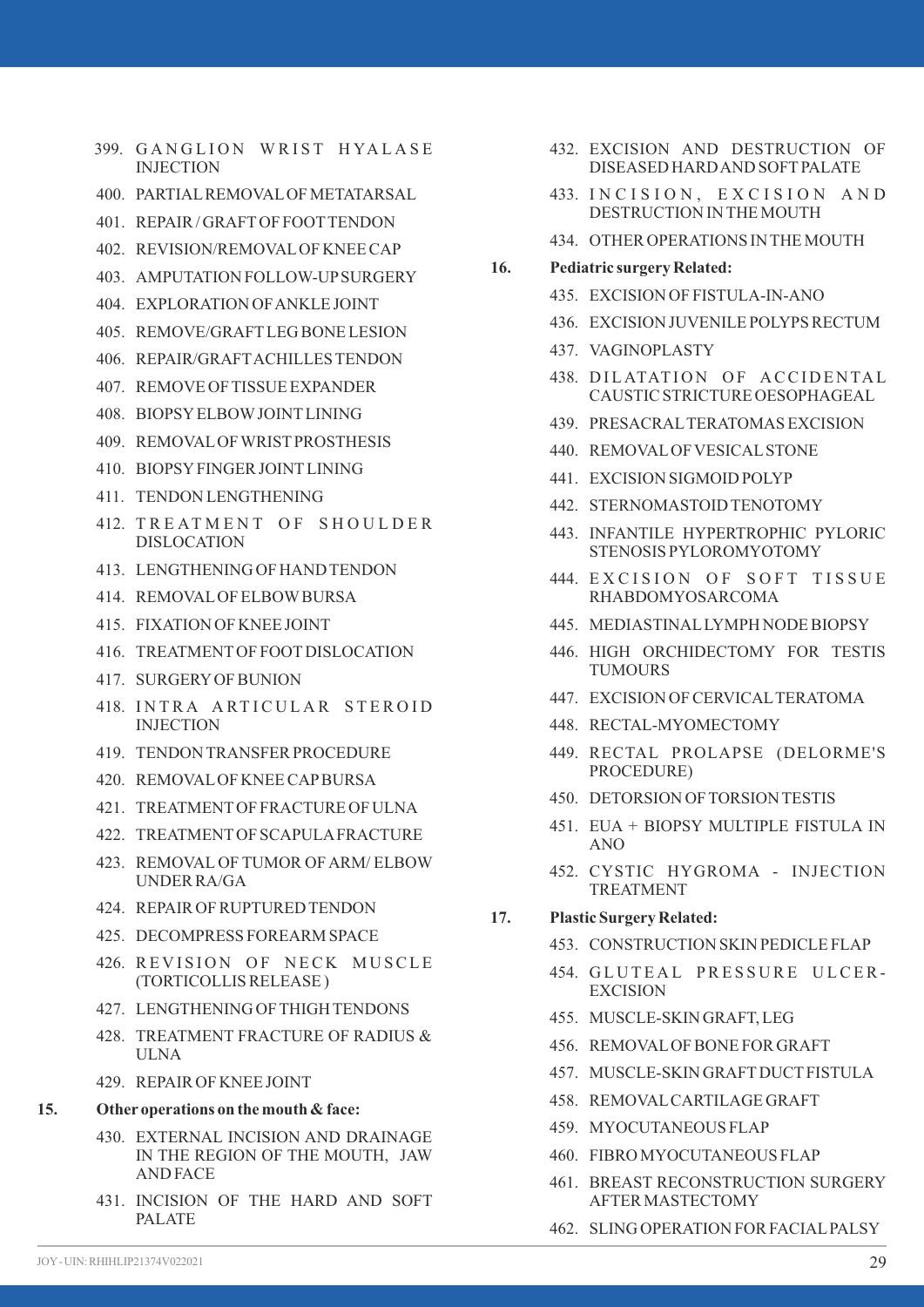399. GANGLION WRIST HYALASE INJECTION
400. PARTIAL REMOVAL OF METATARSAL
401. REPAIR / GRAFT OF FOOT TENDON
402. REVISION/REMOVAL OF KNEE CAP
403. AMPUTATION FOLLOW-UP SURGERY
404. EXPLORATION OF ANKLE JOINT
405. REMOVE/GRAFT LEG BONE LESION
406. REPAIR/GRAFT ACHILLES TENDON
407. REMOVE OF TISSUE EXPANDER
408. BIOPSY ELBOW JOINT LINING
409. REMOVAL OF WRIST PROSTHESIS
410. BIOPSY FINGER JOINT LINING
411. TENDON LENGTHENING
412. TREATMENT OF SHOULDER DISLOCATION
413. LENGTHENING OF HAND TENDON
414. REMOVAL OF ELBOW BURSA
415. FIXATION OF KNEE JOINT
416. TREATMENT OF FOOT DISLOCATION
417. SURGERY OF BUNION
418. INTRA ARTICULAR STEROID INJECTION
419. TENDON TRANSFER PROCEDURE
420. REMOVAL OF KNEE CAP BURSA
421. TREATMENT OF FRACTURE OF ULNA
422. TREATMENT OF SCAPULA FRACTURE
423. REMOVAL OF TUMOR OF ARM/ ELBOW UNDER RA/GA
424. REPAIR OF RUPTURED TENDON
425. DECOMPRESS FOREARM SPACE
426. REVISION OF NECK MUSCLE (TORTICOLLIS RELEASE )
427. LENGTHENING OF THIGH TENDONS
428. TREATMENT FRACTURE OF RADIUS & ULNA
429. REPAIR OF KNEE JOINT

**15. Other operations on the mouth & face:**

430. EXTERNAL INCISION AND DRAINAGE IN THE REGION OF THE MOUTH, JAW AND FACE
431. INCISION OF THE HARD AND SOFT PALATE
432. EXCISION AND DESTRUCTION OF DISEASED HARD AND SOFT PALATE
433. INCISION, EXCISION AND DESTRUCTION IN THE MOUTH
434. OTHER OPERATIONS IN THE MOUTH

**16. Pediatric surgery Related:**

435. EXCISION OF FISTULA-IN-ANO
436. EXCISION JUVENILE POLYPS RECTUM
437. VAGINOPLASTY
438. DILATATION OF ACCIDENTAL CAUSTIC STRICTURE OESOPHAGEAL
439. PRESACRAL TERATOMAS EXCISION
440. REMOVAL OF VESICAL STONE
441. EXCISION SIGMOID POLYP
442. STERNOMASTOID TENOTOMY
443. INFANTILE HYPERTROPHIC PYLORIC STENOSIS PYLOROMYOTOMY
444. EXCISION OF SOFT TISSUE RHABDOMYOSARCOMA
445. MEDIASTINAL LYMPH NODE BIOPSY
446. HIGH ORCHIDECTOMY FOR TESTIS TUMOURS
447. EXCISION OF CERVICAL TERATOMA
448. RECTAL-MYOMECTOMY
449. RECTAL PROLAPSE (DELORME'S PROCEDURE)
450. DETORSION OF TORSION TESTIS
451. EUA + BIOPSY MULTIPLE FISTULA IN ANO
452. CYSTIC HYGROMA - INJECTION TREATMENT

**17. Plastic Surgery Related:**

453. CONSTRUCTION SKIN PEDICLE FLAP
454. GLUTEAL PRESSURE ULCER-EXCISION
455. MUSCLE-SKIN GRAFT, LEG
456. REMOVAL OF BONE FOR GRAFT
457. MUSCLE-SKIN GRAFT DUCT FISTULA
458. REMOVAL CARTILAGE GRAFT
459. MYOCUTANEOUS FLAP
460. FIBRO MYOCUTANEOUS FLAP
461. BREAST RECONSTRUCTION SURGERY AFTER MASTECTOMY
462. SLING OPERATION FOR FACIAL PALSY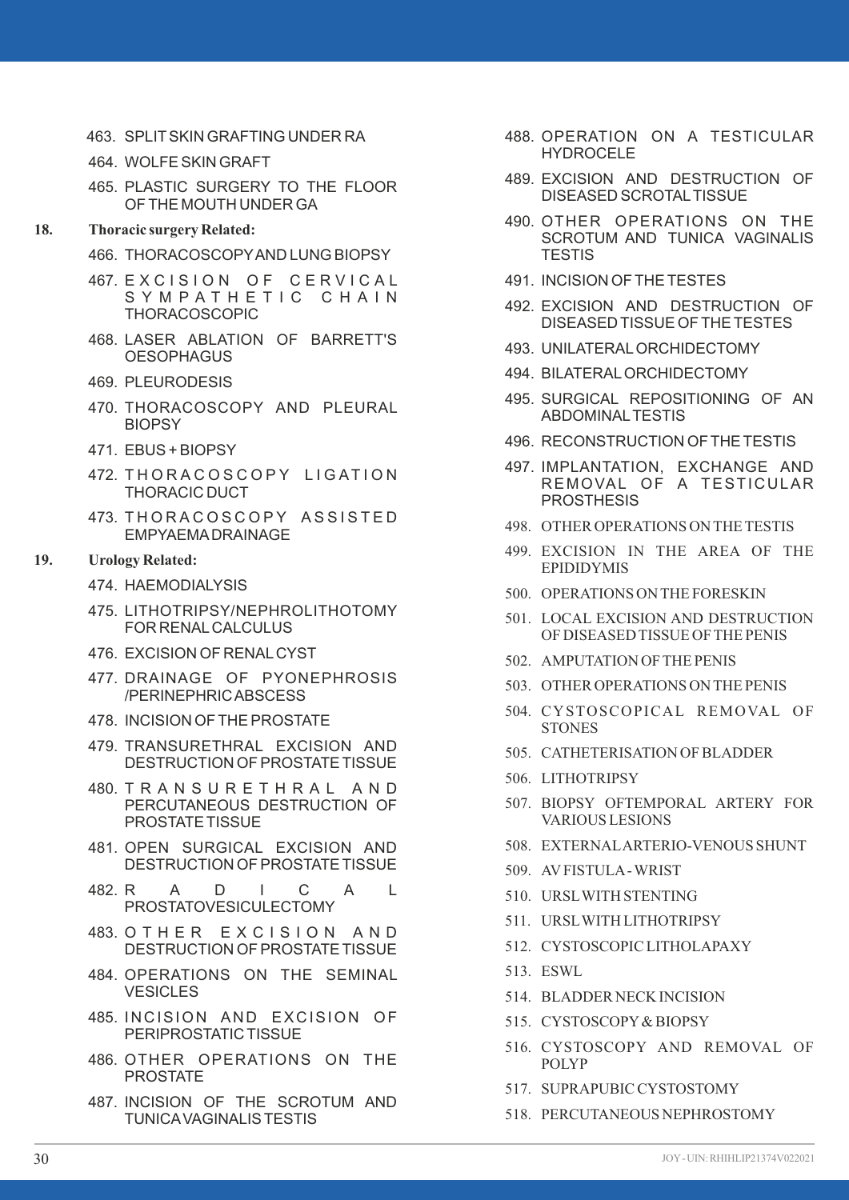463. SPLIT SKIN GRAFTING UNDER RA

464. WOLFE SKIN GRAFT

465. PLASTIC SURGERY TO THE FLOOR OF THE MOUTH UNDER GA

**18. Thoracic surgery Related:**

466. THORACOSCOPY AND LUNG BIOPSY

467. EXCISION OF CERVICAL SYMPATHETIC CHAIN THORACOSCOPIC

468. LASER ABLATION OF BARRETT'S OESOPHAGUS

469. PLEURODESIS

470. THORACOSCOPY AND PLEURAL BIOPSY

471. EBUS + BIOPSY

472. THORACOSCOPY LIGATION THORACIC DUCT

473. THORACOSCOPY ASSISTED EMPYAEMA DRAINAGE

**19. Urology Related:**

474. HAEMODIALYSIS

475. LITHOTRIPSY/NEPHROLITHOTOMY FOR RENAL CALCULUS

476. EXCISION OF RENAL CYST

477. DRAINAGE OF PYONEPHROSIS /PERINEPHRIC ABSCESS

478. INCISION OF THE PROSTATE

479. TRANSURETHRAL EXCISION AND DESTRUCTION OF PROSTATE TISSUE

480. TRANSURETHRAL AND PERCUTANEOUS DESTRUCTION OF PROSTATE TISSUE

481. OPEN SURGICAL EXCISION AND DESTRUCTION OF PROSTATE TISSUE

482. RADICAL PROSTATOVESICULECTOMY

483. OTHER EXCISION AND DESTRUCTION OF PROSTATE TISSUE

484. OPERATIONS ON THE SEMINAL VESICLES

485. INCISION AND EXCISION OF PERIPROSTATIC TISSUE

486. OTHER OPERATIONS ON THE PROSTATE

487. INCISION OF THE SCROTUM AND TUNICA VAGINALIS TESTIS

488. OPERATION ON A TESTICULAR HYDROCELE

489. EXCISION AND DESTRUCTION OF DISEASED SCROTAL TISSUE

490. OTHER OPERATIONS ON THE SCROTUM AND TUNICA VAGINALIS TESTIS

491. INCISION OF THE TESTES

492. EXCISION AND DESTRUCTION OF DISEASED TISSUE OF THE TESTES

493. UNILATERAL ORCHIDECTOMY

494. BILATERAL ORCHIDECTOMY

495. SURGICAL REPOSITIONING OF AN ABDOMINAL TESTIS

496. RECONSTRUCTION OF THE TESTIS

497. IMPLANTATION, EXCHANGE AND REMOVAL OF A TESTICULAR PROSTHESIS

498. OTHER OPERATIONS ON THE TESTIS

499. EXCISION IN THE AREA OF THE EPIDIDYMIS

500. OPERATIONS ON THE FORESKIN

501. LOCAL EXCISION AND DESTRUCTION OF DISEASED TISSUE OF THE PENIS

502. AMPUTATION OF THE PENIS

503. OTHER OPERATIONS ON THE PENIS

504. CYSTOSCOPICAL REMOVAL OF STONES

505. CATHETERISATION OF BLADDER

506. LITHOTRIPSY

507. BIOPSY OFTEMPORAL ARTERY FOR VARIOUS LESIONS

508. EXTERNAL ARTERIO-VENOUS SHUNT

509. AV FISTULA - WRIST

510. URSL WITH STENTING

511. URSL WITH LITHOTRIPSY

512. CYSTOSCOPIC LITHOLAPAXY

513. ESWL

514. BLADDER NECK INCISION

515. CYSTOSCOPY & BIOPSY

516. CYSTOSCOPY AND REMOVAL OF POLYP

517. SUPRAPUBIC CYSTOSTOMY

518. PERCUTANEOUS NEPHROSTOMY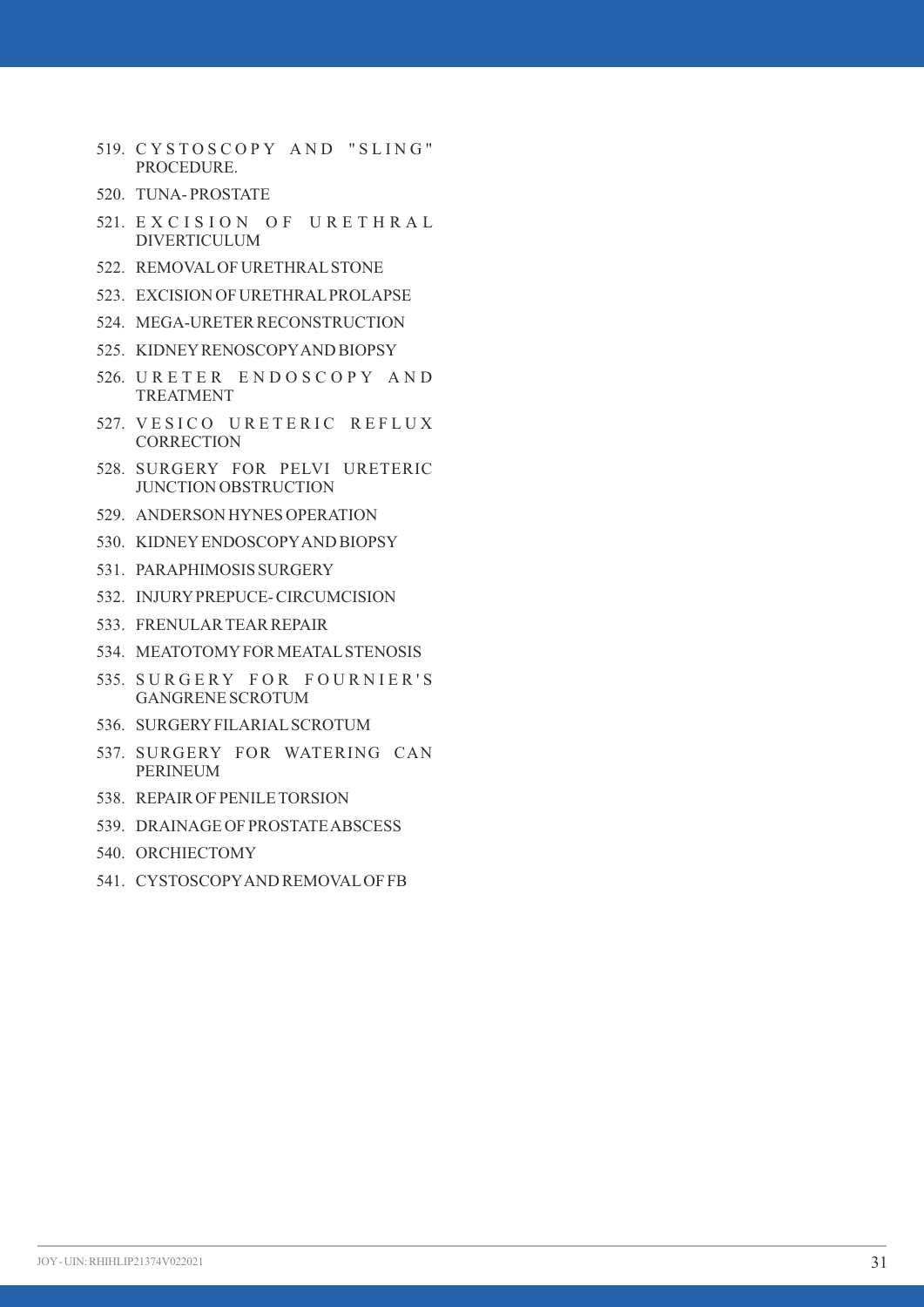519. CYSTOSCOPY AND "SLING" PROCEDURE.
520. TUNA- PROSTATE
521. EXCISION OF URETHRAL DIVERTICULUM
522. REMOVAL OF URETHRAL STONE
523. EXCISION OF URETHRAL PROLAPSE
524. MEGA-URETER RECONSTRUCTION
525. KIDNEY RENOSCOPY AND BIOPSY
526. URETER ENDOSCOPY AND TREATMENT
527. VESICO URETERIC REFLUX CORRECTION
528. SURGERY FOR PELVI URETERIC JUNCTION OBSTRUCTION
529. ANDERSON HYNES OPERATION
530. KIDNEY ENDOSCOPY AND BIOPSY
531. PARAPHIMOSIS SURGERY
532. INJURY PREPUCE- CIRCUMCISION
533. FRENULAR TEAR REPAIR
534. MEATOTOMY FOR MEATAL STENOSIS
535. SURGERY FOR FOURNIER'S GANGRENE SCROTUM
536. SURGERY FILARIAL SCROTUM
537. SURGERY FOR WATERING CAN PERINEUM
538. REPAIR OF PENILE TORSION
539. DRAINAGE OF PROSTATE ABSCESS
540. ORCHIECTOMY
541. CYSTOSCOPY AND REMOVAL OF FB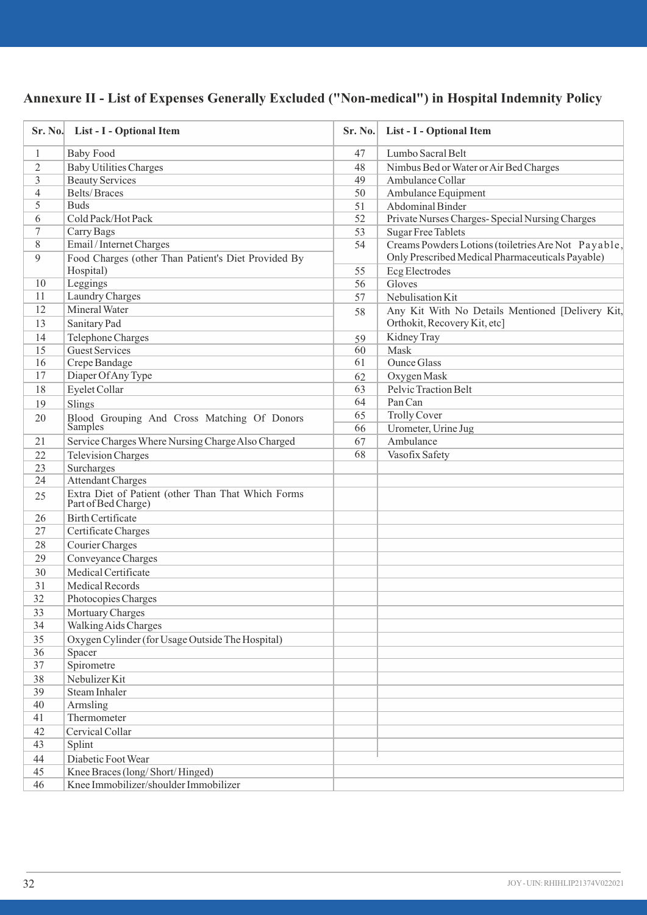## Annexure II - List of Expenses Generally Excluded ("Non-medical") in Hospital Indemnity Policy

| Sr. No. | List - I - Optional Item | Sr. No. | List - I - Optional Item |
|---|---|---|---|
| 1 | Baby Food | 47 | Lumbo Sacral Belt |
| 2 | Baby Utilities Charges | 48 | Nimbus Bed or Water or Air Bed Charges |
| 3 | Beauty Services | 49 | Ambulance Collar |
| 4 | Belts/ Braces | 50 | Ambulance Equipment |
| 5 | Buds | 51 | Abdominal Binder |
| 6 | Cold Pack/Hot Pack | 52 | Private Nurses Charges- Special Nursing Charges |
| 7 | Carry Bags | 53 | Sugar Free Tablets |
| 8 | Email / Internet Charges | 54 | Creams Powders Lotions (toiletries Are Not Payable, Only Prescribed Medical Pharmaceuticals Payable) |
| 9 | Food Charges (other Than Patient's Diet Provided By Hospital) | 55 | Ecg Electrodes |
| 10 | Leggings | 56 | Gloves |
| 11 | Laundry Charges | 57 | Nebulisation Kit |
| 12 | Mineral Water | 58 | Any Kit With No Details Mentioned [Delivery Kit, Orthokit, Recovery Kit, etc] |
| 13 | Sanitary Pad | | |
| 14 | Telephone Charges | 59 | Kidney Tray |
| 15 | Guest Services | 60 | Mask |
| 16 | Crepe Bandage | 61 | Ounce Glass |
| 17 | Diaper Of Any Type | 62 | Oxygen Mask |
| 18 | Eyelet Collar | 63 | Pelvic Traction Belt |
| 19 | Slings | 64 | Pan Can |
| 20 | Blood Grouping And Cross Matching Of Donors Samples | 65 | Trolly Cover |
| | | 66 | Urometer, Urine Jug |
| 21 | Service Charges Where Nursing Charge Also Charged | 67 | Ambulance |
| 22 | Television Charges | 68 | Vasofix Safety |
| 23 | Surcharges | | |
| 24 | Attendant Charges | | |
| 25 | Extra Diet of Patient (other Than That Which Forms Part of Bed Charge) | | |
| 26 | Birth Certificate | | |
| 27 | Certificate Charges | | |
| 28 | Courier Charges | | |
| 29 | Conveyance Charges | | |
| 30 | Medical Certificate | | |
| 31 | Medical Records | | |
| 32 | Photocopies Charges | | |
| 33 | Mortuary Charges | | |
| 34 | Walking Aids Charges | | |
| 35 | Oxygen Cylinder (for Usage Outside The Hospital) | | |
| 36 | Spacer | | |
| 37 | Spirometre | | |
| 38 | Nebulizer Kit | | |
| 39 | Steam Inhaler | | |
| 40 | Armsling | | |
| 41 | Thermometer | | |
| 42 | Cervical Collar | | |
| 43 | Splint | | |
| 44 | Diabetic Foot Wear | | |
| 45 | Knee Braces (long/ Short/ Hinged) | | |
| 46 | Knee Immobilizer/shoulder Immobilizer | | |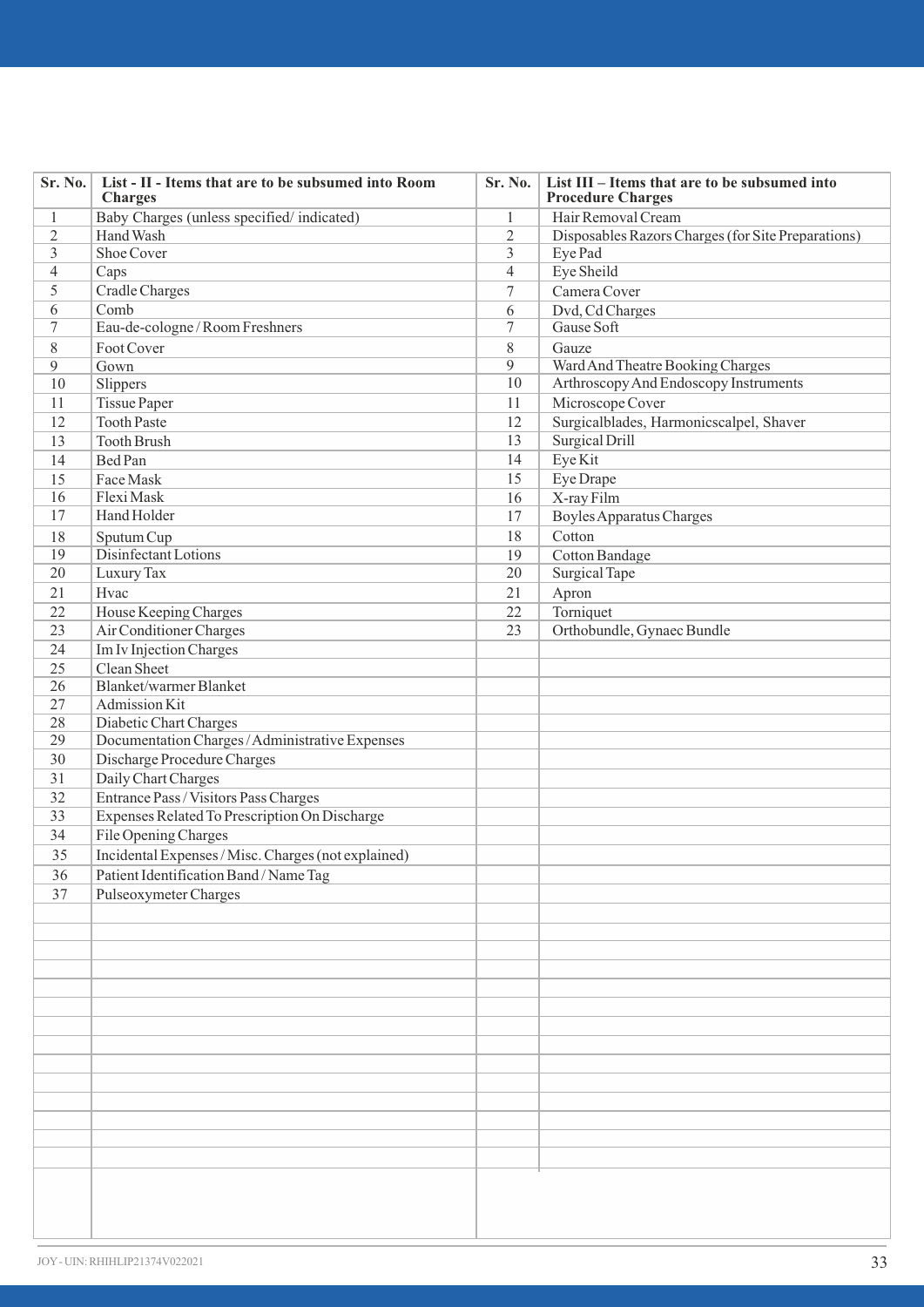| Sr. No. | List - II - Items that are to be subsumed into Room Charges | Sr. No. | List III – Items that are to be subsumed into Procedure Charges |
|---|---|---|---|
| 1 | Baby Charges (unless specified/ indicated) | 1 | Hair Removal Cream |
| 2 | Hand Wash | 2 | Disposables Razors Charges (for Site Preparations) |
| 3 | Shoe Cover | 3 | Eye Pad |
| 4 | Caps | 4 | Eye Sheild |
| 5 | Cradle Charges | 7 | Camera Cover |
| 6 | Comb | 6 | Dvd, Cd Charges |
| 7 | Eau-de-cologne / Room Freshners | 7 | Gause Soft |
| 8 | Foot Cover | 8 | Gauze |
| 9 | Gown | 9 | Ward And Theatre Booking Charges |
| 10 | Slippers | 10 | Arthroscopy And Endoscopy Instruments |
| 11 | Tissue Paper | 11 | Microscope Cover |
| 12 | Tooth Paste | 12 | Surgicalblades, Harmonicscalpel, Shaver |
| 13 | Tooth Brush | 13 | Surgical Drill |
| 14 | Bed Pan | 14 | Eye Kit |
| 15 | Face Mask | 15 | Eye Drape |
| 16 | Flexi Mask | 16 | X-ray Film |
| 17 | Hand Holder | 17 | Boyles Apparatus Charges |
| 18 | Sputum Cup | 18 | Cotton |
| 19 | Disinfectant Lotions | 19 | Cotton Bandage |
| 20 | Luxury Tax | 20 | Surgical Tape |
| 21 | Hvac | 21 | Apron |
| 22 | House Keeping Charges | 22 | Torniquet |
| 23 | Air Conditioner Charges | 23 | Orthobundle, Gynaec Bundle |
| 24 | Im Iv Injection Charges | | |
| 25 | Clean Sheet | | |
| 26 | Blanket/warmer Blanket | | |
| 27 | Admission Kit | | |
| 28 | Diabetic Chart Charges | | |
| 29 | Documentation Charges / Administrative Expenses | | |
| 30 | Discharge Procedure Charges | | |
| 31 | Daily Chart Charges | | |
| 32 | Entrance Pass / Visitors Pass Charges | | |
| 33 | Expenses Related To Prescription On Discharge | | |
| 34 | File Opening Charges | | |
| 35 | Incidental Expenses / Misc. Charges (not explained) | | |
| 36 | Patient Identification Band / Name Tag | | |
| 37 | Pulseoxymeter Charges | | |

JOY - UIN: RHIHLIP21374V022021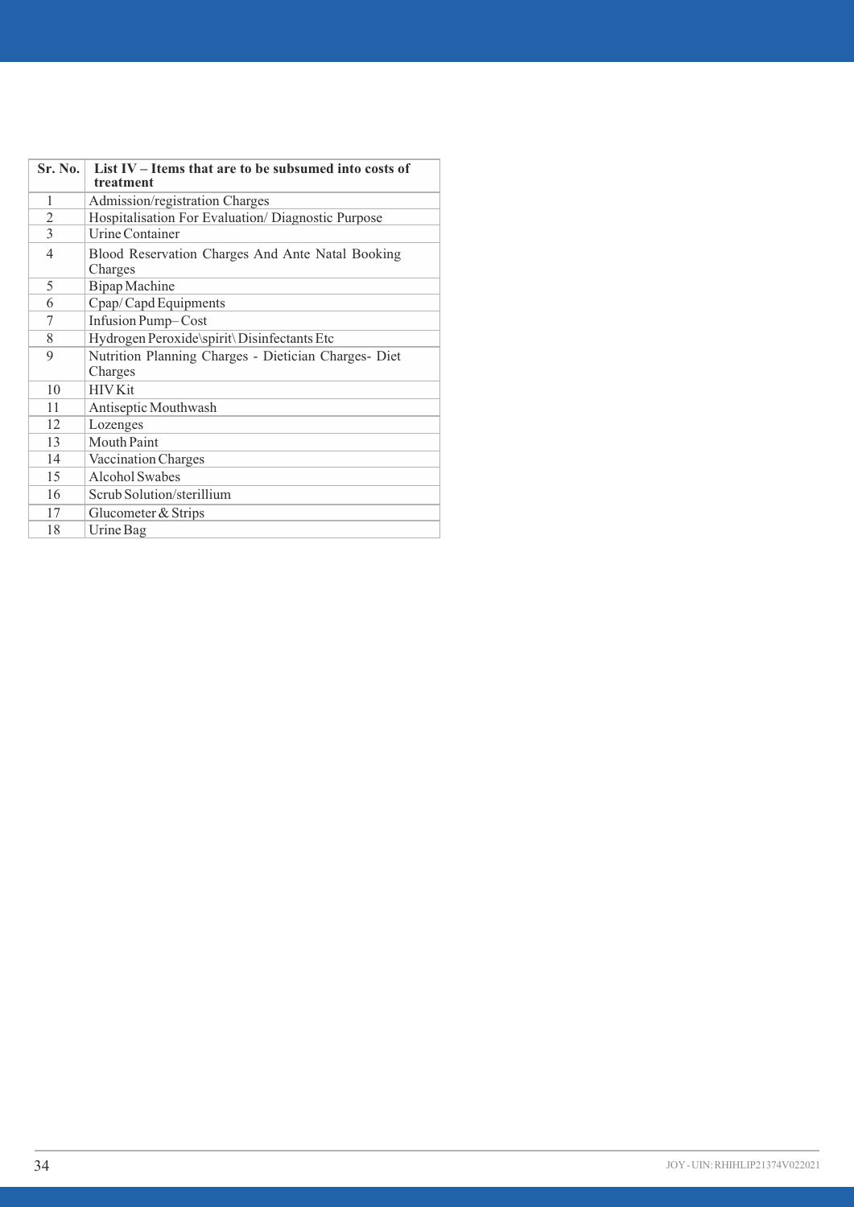| Sr. No. | List IV – Items that are to be subsumed into costs of treatment |
|---|---|
| 1 | Admission/registration Charges |
| 2 | Hospitalisation For Evaluation/ Diagnostic Purpose |
| 3 | Urine Container |
| 4 | Blood Reservation Charges And Ante Natal Booking Charges |
| 5 | Bipap Machine |
| 6 | Cpap/ Capd Equipments |
| 7 | Infusion Pump– Cost |
| 8 | Hydrogen Peroxide\spirit\ Disinfectants Etc |
| 9 | Nutrition Planning Charges - Dietician Charges- Diet Charges |
| 10 | HIV Kit |
| 11 | Antiseptic Mouthwash |
| 12 | Lozenges |
| 13 | Mouth Paint |
| 14 | Vaccination Charges |
| 15 | Alcohol Swabes |
| 16 | Scrub Solution/sterillium |
| 17 | Glucometer & Strips |
| 18 | Urine Bag |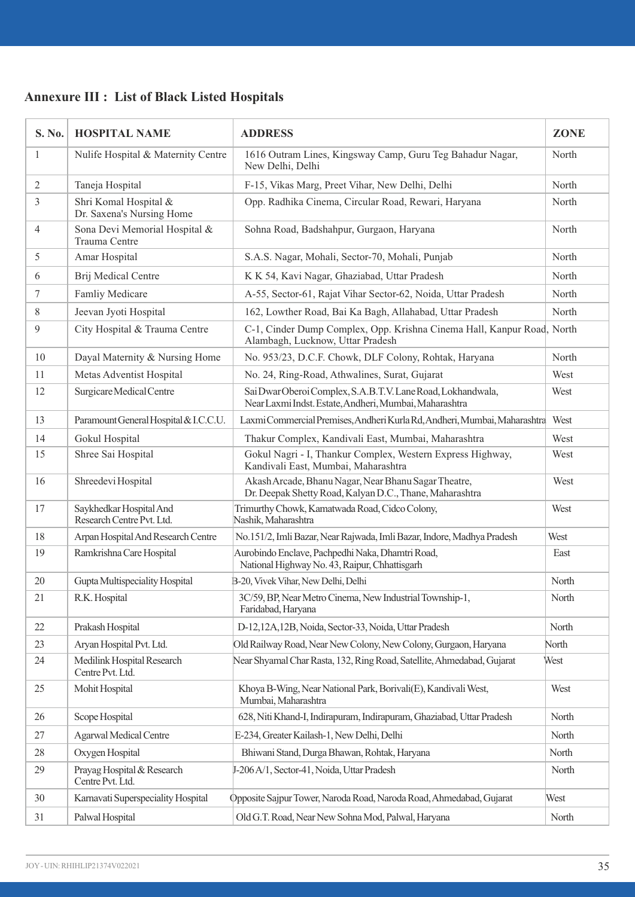## Annexure III : List of Black Listed Hospitals

| S. No. | HOSPITAL NAME | ADDRESS | ZONE |
|---|---|---|---|
| 1 | Nulife Hospital & Maternity Centre | 1616 Outram Lines, Kingsway Camp, Guru Teg Bahadur Nagar, New Delhi, Delhi | North |
| 2 | Taneja Hospital | F-15, Vikas Marg, Preet Vihar, New Delhi, Delhi | North |
| 3 | Shri Komal Hospital & Dr. Saxena's Nursing Home | Opp. Radhika Cinema, Circular Road, Rewari, Haryana | North |
| 4 | Sona Devi Memorial Hospital & Trauma Centre | Sohna Road, Badshahpur, Gurgaon, Haryana | North |
| 5 | Amar Hospital | S.A.S. Nagar, Mohali, Sector-70, Mohali, Punjab | North |
| 6 | Brij Medical Centre | K K 54, Kavi Nagar, Ghaziabad, Uttar Pradesh | North |
| 7 | Famliy Medicare | A-55, Sector-61, Rajat Vihar Sector-62, Noida, Uttar Pradesh | North |
| 8 | Jeevan Jyoti Hospital | 162, Lowther Road, Bai Ka Bagh, Allahabad, Uttar Pradesh | North |
| 9 | City Hospital & Trauma Centre | C-1, Cinder Dump Complex, Opp. Krishna Cinema Hall, Kanpur Road, Alambagh, Lucknow, Uttar Pradesh | North |
| 10 | Dayal Maternity & Nursing Home | No. 953/23, D.C.F. Chowk, DLF Colony, Rohtak, Haryana | North |
| 11 | Metas Adventist Hospital | No. 24, Ring-Road, Athwalines, Surat, Gujarat | West |
| 12 | Surgicare Medical Centre | Sai Dwar Oberoi Complex, S.A.B.T.V. Lane Road, Lokhandwala, Near Laxmi Indst. Estate, Andheri, Mumbai, Maharashtra | West |
| 13 | Paramount General Hospital & I.C.C.U. | Laxmi Commercial Premises, Andheri Kurla Rd, Andheri, Mumbai, Maharashtra | West |
| 14 | Gokul Hospital | Thakur Complex, Kandivali East, Mumbai, Maharashtra | West |
| 15 | Shree Sai Hospital | Gokul Nagri - I, Thankur Complex, Western Express Highway, Kandivali East, Mumbai, Maharashtra | West |
| 16 | Shreedevi Hospital | Akash Arcade, Bhanu Nagar, Near Bhanu Sagar Theatre, Dr. Deepak Shetty Road, Kalyan D.C., Thane, Maharashtra | West |
| 17 | Saykhedkar Hospital And Research Centre Pvt. Ltd. | Trimurthy Chowk, Kamatwada Road, Cidco Colony, Nashik, Maharashtra | West |
| 18 | Arpan Hospital And Research Centre | No.151/2, Imli Bazar, Near Rajwada, Imli Bazar, Indore, Madhya Pradesh | West |
| 19 | Ramkrishna Care Hospital | Aurobindo Enclave, Pachpedhi Naka, Dhamtri Road, National Highway No. 43, Raipur, Chhattisgarh | East |
| 20 | Gupta Multispeciality Hospital | B-20, Vivek Vihar, New Delhi, Delhi | North |
| 21 | R.K. Hospital | 3C/59, BP, Near Metro Cinema, New Industrial Township-1, Faridabad, Haryana | North |
| 22 | Prakash Hospital | D-12,12A,12B, Noida, Sector-33, Noida, Uttar Pradesh | North |
| 23 | Aryan Hospital Pvt. Ltd. | Old Railway Road, Near New Colony, New Colony, Gurgaon, Haryana | North |
| 24 | Medilink Hospital Research Centre Pvt. Ltd. | Near Shyamal Char Rasta, 132, Ring Road, Satellite, Ahmedabad, Gujarat | West |
| 25 | Mohit Hospital | Khoya B-Wing, Near National Park, Borivali(E), Kandivali West, Mumbai, Maharashtra | West |
| 26 | Scope Hospital | 628, Niti Khand-I, Indirapuram, Indirapuram, Ghaziabad, Uttar Pradesh | North |
| 27 | Agarwal Medical Centre | E-234, Greater Kailash-1, New Delhi, Delhi | North |
| 28 | Oxygen Hospital | Bhiwani Stand, Durga Bhawan, Rohtak, Haryana | North |
| 29 | Prayag Hospital & Research Centre Pvt. Ltd. | J-206 A/1, Sector-41, Noida, Uttar Pradesh | North |
| 30 | Karnavati Superspeciality Hospital | Opposite Sajpur Tower, Naroda Road, Naroda Road, Ahmedabad, Gujarat | West |
| 31 | Palwal Hospital | Old G.T. Road, Near New Sohna Mod, Palwal, Haryana | North |

JOY - UIN: RHIHLIP21374V022021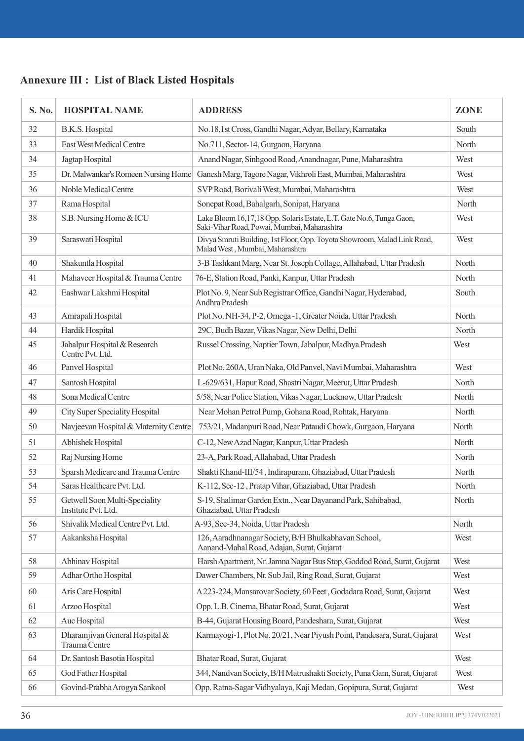## Annexure III : List of Black Listed Hospitals

| S. No. | HOSPITAL NAME | ADDRESS | ZONE |
|---|---|---|---|
| 32 | B.K.S. Hospital | No.18,1st Cross, Gandhi Nagar, Adyar, Bellary, Karnataka | South |
| 33 | East West Medical Centre | No.711, Sector-14, Gurgaon, Haryana | North |
| 34 | Jagtap Hospital | Anand Nagar, Sinhgood Road, Anandnagar, Pune, Maharashtra | West |
| 35 | Dr. Malwankar's Romeen Nursing Home | Ganesh Marg, Tagore Nagar, Vikhroli East, Mumbai, Maharashtra | West |
| 36 | Noble Medical Centre | SVP Road, Borivali West, Mumbai, Maharashtra | West |
| 37 | Rama Hospital | Sonepat Road, Bahalgarh, Sonipat, Haryana | North |
| 38 | S.B. Nursing Home & ICU | Lake Bloom 16,17,18 Opp. Solaris Estate, L.T. Gate No.6, Tunga Gaon, Saki-Vihar Road, Powai, Mumbai, Maharashtra | West |
| 39 | Saraswati Hospital | Divya Smruti Building, 1st Floor, Opp. Toyota Showroom, Malad Link Road, Malad West , Mumbai, Maharashtra | West |
| 40 | Shakuntla Hospital | 3-B Tashkant Marg, Near St. Joseph Collage, Allahabad, Uttar Pradesh | North |
| 41 | Mahaveer Hospital & Trauma Centre | 76-E, Station Road, Panki, Kanpur, Uttar Pradesh | North |
| 42 | Eashwar Lakshmi Hospital | Plot No. 9, Near Sub Registrar Office, Gandhi Nagar, Hyderabad, Andhra Pradesh | South |
| 43 | Amrapali Hospital | Plot No. NH-34, P-2, Omega -1, Greater Noida, Uttar Pradesh | North |
| 44 | Hardik Hospital | 29C, Budh Bazar, Vikas Nagar, New Delhi, Delhi | North |
| 45 | Jabalpur Hospital & Research Centre Pvt. Ltd. | Russel Crossing, Naptier Town, Jabalpur, Madhya Pradesh | West |
| 46 | Panvel Hospital | Plot No. 260A, Uran Naka, Old Panvel, Navi Mumbai, Maharashtra | West |
| 47 | Santosh Hospital | L-629/631, Hapur Road, Shastri Nagar, Meerut, Uttar Pradesh | North |
| 48 | Sona Medical Centre | 5/58, Near Police Station, Vikas Nagar, Lucknow, Uttar Pradesh | North |
| 49 | City Super Speciality Hospital | Near Mohan Petrol Pump, Gohana Road, Rohtak, Haryana | North |
| 50 | Navjeevan Hospital & Maternity Centre | 753/21, Madanpuri Road, Near Pataudi Chowk, Gurgaon, Haryana | North |
| 51 | Abhishek Hospital | C-12, New Azad Nagar, Kanpur, Uttar Pradesh | North |
| 52 | Raj Nursing Home | 23-A, Park Road, Allahabad, Uttar Pradesh | North |
| 53 | Sparsh Medicare and Trauma Centre | Shakti Khand-III/54 , Indirapuram, Ghaziabad, Uttar Pradesh | North |
| 54 | Saras Healthcare Pvt. Ltd. | K-112, Sec-12 , Pratap Vihar, Ghaziabad, Uttar Pradesh | North |
| 55 | Getwell Soon Multi-Speciality Institute Pvt. Ltd. | S-19, Shalimar Garden Extn., Near Dayanand Park, Sahibabad, Ghaziabad, Uttar Pradesh | North |
| 56 | Shivalik Medical Centre Pvt. Ltd. | A-93, Sec-34, Noida, Uttar Pradesh | North |
| 57 | Aakanksha Hospital | 126, Aaradhnanagar Society, B/H Bhulkabhavan School, Aanand-Mahal Road, Adajan, Surat, Gujarat | West |
| 58 | Abhinav Hospital | Harsh Apartment, Nr. Jamna Nagar Bus Stop, Goddod Road, Surat, Gujarat | West |
| 59 | Adhar Ortho Hospital | Dawer Chambers, Nr. Sub Jail, Ring Road, Surat, Gujarat | West |
| 60 | Aris Care Hospital | A 223-224, Mansarovar Society, 60 Feet , Godadara Road, Surat, Gujarat | West |
| 61 | Arzoo Hospital | Opp. L.B. Cinema, Bhatar Road, Surat, Gujarat | West |
| 62 | Auc Hospital | B-44, Gujarat Housing Board, Pandeshara, Surat, Gujarat | West |
| 63 | Dharamjivan General Hospital & Trauma Centre | Karmayogi-1, Plot No. 20/21, Near Piyush Point, Pandesara, Surat, Gujarat | West |
| 64 | Dr. Santosh Basotia Hospital | Bhatar Road, Surat, Gujarat | West |
| 65 | God Father Hospital | 344, Nandvan Society, B/H Matrushakti Society, Puna Gam, Surat, Gujarat | West |
| 66 | Govind-Prabha Arogya Sankool | Opp. Ratna-Sagar Vidhyalaya, Kaji Medan, Gopipura, Surat, Gujarat | West |

JOY - UIN: RHIHLIP21374V022021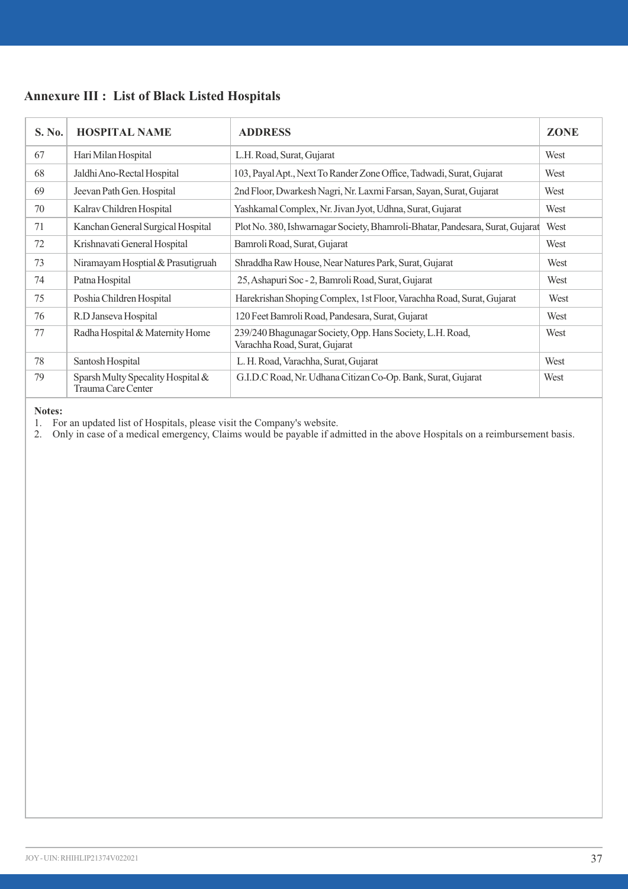## Annexure III : List of Black Listed Hospitals

| S. No. | HOSPITAL NAME | ADDRESS | ZONE |
|---|---|---|---|
| 67 | Hari Milan Hospital | L.H. Road, Surat, Gujarat | West |
| 68 | Jaldhi Ano-Rectal Hospital | 103, Payal Apt., Next To Rander Zone Office, Tadwadi, Surat, Gujarat | West |
| 69 | Jeevan Path Gen. Hospital | 2nd Floor, Dwarkesh Nagri, Nr. Laxmi Farsan, Sayan, Surat, Gujarat | West |
| 70 | Kalrav Children Hospital | Yashkamal Complex, Nr. Jivan Jyot, Udhna, Surat, Gujarat | West |
| 71 | Kanchan General Surgical Hospital | Plot No. 380, Ishwarnagar Society, Bhamroli-Bhatar, Pandesara, Surat, Gujarat | West |
| 72 | Krishnavati General Hospital | Bamroli Road, Surat, Gujarat | West |
| 73 | Niramayam Hosptial & Prasutigruah | Shraddha Raw House, Near Natures Park, Surat, Gujarat | West |
| 74 | Patna Hospital | 25, Ashapuri Soc - 2, Bamroli Road, Surat, Gujarat | West |
| 75 | Poshia Children Hospital | Harekrishan Shoping Complex, 1st Floor, Varachha Road, Surat, Gujarat | West |
| 76 | R.D Janseva Hospital | 120 Feet Bamroli Road, Pandesara, Surat, Gujarat | West |
| 77 | Radha Hospital & Maternity Home | 239/240 Bhagunagar Society, Opp. Hans Society, L.H. Road, Varachha Road, Surat, Gujarat | West |
| 78 | Santosh Hospital | L. H. Road, Varachha, Surat, Gujarat | West |
| 79 | Sparsh Multy Specality Hospital & Trauma Care Center | G.I.D.C Road, Nr. Udhana Citizan Co-Op. Bank, Surat, Gujarat | West |

**Notes:**

1. For an updated list of Hospitals, please visit the Company's website.
2. Only in case of a medical emergency, Claims would be payable if admitted in the above Hospitals on a reimbursement basis.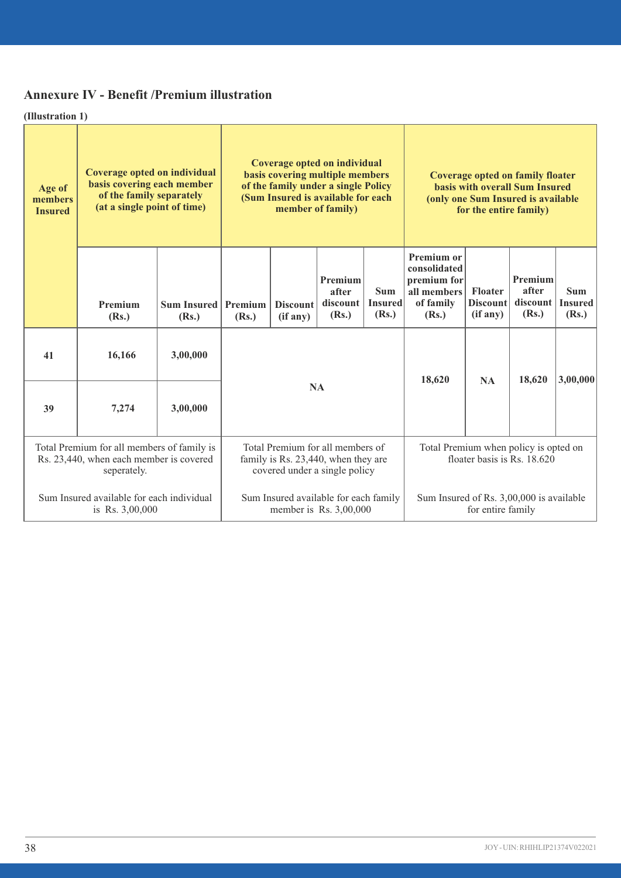## Annexure IV - Benefit /Premium illustration

**(Illustration 1)**

| Age of members Insured | Coverage opted on individual basis covering each member of the family separately (at a single point of time) | | Coverage opted on individual basis covering multiple members of the family under a single Policy (Sum Insured is available for each member of family) | | | | Coverage opted on family floater basis with overall Sum Insured (only one Sum Insured is available for the entire family) | | | |
|---|---|---|---|---|---|---|---|---|---|---|
| | Premium (Rs.) | Sum Insured (Rs.) | Premium (Rs.) | Discount (if any) | Premium after discount (Rs.) | Sum Insured (Rs.) | Premium or consolidated premium for all members of family (Rs.) | Floater Discount (if any) | Premium after discount (Rs.) | Sum Insured (Rs.) |
| 41 | 16,166 | 3,00,000 | NA | | | | 18,620 | NA | 18,620 | 3,00,000 |
| 39 | 7,274 | 3,00,000 | | | | | | | | |
| Total Premium for all members of family is Rs. 23,440, when each member is covered seperately. Sum Insured available for each individual is Rs. 3,00,000 | | | Total Premium for all members of family is Rs. 23,440, when they are covered under a single policy. Sum Insured available for each family member is Rs. 3,00,000 | | | | Total Premium when policy is opted on floater basis is Rs. 18.620. Sum Insured of Rs. 3,00,000 is available for entire family | | | |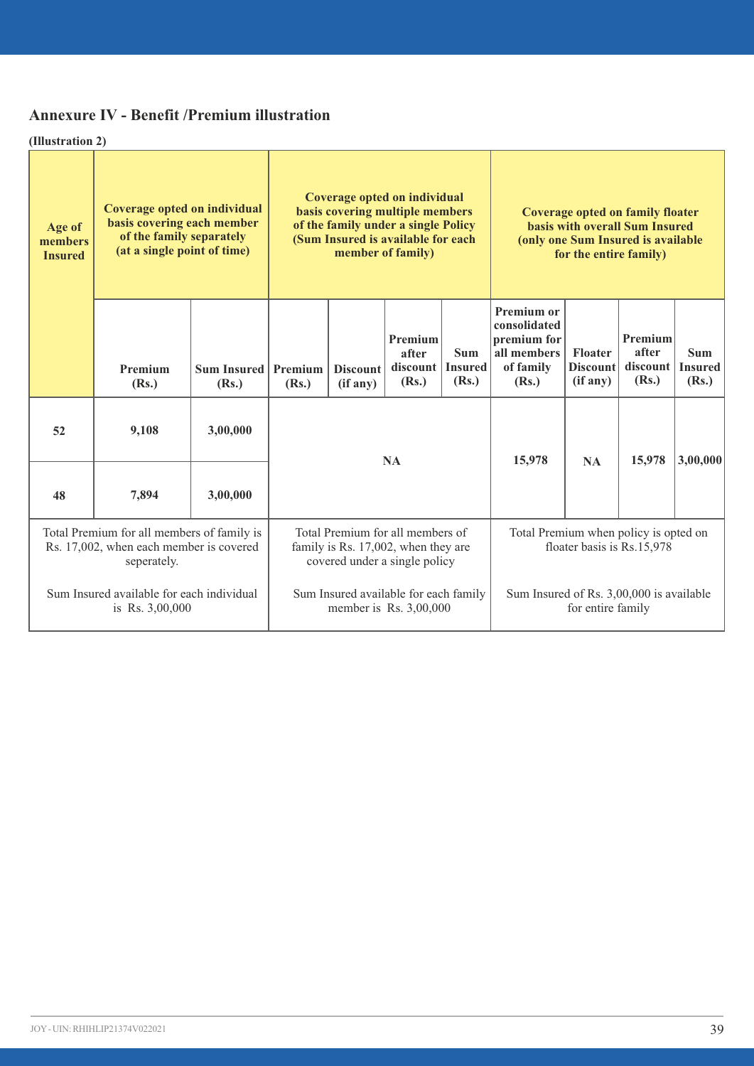## Annexure IV - Benefit /Premium illustration

**(Illustration 2)**

| Age of members Insured | Coverage opted on individual basis covering each member of the family separately (at a single point of time) | | Coverage opted on individual basis covering multiple members of the family under a single Policy (Sum Insured is available for each member of family) | | | | Coverage opted on family floater basis with overall Sum Insured (only one Sum Insured is available for the entire family) | | | |
|---|---|---|---|---|---|---|---|---|---|---|
| | Premium (Rs.) | Sum Insured (Rs.) | Premium (Rs.) | Discount (if any) | Premium after discount (Rs.) | Sum Insured (Rs.) | Premium or consolidated premium for all members of family (Rs.) | Floater Discount (if any) | Premium after discount (Rs.) | Sum Insured (Rs.) |
| 52 | 9,108 | 3,00,000 | NA | | | | 15,978 | NA | 15,978 | 3,00,000 |
| 48 | 7,894 | 3,00,000 | | | | | | | | |
| Total Premium for all members of family is Rs. 17,002, when each member is covered seperately. Sum Insured available for each individual is Rs. 3,00,000 | | | Total Premium for all members of family is Rs. 17,002, when they are covered under a single policy. Sum Insured available for each family member is Rs. 3,00,000 | | | | Total Premium when policy is opted on floater basis is Rs.15,978. Sum Insured of Rs. 3,00,000 is available for entire family | | | |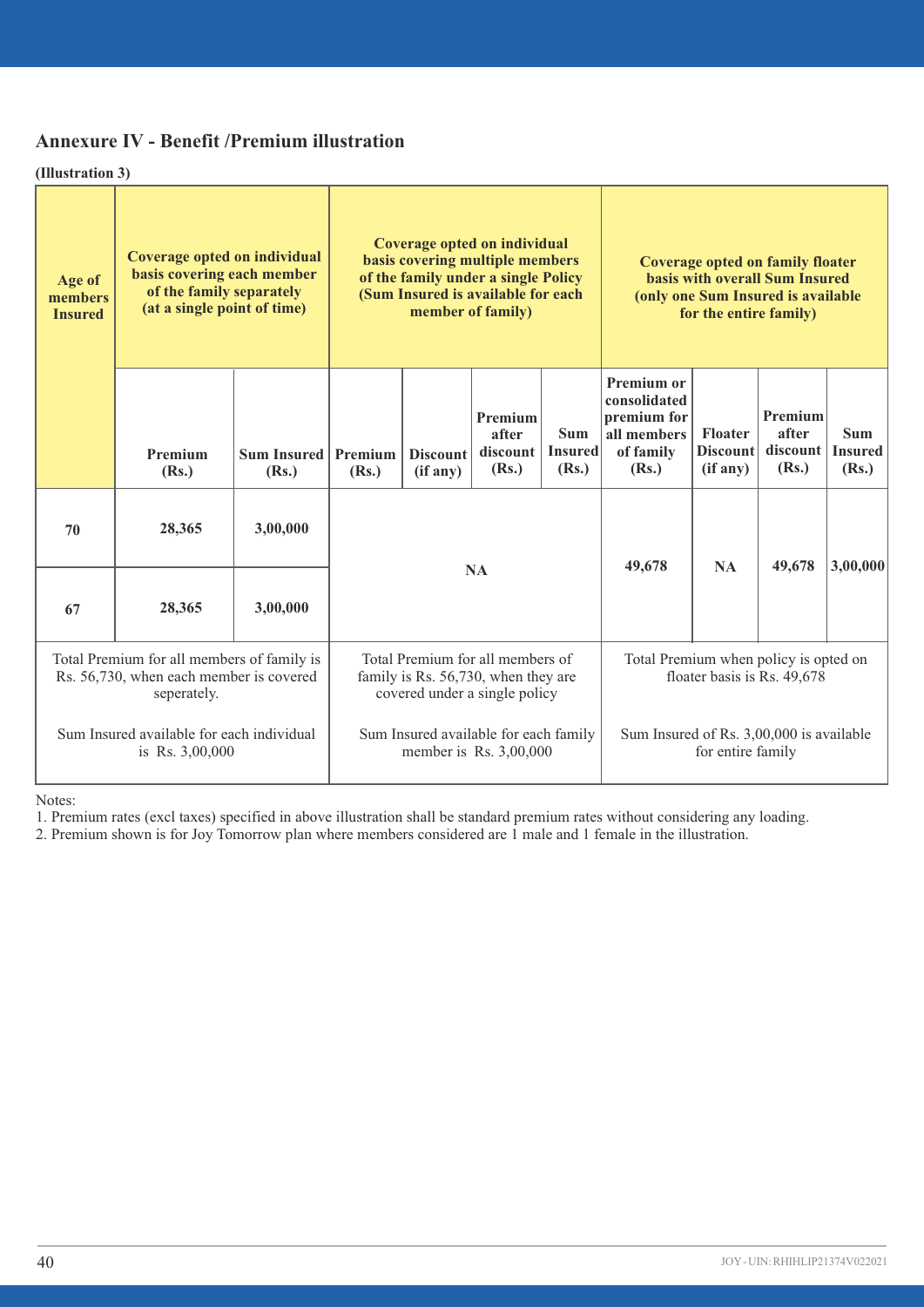## Annexure IV - Benefit /Premium illustration

**(Illustration 3)**

| Age of members Insured | Coverage opted on individual basis covering each member of the family separately (at a single point of time) | | Coverage opted on individual basis covering multiple members of the family under a single Policy (Sum Insured is available for each member of family) | | | | Coverage opted on family floater basis with overall Sum Insured (only one Sum Insured is available for the entire family) | | | |
|---|---|---|---|---|---|---|---|---|---|---|
| | Premium (Rs.) | Sum Insured (Rs.) | Premium (Rs.) | Discount (if any) | Premium after discount (Rs.) | Sum Insured (Rs.) | Premium or consolidated premium for all members of family (Rs.) | Floater Discount (if any) | Premium after discount (Rs.) | Sum Insured (Rs.) |
| 70 | 28,365 | 3,00,000 | NA | | | | 49,678 | NA | 49,678 | 3,00,000 |
| 67 | 28,365 | 3,00,000 | | | | | | | | |
| | Total Premium for all members of family is Rs. 56,730, when each member is covered seperately. | | Total Premium for all members of family is Rs. 56,730, when they are covered under a single policy | | | | Total Premium when policy is opted on floater basis is Rs. 49,678 | | | |
| | Sum Insured available for each individual is Rs. 3,00,000 | | Sum Insured available for each family member is Rs. 3,00,000 | | | | Sum Insured of Rs. 3,00,000 is available for entire family | | | |

Notes:

1. Premium rates (excl taxes) specified in above illustration shall be standard premium rates without considering any loading.
2. Premium shown is for Joy Tomorrow plan where members considered are 1 male and 1 female in the illustration.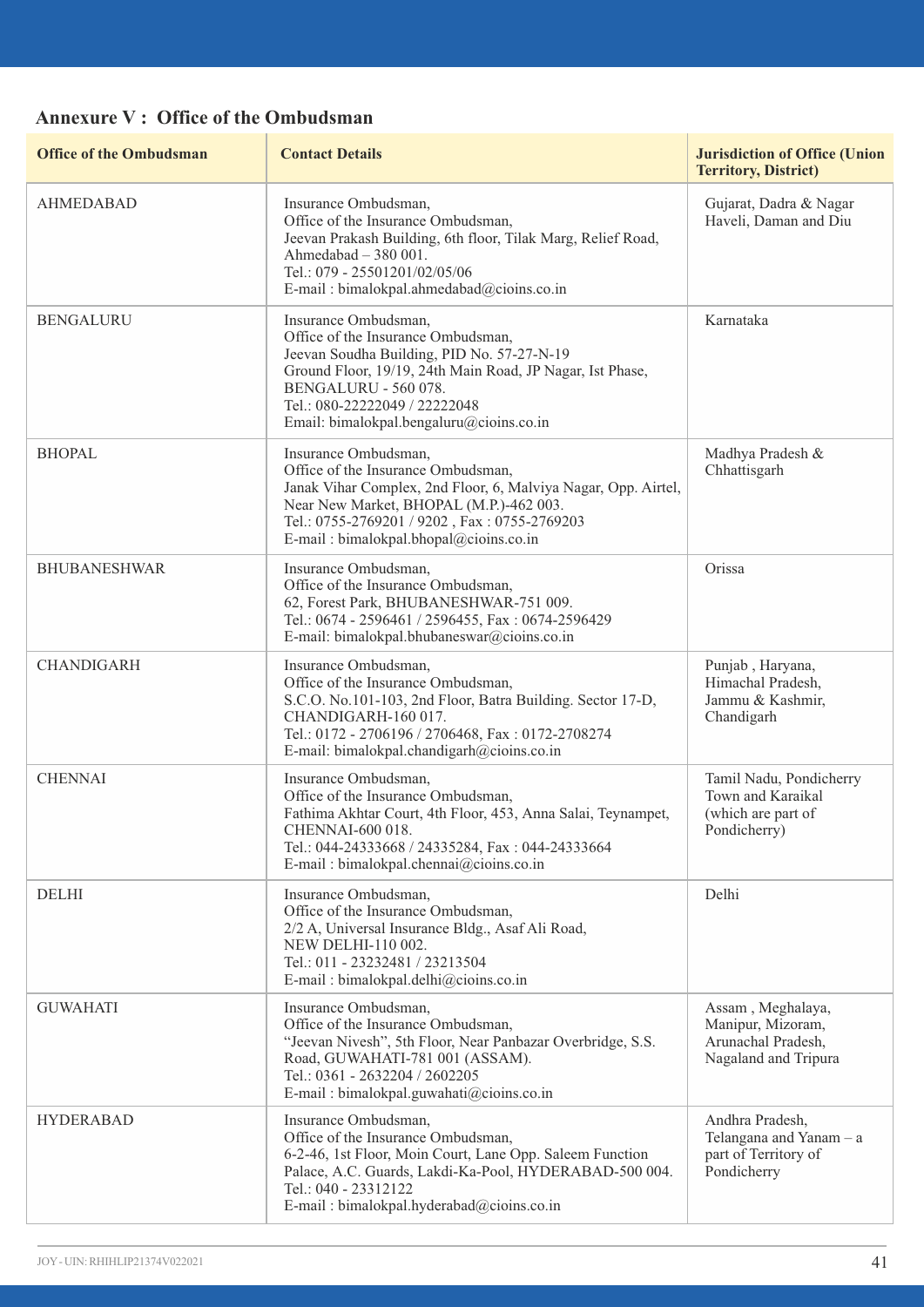## Annexure V : Office of the Ombudsman

| Office of the Ombudsman | Contact Details | Jurisdiction of Office (Union Territory, District) |
|---|---|---|
| AHMEDABAD | Insurance Ombudsman,<br>Office of the Insurance Ombudsman,<br>Jeevan Prakash Building, 6th floor, Tilak Marg, Relief Road,<br>Ahmedabad – 380 001.<br>Tel.: 079 - 25501201/02/05/06<br>E-mail : bimalokpal.ahmedabad@cioins.co.in | Gujarat, Dadra & Nagar Haveli, Daman and Diu |
| BENGALURU | Insurance Ombudsman,<br>Office of the Insurance Ombudsman,<br>Jeevan Soudha Building, PID No. 57-27-N-19<br>Ground Floor, 19/19, 24th Main Road, JP Nagar, Ist Phase,<br>BENGALURU - 560 078.<br>Tel.: 080-22222049 / 22222048<br>Email: bimalokpal.bengaluru@cioins.co.in | Karnataka |
| BHOPAL | Insurance Ombudsman,<br>Office of the Insurance Ombudsman,<br>Janak Vihar Complex, 2nd Floor, 6, Malviya Nagar, Opp. Airtel,<br>Near New Market, BHOPAL (M.P.)-462 003.<br>Tel.: 0755-2769201 / 9202 , Fax : 0755-2769203<br>E-mail : bimalokpal.bhopal@cioins.co.in | Madhya Pradesh & Chhattisgarh |
| BHUBANESHWAR | Insurance Ombudsman,<br>Office of the Insurance Ombudsman,<br>62, Forest Park, BHUBANESHWAR-751 009.<br>Tel.: 0674 - 2596461 / 2596455, Fax : 0674-2596429<br>E-mail: bimalokpal.bhubaneswar@cioins.co.in | Orissa |
| CHANDIGARH | Insurance Ombudsman,<br>Office of the Insurance Ombudsman,<br>S.C.O. No.101-103, 2nd Floor, Batra Building. Sector 17-D,<br>CHANDIGARH-160 017.<br>Tel.: 0172 - 2706196 / 2706468, Fax : 0172-2708274<br>E-mail: bimalokpal.chandigarh@cioins.co.in | Punjab , Haryana, Himachal Pradesh, Jammu & Kashmir, Chandigarh |
| CHENNAI | Insurance Ombudsman,<br>Office of the Insurance Ombudsman,<br>Fathima Akhtar Court, 4th Floor, 453, Anna Salai, Teynampet,<br>CHENNAI-600 018.<br>Tel.: 044-24333668 / 24335284, Fax : 044-24333664<br>E-mail : bimalokpal.chennai@cioins.co.in | Tamil Nadu, Pondicherry Town and Karaikal (which are part of Pondicherry) |
| DELHI | Insurance Ombudsman,<br>Office of the Insurance Ombudsman,<br>2/2 A, Universal Insurance Bldg., Asaf Ali Road,<br>NEW DELHI-110 002.<br>Tel.: 011 - 23232481 / 23213504<br>E-mail : bimalokpal.delhi@cioins.co.in | Delhi |
| GUWAHATI | Insurance Ombudsman,<br>Office of the Insurance Ombudsman,<br>"Jeevan Nivesh", 5th Floor, Near Panbazar Overbridge, S.S. Road, GUWAHATI-781 001 (ASSAM).<br>Tel.: 0361 - 2632204 / 2602205<br>E-mail : bimalokpal.guwahati@cioins.co.in | Assam , Meghalaya, Manipur, Mizoram, Arunachal Pradesh, Nagaland and Tripura |
| HYDERABAD | Insurance Ombudsman,<br>Office of the Insurance Ombudsman,<br>6-2-46, 1st Floor, Moin Court, Lane Opp. Saleem Function Palace, A.C. Guards, Lakdi-Ka-Pool, HYDERABAD-500 004.<br>Tel.: 040 - 23312122<br>E-mail : bimalokpal.hyderabad@cioins.co.in | Andhra Pradesh, Telangana and Yanam – a part of Territory of Pondicherry |

JOY - UIN: RHIHLIP21374V022021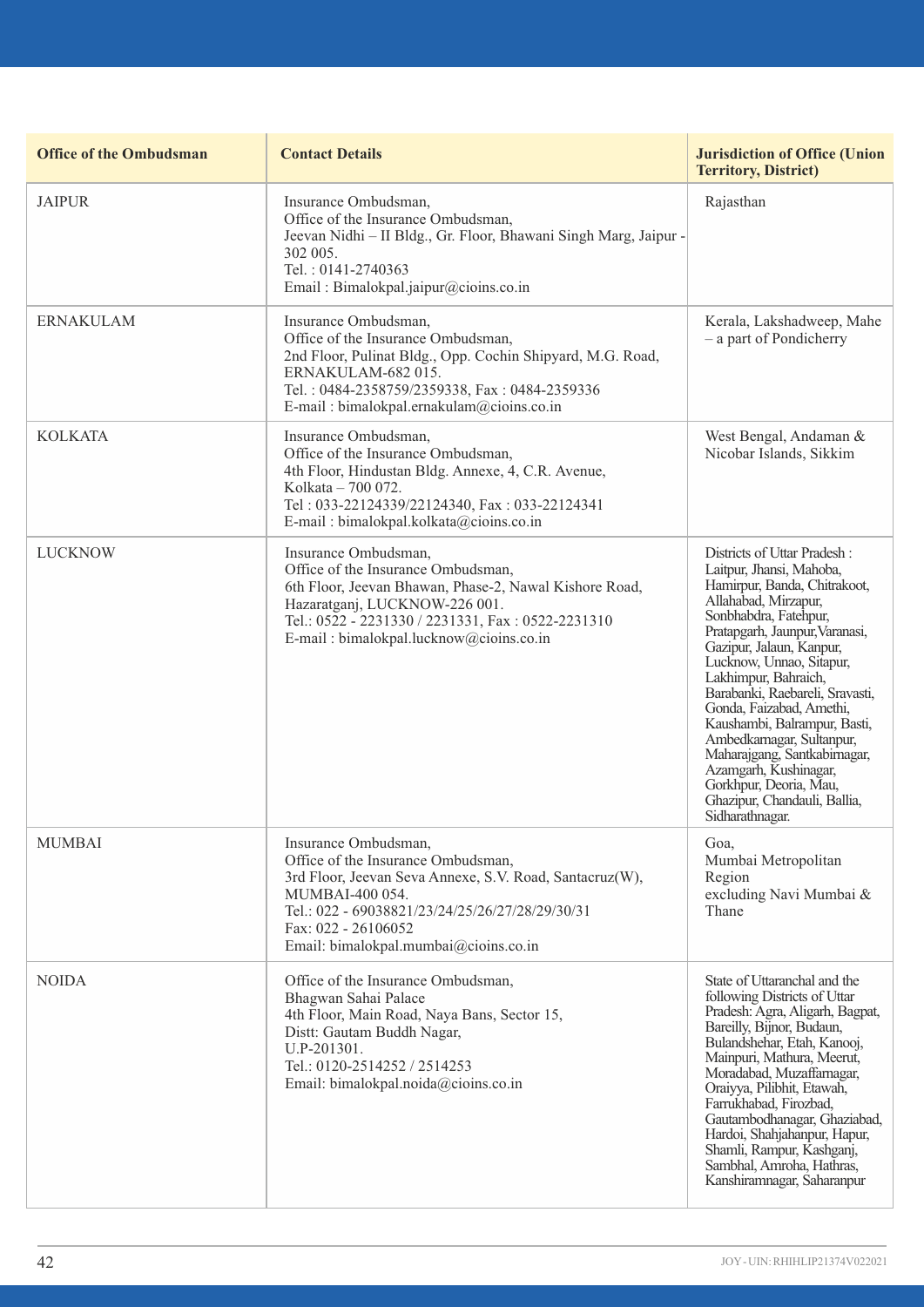| Office of the Ombudsman | Contact Details | Jurisdiction of Office (Union Territory, District) |
|---|---|---|
| JAIPUR | Insurance Ombudsman,<br>Office of the Insurance Ombudsman,<br>Jeevan Nidhi – II Bldg., Gr. Floor, Bhawani Singh Marg, Jaipur - 302 005.<br>Tel. : 0141-2740363<br>Email : Bimalokpal.jaipur@cioins.co.in | Rajasthan |
| ERNAKULAM | Insurance Ombudsman,<br>Office of the Insurance Ombudsman,<br>2nd Floor, Pulinat Bldg., Opp. Cochin Shipyard, M.G. Road, ERNAKULAM-682 015.<br>Tel. : 0484-2358759/2359338, Fax : 0484-2359336<br>E-mail : bimalokpal.ernakulam@cioins.co.in | Kerala, Lakshadweep, Mahe – a part of Pondicherry |
| KOLKATA | Insurance Ombudsman,<br>Office of the Insurance Ombudsman,<br>4th Floor, Hindustan Bldg. Annexe, 4, C.R. Avenue, Kolkata – 700 072.<br>Tel : 033-22124339/22124340, Fax : 033-22124341<br>E-mail : bimalokpal.kolkata@cioins.co.in | West Bengal, Andaman & Nicobar Islands, Sikkim |
| LUCKNOW | Insurance Ombudsman,<br>Office of the Insurance Ombudsman,<br>6th Floor, Jeevan Bhawan, Phase-2, Nawal Kishore Road, Hazaratganj, LUCKNOW-226 001.<br>Tel.: 0522 - 2231330 / 2231331, Fax : 0522-2231310<br>E-mail : bimalokpal.lucknow@cioins.co.in | Districts of Uttar Pradesh : Laitpur, Jhansi, Mahoba, Hamirpur, Banda, Chitrakoot, Allahabad, Mirzapur, Sonbhabdra, Fatehpur, Pratapgarh, Jaunpur,Varanasi, Gazipur, Jalaun, Kanpur, Lucknow, Unnao, Sitapur, Lakhimpur, Bahraich, Barabanki, Raebareli, Sravasti, Gonda, Faizabad, Amethi, Kaushambi, Balrampur, Basti, Ambedkarnagar, Sultanpur, Maharajgang, Santkabirnagar, Azamgarh, Kushinagar, Gorkhpur, Deoria, Mau, Ghazipur, Chandauli, Ballia, Sidharathnagar. |
| MUMBAI | Insurance Ombudsman,<br>Office of the Insurance Ombudsman,<br>3rd Floor, Jeevan Seva Annexe, S.V. Road, Santacruz(W), MUMBAI-400 054.<br>Tel.: 022 - 69038821/23/24/25/26/27/28/29/30/31<br>Fax: 022 - 26106052<br>Email: bimalokpal.mumbai@cioins.co.in | Goa,<br>Mumbai Metropolitan Region<br>excluding Navi Mumbai & Thane |
| NOIDA | Office of the Insurance Ombudsman,<br>Bhagwan Sahai Palace<br>4th Floor, Main Road, Naya Bans, Sector 15,<br>Distt: Gautam Buddh Nagar,<br>U.P-201301.<br>Tel.: 0120-2514252 / 2514253<br>Email: bimalokpal.noida@cioins.co.in | State of Uttaranchal and the following Districts of Uttar Pradesh: Agra, Aligarh, Bagpat, Bareilly, Bijnor, Budaun, Bulandshehar, Etah, Kanooj, Mainpuri, Mathura, Meerut, Moradabad, Muzaffarnagar, Oraiyya, Pilibhit, Etawah, Farrukhabad, Firozbad, Gautambodhanagar, Ghaziabad, Hardoi, Shahjahanpur, Hapur, Shamli, Rampur, Kashganj, Sambhal, Amroha, Hathras, Kanshiramnagar, Saharanpur |

JOY - UIN: RHIHLIP21374V022021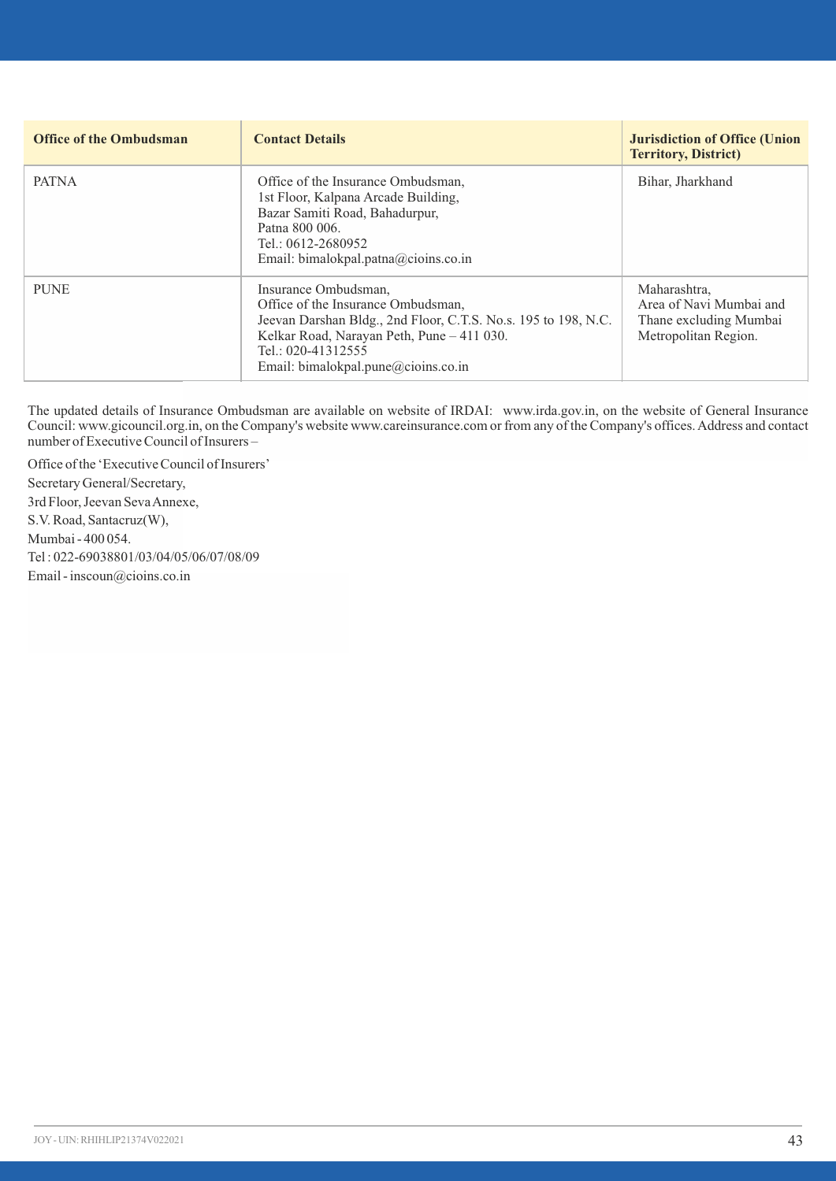| Office of the Ombudsman | Contact Details | Jurisdiction of Office (Union Territory, District) |
|---|---|---|
| PATNA | Office of the Insurance Ombudsman,<br>1st Floor, Kalpana Arcade Building,<br>Bazar Samiti Road, Bahadurpur,<br>Patna 800 006.<br>Tel.: 0612-2680952<br>Email: bimalokpal.patna@cioins.co.in | Bihar, Jharkhand |
| PUNE | Insurance Ombudsman,<br>Office of the Insurance Ombudsman,<br>Jeevan Darshan Bldg., 2nd Floor, C.T.S. No.s. 195 to 198, N.C. Kelkar Road, Narayan Peth, Pune – 411 030.<br>Tel.: 020-41312555<br>Email: bimalokpal.pune@cioins.co.in | Maharashtra,<br>Area of Navi Mumbai and Thane excluding Mumbai Metropolitan Region. |

The updated details of Insurance Ombudsman are available on website of IRDAI: www.irda.gov.in, on the website of General Insurance Council: www.gicouncil.org.in, on the Company's website www.careinsurance.com or from any of the Company's offices. Address and contact number of Executive Council of Insurers –

Office of the 'Executive Council of Insurers'
Secretary General/Secretary,
3rd Floor, Jeevan Seva Annexe,
S.V. Road, Santacruz(W),
Mumbai - 400 054.
Tel : 022-69038801/03/04/05/06/07/08/09
Email - inscoun@cioins.co.in

JOY - UIN: RHIHLIP21374V022021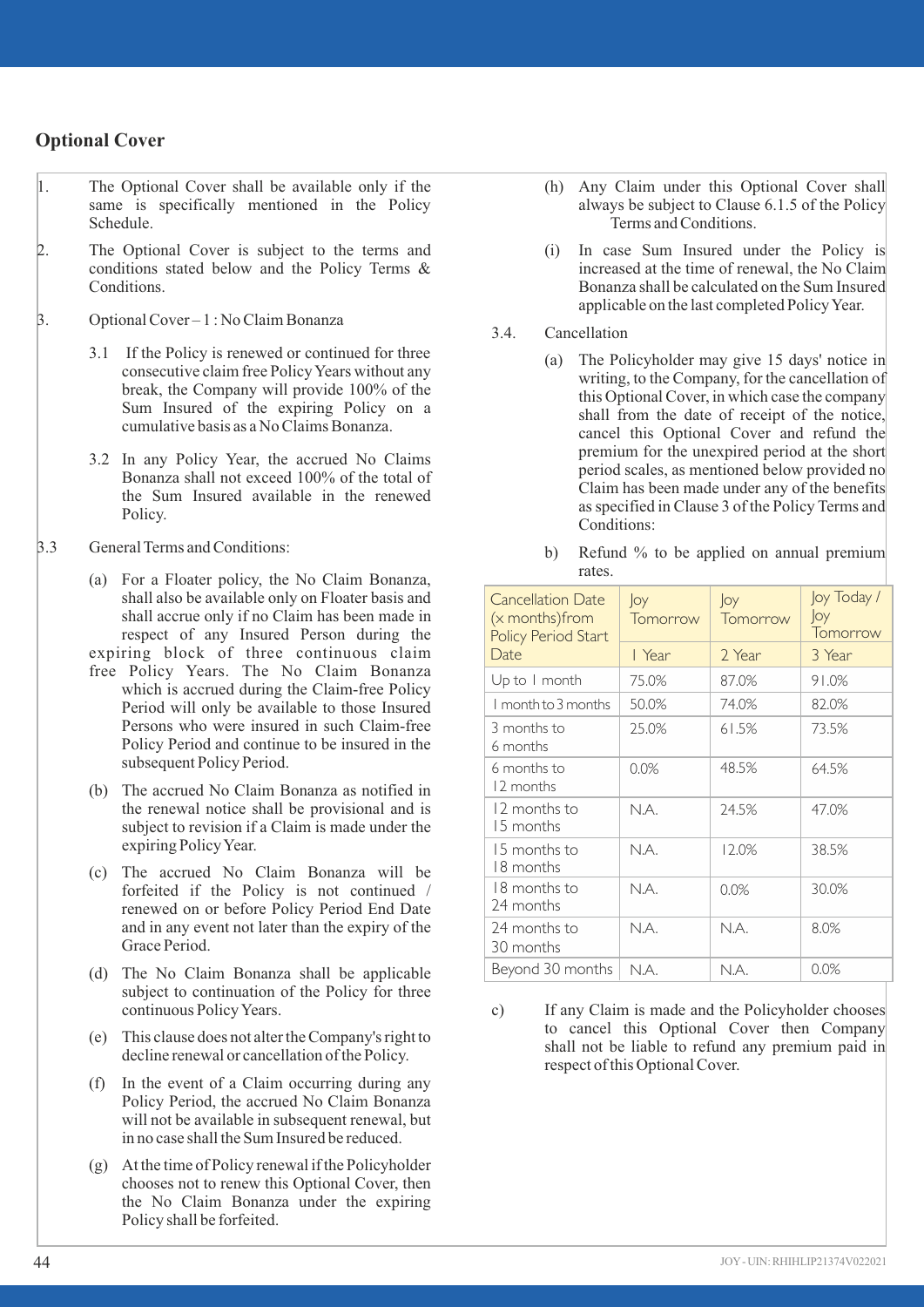## Optional Cover

1. The Optional Cover shall be available only if the same is specifically mentioned in the Policy Schedule.

2. The Optional Cover is subject to the terms and conditions stated below and the Policy Terms & Conditions.

3. Optional Cover – 1 : No Claim Bonanza

   3.1 If the Policy is renewed or continued for three consecutive claim free Policy Years without any break, the Company will provide 100% of the Sum Insured of the expiring Policy on a cumulative basis as a No Claims Bonanza.

   3.2 In any Policy Year, the accrued No Claims Bonanza shall not exceed 100% of the total of the Sum Insured available in the renewed Policy.

3.3 General Terms and Conditions:

   (a) For a Floater policy, the No Claim Bonanza, shall also be available only on Floater basis and shall accrue only if no Claim has been made in respect of any Insured Person during the expiring block of three continuous claim free Policy Years. The No Claim Bonanza which is accrued during the Claim-free Policy Period will only be available to those Insured Persons who were insured in such Claim-free Policy Period and continue to be insured in the subsequent Policy Period.

   (b) The accrued No Claim Bonanza as notified in the renewal notice shall be provisional and is subject to revision if a Claim is made under the expiring Policy Year.

   (c) The accrued No Claim Bonanza will be forfeited if the Policy is not continued / renewed on or before Policy Period End Date and in any event not later than the expiry of the Grace Period.

   (d) The No Claim Bonanza shall be applicable subject to continuation of the Policy for three continuous Policy Years.

   (e) This clause does not alter the Company's right to decline renewal or cancellation of the Policy.

   (f) In the event of a Claim occurring during any Policy Period, the accrued No Claim Bonanza will not be available in subsequent renewal, but in no case shall the Sum Insured be reduced.

   (g) At the time of Policy renewal if the Policyholder chooses not to renew this Optional Cover, then the No Claim Bonanza under the expiring Policy shall be forfeited.

   (h) Any Claim under this Optional Cover shall always be subject to Clause 6.1.5 of the Policy Terms and Conditions.

   (i) In case Sum Insured under the Policy is increased at the time of renewal, the No Claim Bonanza shall be calculated on the Sum Insured applicable on the last completed Policy Year.

3.4. Cancellation

   (a) The Policyholder may give 15 days' notice in writing, to the Company, for the cancellation of this Optional Cover, in which case the company shall from the date of receipt of the notice, cancel this Optional Cover and refund the premium for the unexpired period at the short period scales, as mentioned below provided no Claim has been made under any of the benefits as specified in Clause 3 of the Policy Terms and Conditions:

   b) Refund % to be applied on annual premium rates.

| Cancellation Date (x months)from Policy Period Start Date | Joy Tomorrow | Joy Tomorrow | Joy Today / Joy Tomorrow |
|---|---|---|---|
| | 1 Year | 2 Year | 3 Year |
| Up to 1 month | 75.0% | 87.0% | 91.0% |
| 1 month to 3 months | 50.0% | 74.0% | 82.0% |
| 3 months to 6 months | 25.0% | 61.5% | 73.5% |
| 6 months to 12 months | 0.0% | 48.5% | 64.5% |
| 12 months to 15 months | N.A. | 24.5% | 47.0% |
| 15 months to 18 months | N.A. | 12.0% | 38.5% |
| 18 months to 24 months | N.A. | 0.0% | 30.0% |
| 24 months to 30 months | N.A. | N.A. | 8.0% |
| Beyond 30 months | N.A. | N.A. | 0.0% |

   c) If any Claim is made and the Policyholder chooses to cancel this Optional Cover then Company shall not be liable to refund any premium paid in respect of this Optional Cover.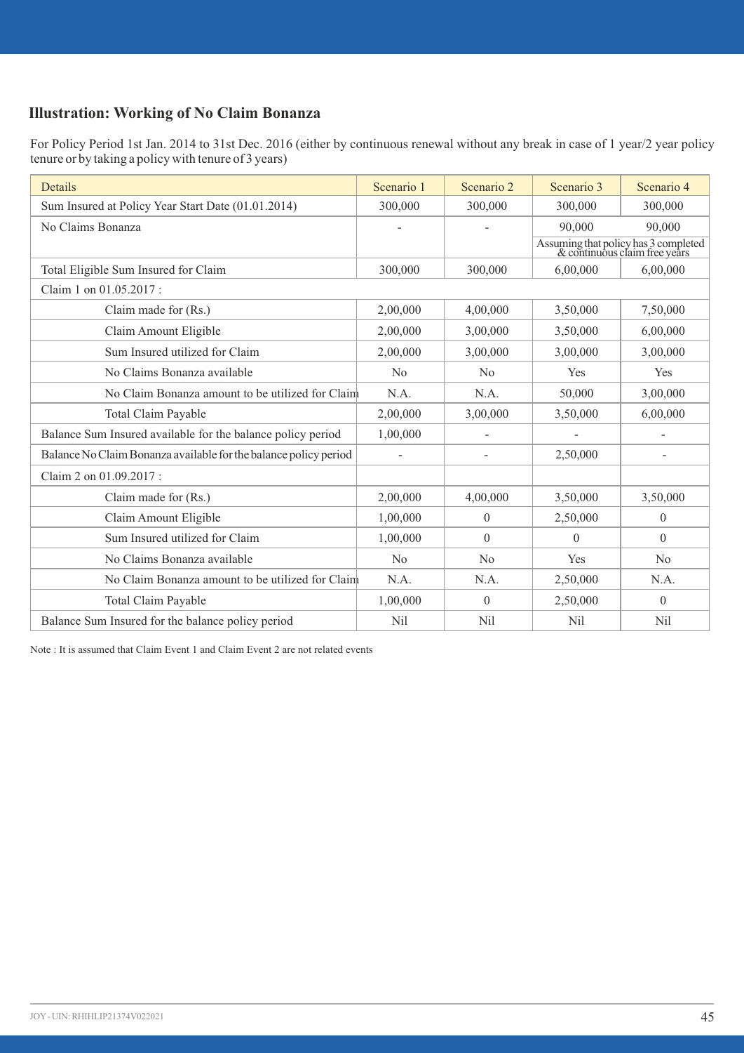## Illustration: Working of No Claim Bonanza

For Policy Period 1st Jan. 2014 to 31st Dec. 2016 (either by continuous renewal without any break in case of 1 year/2 year policy tenure or by taking a policy with tenure of 3 years)

| Details | Scenario 1 | Scenario 2 | Scenario 3 | Scenario 4 |
|---|---|---|---|---|
| Sum Insured at Policy Year Start Date (01.01.2014) | 300,000 | 300,000 | 300,000 | 300,000 |
| No Claims Bonanza | - | - | 90,000<br>Assuming that policy has 3 completed & continuous claim free years | 90,000 |
| Total Eligible Sum Insured for Claim | 300,000 | 300,000 | 6,00,000 | 6,00,000 |
| Claim 1 on 01.05.2017 : | | | | |
| Claim made for (Rs.) | 2,00,000 | 4,00,000 | 3,50,000 | 7,50,000 |
| Claim Amount Eligible | 2,00,000 | 3,00,000 | 3,50,000 | 6,00,000 |
| Sum Insured utilized for Claim | 2,00,000 | 3,00,000 | 3,00,000 | 3,00,000 |
| No Claims Bonanza available | No | No | Yes | Yes |
| No Claim Bonanza amount to be utilized for Claim | N.A. | N.A. | 50,000 | 3,00,000 |
| Total Claim Payable | 2,00,000 | 3,00,000 | 3,50,000 | 6,00,000 |
| Balance Sum Insured available for the balance policy period | 1,00,000 | - | - | - |
| Balance No Claim Bonanza available for the balance policy period | - | - | 2,50,000 | - |
| Claim 2 on 01.09.2017 : | | | | |
| Claim made for (Rs.) | 2,00,000 | 4,00,000 | 3,50,000 | 3,50,000 |
| Claim Amount Eligible | 1,00,000 | 0 | 2,50,000 | 0 |
| Sum Insured utilized for Claim | 1,00,000 | 0 | 0 | 0 |
| No Claims Bonanza available | No | No | Yes | No |
| No Claim Bonanza amount to be utilized for Claim | N.A. | N.A. | 2,50,000 | N.A. |
| Total Claim Payable | 1,00,000 | 0 | 2,50,000 | 0 |
| Balance Sum Insured for the balance policy period | Nil | Nil | Nil | Nil |

Note : It is assumed that Claim Event 1 and Claim Event 2 are not related events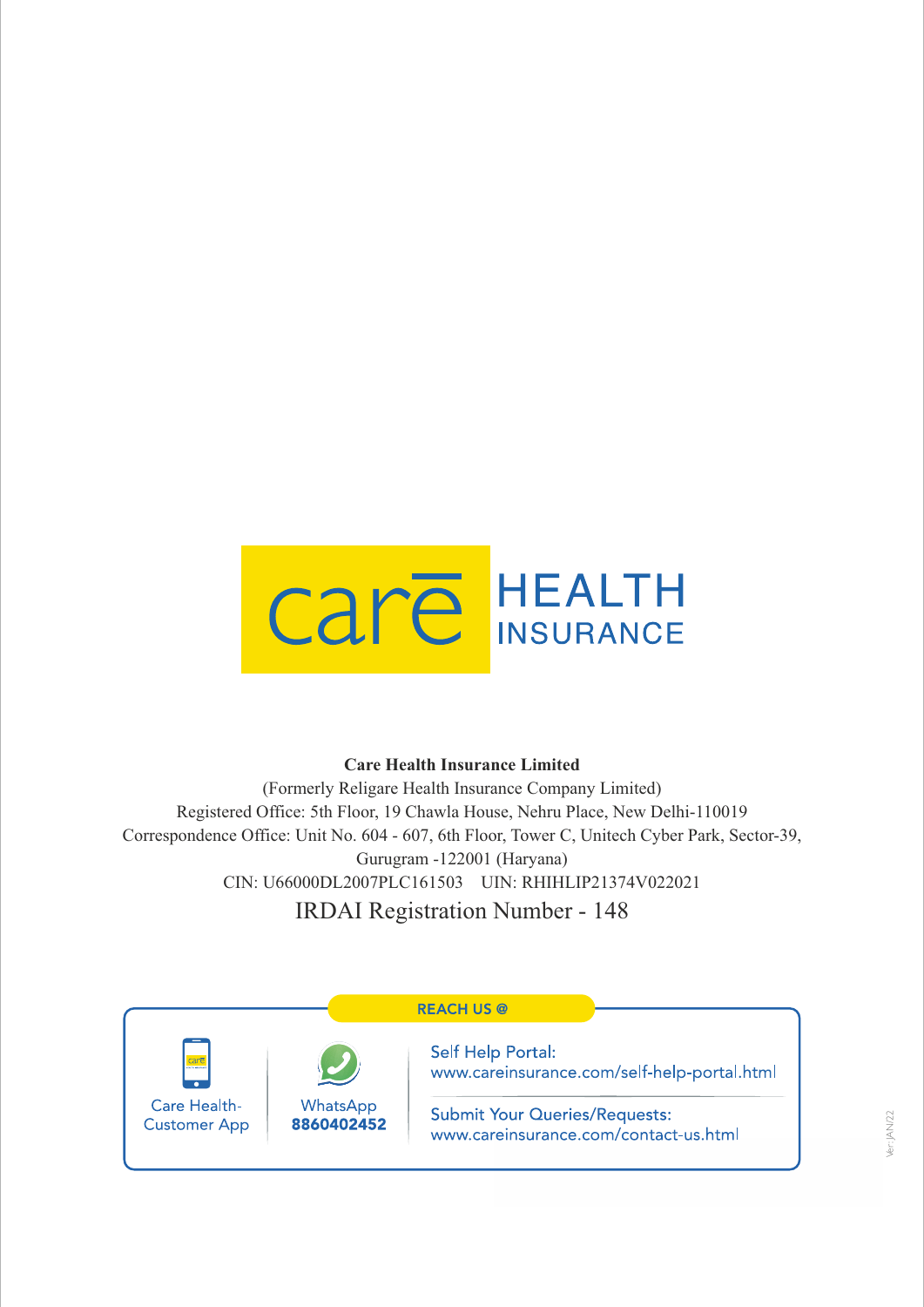care HEALTH INSURANCE

**Care Health Insurance Limited**

(Formerly Religare Health Insurance Company Limited)

Registered Office: 5th Floor, 19 Chawla House, Nehru Place, New Delhi-110019

Correspondence Office: Unit No. 604 - 607, 6th Floor, Tower C, Unitech Cyber Park, Sector-39, Gurugram -122001 (Haryana)

CIN: U66000DL2007PLC161503 UIN: RHIHLIP21374V022021

IRDAI Registration Number - 148

**REACH US @**

Care Health- Customer App

WhatsApp **8860402452**

Self Help Portal:
www.careinsurance.com/self-help-portal.html

Submit Your Queries/Requests:
www.careinsurance.com/contact-us.html

Ver: JAN/22